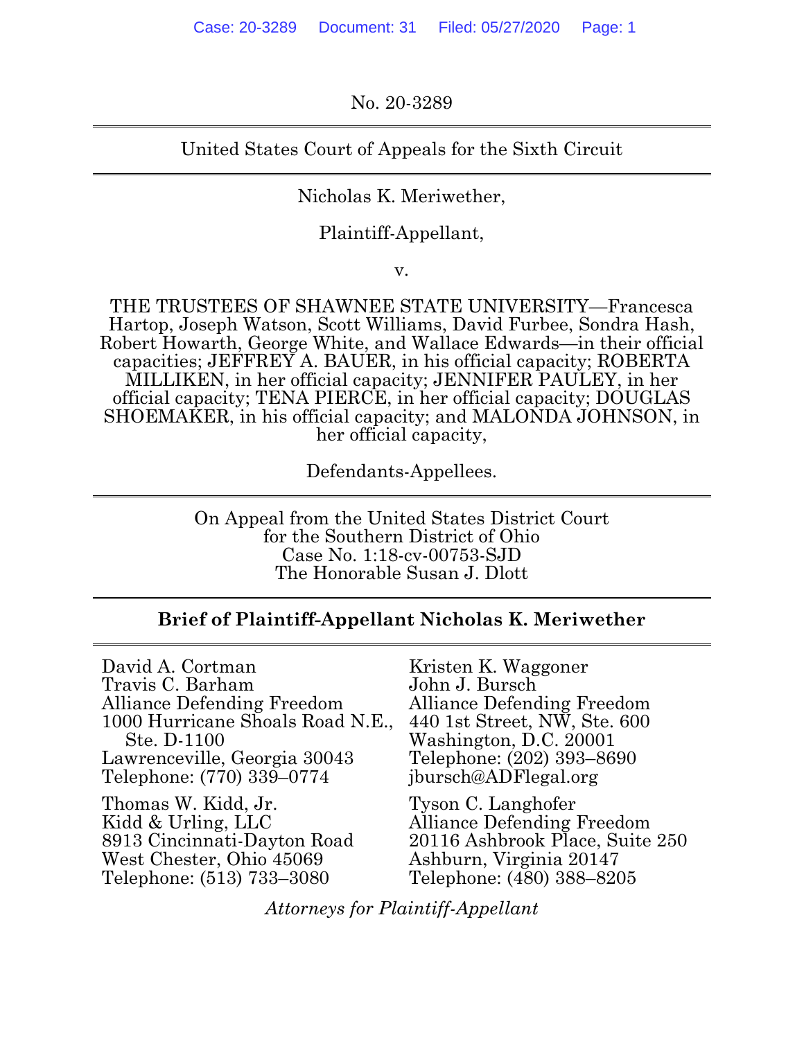No. 20-3289

---

United States Court of Appeals for the Sixth Circuit

---

Nicholas K. Meriwether,

Plaintiff-Appellant,

v.

THE TRUSTEES OF SHAWNEE STATE UNIVERSITY—Francesca Hartop, Joseph Watson, Scott Williams, David Furbee, Sondra Hash, Robert Howarth, George White, and Wallace Edwards—in their official capacities; JEFFREY A. BAUER, in his official capacity; ROBERTA MILLIKEN, in her official capacity; JENNIFER PAULEY, in her official capacity; TENA PIERCE, in her official capacity; DOUGLAS SHOEMAKER, in his official capacity; and MALONDA JOHNSON, in her official capacity,

Defendants-Appellees.

---

On Appeal from the United States District Court
for the Southern District of Ohio
Case No. 1:18-cv-00753-SJD
The Honorable Susan J. Dlott

---

**Brief of Plaintiff-Appellant Nicholas K. Meriwether**

---

David A. Cortman
Travis C. Barham
Alliance Defending Freedom
1000 Hurricane Shoals Road N.E., Ste. D-1100
Lawrenceville, Georgia 30043
Telephone: (770) 339–0774

Thomas W. Kidd, Jr.
Kidd & Urling, LLC
8913 Cincinnati-Dayton Road
West Chester, Ohio 45069
Telephone: (513) 733–3080

Kristen K. Waggoner
John J. Bursch
Alliance Defending Freedom
440 1st Street, NW, Ste. 600
Washington, D.C. 20001
Telephone: (202) 393–8690
jbursch@ADFlegal.org

Tyson C. Langhofer
Alliance Defending Freedom
20116 Ashbrook Place, Suite 250
Ashburn, Virginia 20147
Telephone: (480) 388–8205

*Attorneys for Plaintiff-Appellant*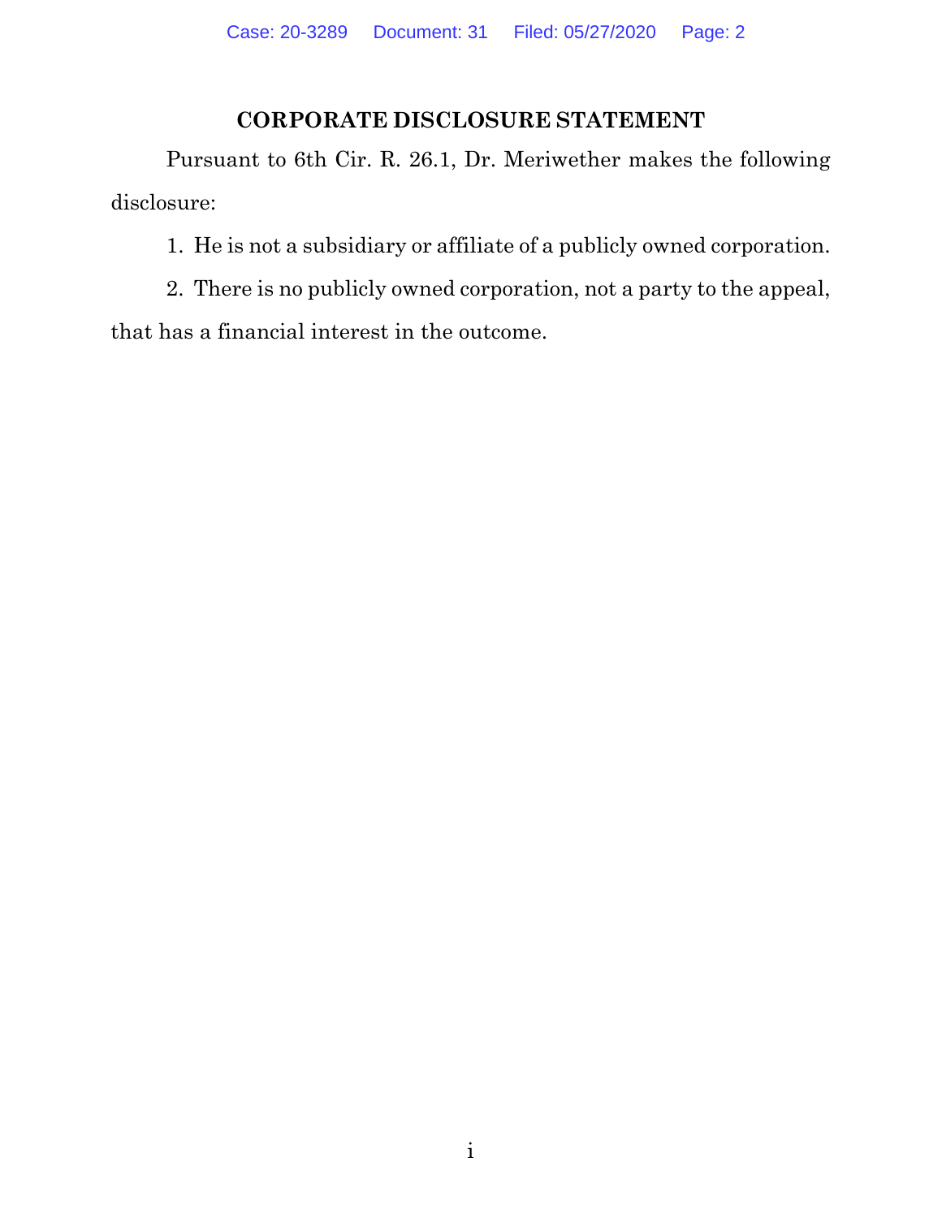## CORPORATE DISCLOSURE STATEMENT

Pursuant to 6th Cir. R. 26.1, Dr. Meriwether makes the following disclosure:

1. He is not a subsidiary or affiliate of a publicly owned corporation.
2. There is no publicly owned corporation, not a party to the appeal, that has a financial interest in the outcome.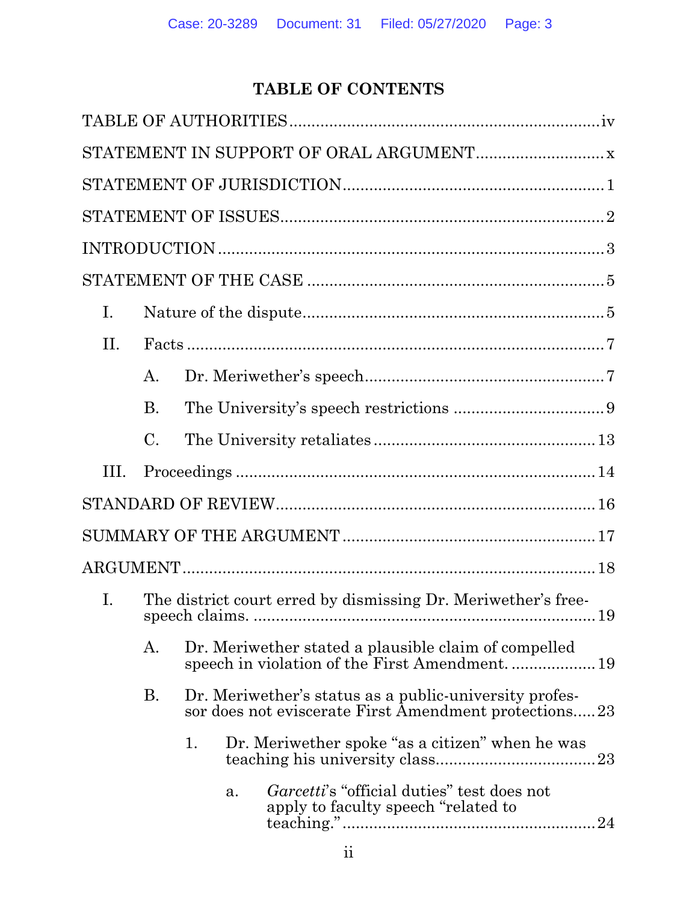# TABLE OF CONTENTS

TABLE OF AUTHORITIES .......................................................... iv

STATEMENT IN SUPPORT OF ORAL ARGUMENT ............................ x

STATEMENT OF JURISDICTION ................................................... 1

STATEMENT OF ISSUES ............................................................... 2

INTRODUCTION .......................................................................... 3

STATEMENT OF THE CASE .......................................................... 5

- I. Nature of the dispute ........................................................ 5
- II. Facts ................................................................................ 7
  - A. Dr. Meriwether's speech ............................................ 7
  - B. The University's speech restrictions ........................... 9
  - C. The University retaliates ........................................... 13
- III. Proceedings ...................................................................... 14

STANDARD OF REVIEW ................................................................ 16

SUMMARY OF THE ARGUMENT ..................................................... 17

ARGUMENT .................................................................................. 18

- I. The district court erred by dismissing Dr. Meriwether's free-speech claims. ................................................................ 19
  - A. Dr. Meriwether stated a plausible claim of compelled speech in violation of the First Amendment. ................... 19
  - B. Dr. Meriwether's status as a public-university professor does not eviscerate First Amendment protections ..... 23
    - 1. Dr. Meriwether spoke "as a citizen" when he was teaching his university class ......................................... 23
      - a. *Garcetti*'s "official duties" test does not apply to faculty speech "related to teaching." ................................ 24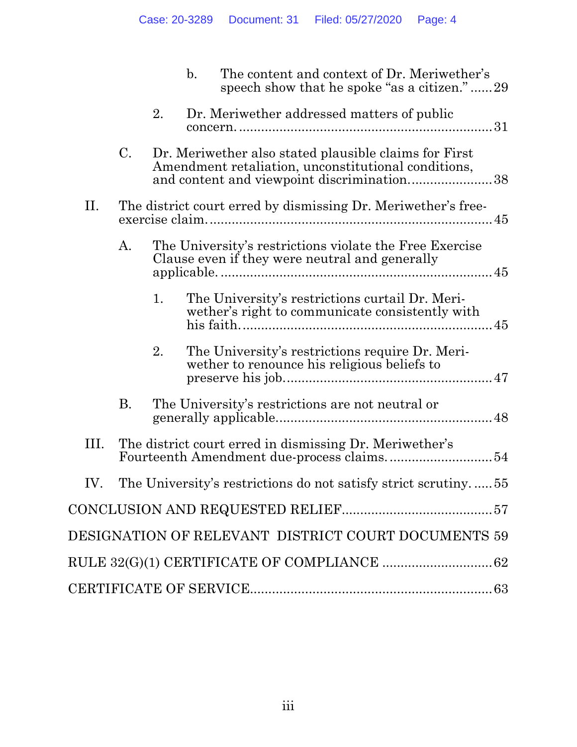- b. The content and context of Dr. Meriwether's speech show that he spoke "as a citizen." ...... 29
- 2. Dr. Meriwether addressed matters of public concern. ...... 31
- C. Dr. Meriwether also stated plausible claims for First Amendment retaliation, unconstitutional conditions, and content and viewpoint discrimination. ...... 38

II. The district court erred by dismissing Dr. Meriwether's free-exercise claim. ...... 45

- A. The University's restrictions violate the Free Exercise Clause even if they were neutral and generally applicable. ...... 45
  - 1. The University's restrictions curtail Dr. Meriwether's right to communicate consistently with his faith. ...... 45
  - 2. The University's restrictions require Dr. Meriwether to renounce his religious beliefs to preserve his job. ...... 47
- B. The University's restrictions are not neutral or generally applicable. ...... 48

III. The district court erred in dismissing Dr. Meriwether's Fourteenth Amendment due-process claims. ...... 54

IV. The University's restrictions do not satisfy strict scrutiny. ...... 55

CONCLUSION AND REQUESTED RELIEF ...... 57

DESIGNATION OF RELEVANT DISTRICT COURT DOCUMENTS ...... 59

RULE 32(G)(1) CERTIFICATE OF COMPLIANCE ...... 62

CERTIFICATE OF SERVICE ...... 63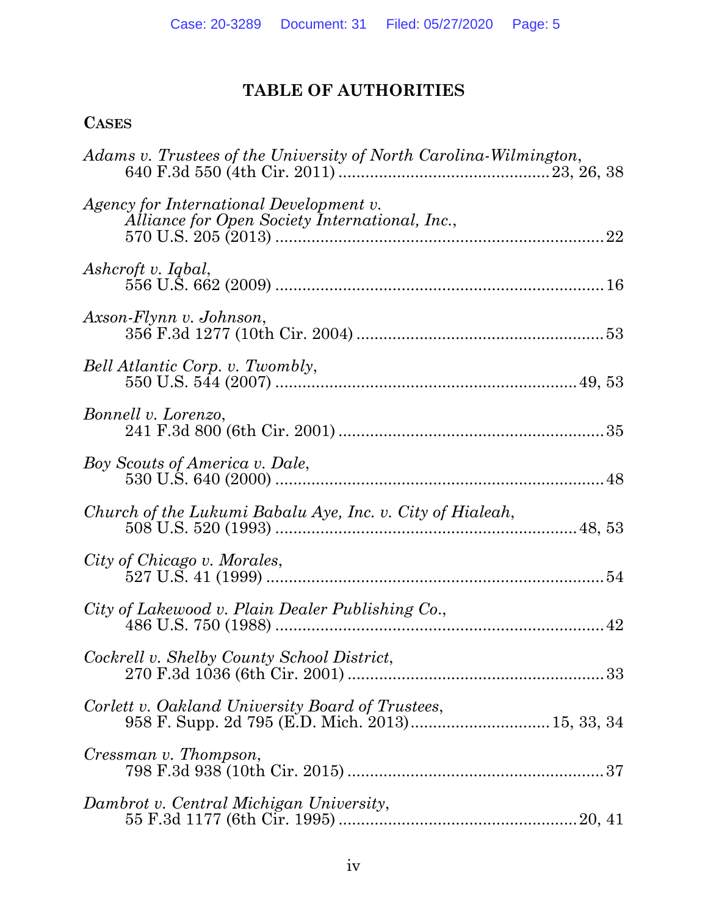# TABLE OF AUTHORITIES

## CASES

*Adams v. Trustees of the University of North Carolina-Wilmington*, 640 F.3d 550 (4th Cir. 2011) .......... 23, 26, 38

*Agency for International Development v. Alliance for Open Society International, Inc.*, 570 U.S. 205 (2013) .......... 22

*Ashcroft v. Iqbal*, 556 U.S. 662 (2009) .......... 16

*Axson-Flynn v. Johnson*, 356 F.3d 1277 (10th Cir. 2004) .......... 53

*Bell Atlantic Corp. v. Twombly*, 550 U.S. 544 (2007) .......... 49, 53

*Bonnell v. Lorenzo*, 241 F.3d 800 (6th Cir. 2001) .......... 35

*Boy Scouts of America v. Dale*, 530 U.S. 640 (2000) .......... 48

*Church of the Lukumi Babalu Aye, Inc. v. City of Hialeah*, 508 U.S. 520 (1993) .......... 48, 53

*City of Chicago v. Morales*, 527 U.S. 41 (1999) .......... 54

*City of Lakewood v. Plain Dealer Publishing Co.*, 486 U.S. 750 (1988) .......... 42

*Cockrell v. Shelby County School District*, 270 F.3d 1036 (6th Cir. 2001) .......... 33

*Corlett v. Oakland University Board of Trustees*, 958 F. Supp. 2d 795 (E.D. Mich. 2013) .......... 15, 33, 34

*Cressman v. Thompson*, 798 F.3d 938 (10th Cir. 2015) .......... 37

*Dambrot v. Central Michigan University*, 55 F.3d 1177 (6th Cir. 1995) .......... 20, 41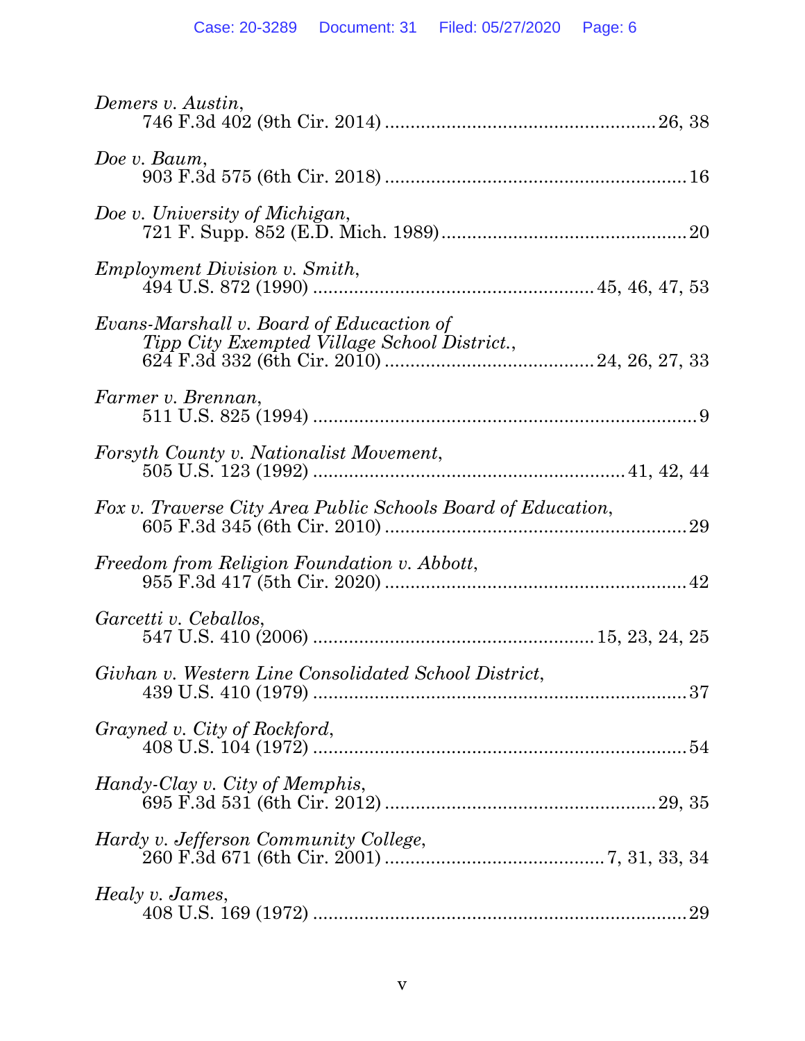*Demers v. Austin*,
746 F.3d 402 (9th Cir. 2014) .................................................... 26, 38

*Doe v. Baum*,
903 F.3d 575 (6th Cir. 2018) .......................................................... 16

*Doe v. University of Michigan*,
721 F. Supp. 852 (E.D. Mich. 1989) ............................................... 20

*Employment Division v. Smith*,
494 U.S. 872 (1990) ...................................................... 45, 46, 47, 53

*Evans-Marshall v. Board of Educaction of Tipp City Exempted Village School District.*,
624 F.3d 332 (6th Cir. 2010) ........................................ 24, 26, 27, 33

*Farmer v. Brennan*,
511 U.S. 825 (1994) ......................................................................... 9

*Forsyth County v. Nationalist Movement*,
505 U.S. 123 (1992) ........................................................... 41, 42, 44

*Fox v. Traverse City Area Public Schools Board of Education*,
605 F.3d 345 (6th Cir. 2010) .......................................................... 29

*Freedom from Religion Foundation v. Abbott*,
955 F.3d 417 (5th Cir. 2020) .......................................................... 42

*Garcetti v. Ceballos*,
547 U.S. 410 (2006) ...................................................... 15, 23, 24, 25

*Givhan v. Western Line Consolidated School District*,
439 U.S. 410 (1979) ........................................................................ 37

*Grayned v. City of Rockford*,
408 U.S. 104 (1972) ........................................................................ 54

*Handy-Clay v. City of Memphis*,
695 F.3d 531 (6th Cir. 2012) .................................................... 29, 35

*Hardy v. Jefferson Community College*,
260 F.3d 671 (6th Cir. 2001) .......................................... 7, 31, 33, 34

*Healy v. James*,
408 U.S. 169 (1972) ........................................................................ 29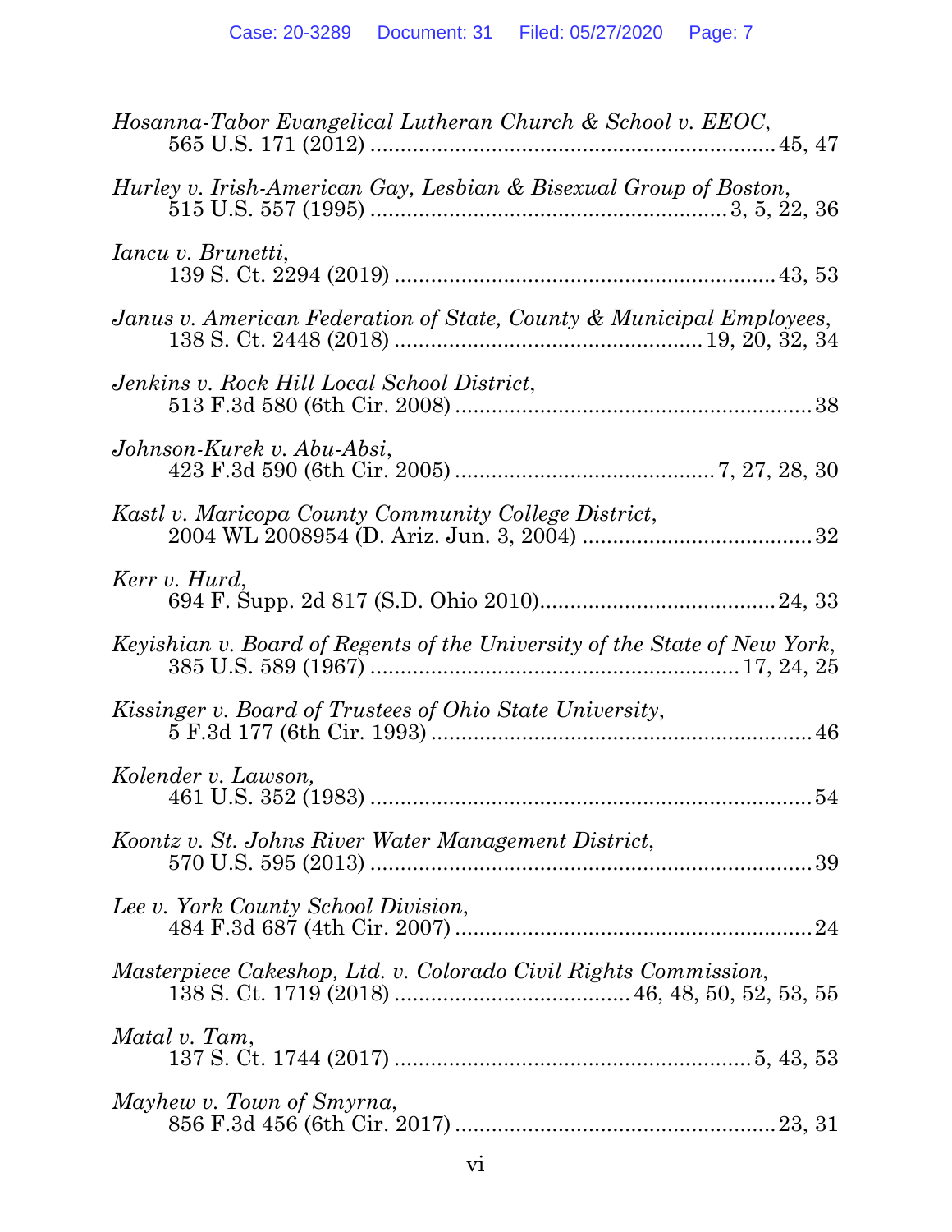*Hosanna-Tabor Evangelical Lutheran Church & School v. EEOC*,
565 U.S. 171 (2012) .................................................................... 45, 47

*Hurley v. Irish-American Gay, Lesbian & Bisexual Group of Boston*,
515 U.S. 557 (1995) .......................................................... 3, 5, 22, 36

*Iancu v. Brunetti*,
139 S. Ct. 2294 (2019) ............................................................... 43, 53

*Janus v. American Federation of State, County & Municipal Employees*,
138 S. Ct. 2448 (2018) ................................................... 19, 20, 32, 34

*Jenkins v. Rock Hill Local School District*,
513 F.3d 580 (6th Cir. 2008) ........................................................... 38

*Johnson-Kurek v. Abu-Absi*,
423 F.3d 590 (6th Cir. 2005) ........................................... 7, 27, 28, 30

*Kastl v. Maricopa County Community College District*,
2004 WL 2008954 (D. Ariz. Jun. 3, 2004) ...................................... 32

*Kerr v. Hurd*,
694 F. Supp. 2d 817 (S.D. Ohio 2010)...................................... 24, 33

*Keyishian v. Board of Regents of the University of the State of New York*,
385 U.S. 589 (1967) ............................................................ 17, 24, 25

*Kissinger v. Board of Trustees of Ohio State University*,
5 F.3d 177 (6th Cir. 1993) ............................................................... 46

*Kolender v. Lawson*,
461 U.S. 352 (1983) ......................................................................... 54

*Koontz v. St. Johns River Water Management District*,
570 U.S. 595 (2013) ......................................................................... 39

*Lee v. York County School Division*,
484 F.3d 687 (4th Cir. 2007) ........................................................... 24

*Masterpiece Cakeshop, Ltd. v. Colorado Civil Rights Commission*,
138 S. Ct. 1719 (2018) ...................................... 46, 48, 50, 52, 53, 55

*Matal v. Tam*,
137 S. Ct. 1744 (2017) ........................................................... 5, 43, 53

*Mayhew v. Town of Smyrna*,
856 F.3d 456 (6th Cir. 2017) ..................................................... 23, 31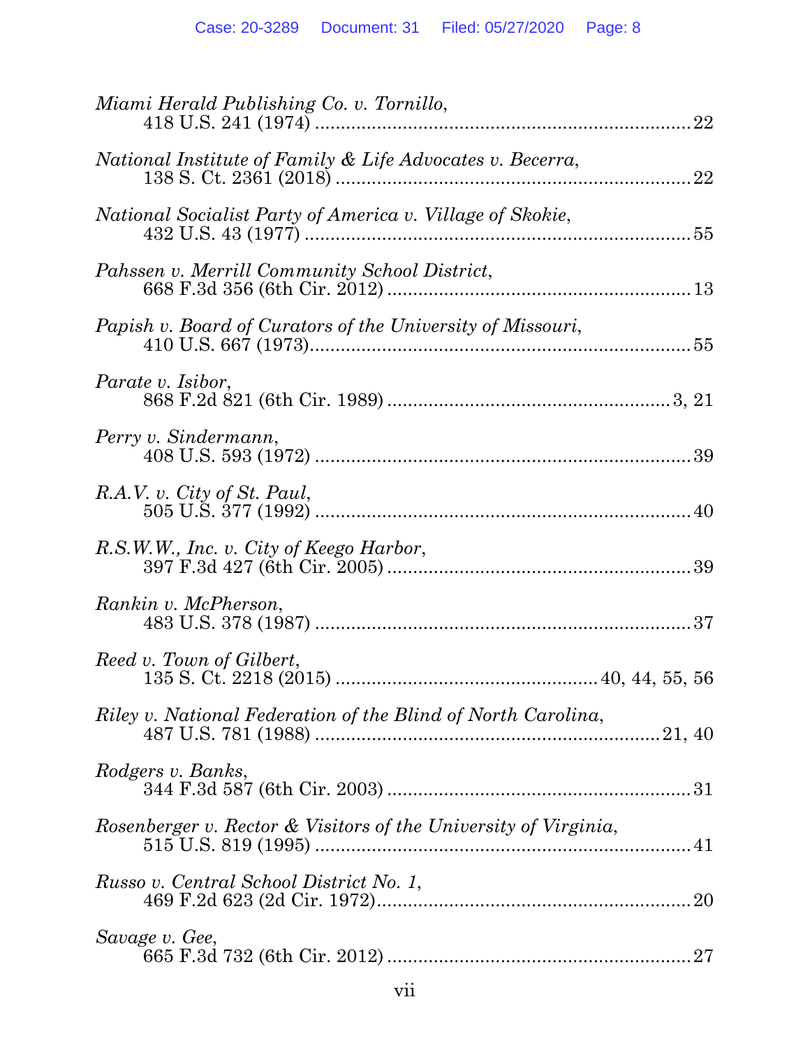*Miami Herald Publishing Co. v. Tornillo*,
418 U.S. 241 (1974) ........................................................................ 22

*National Institute of Family & Life Advocates v. Becerra*,
138 S. Ct. 2361 (2018) .................................................................... 22

*National Socialist Party of America v. Village of Skokie*,
432 U.S. 43 (1977) .......................................................................... 55

*Pahssen v. Merrill Community School District*,
668 F.3d 356 (6th Cir. 2012) .......................................................... 13

*Papish v. Board of Curators of the University of Missouri*,
410 U.S. 667 (1973) .......................................................................... 55

*Parate v. Isibor*,
868 F.2d 821 (6th Cir. 1989) ...................................................... 3, 21

*Perry v. Sindermann*,
408 U.S. 593 (1972) ........................................................................ 39

*R.A.V. v. City of St. Paul*,
505 U.S. 377 (1992) ........................................................................ 40

*R.S.W.W., Inc. v. City of Keego Harbor*,
397 F.3d 427 (6th Cir. 2005) .......................................................... 39

*Rankin v. McPherson*,
483 U.S. 378 (1987) ........................................................................ 37

*Reed v. Town of Gilbert*,
135 S. Ct. 2218 (2015) .................................................. 40, 44, 55, 56

*Riley v. National Federation of the Blind of North Carolina*,
487 U.S. 781 (1988) .................................................................. 21, 40

*Rodgers v. Banks*,
344 F.3d 587 (6th Cir. 2003) .......................................................... 31

*Rosenberger v. Rector & Visitors of the University of Virginia*,
515 U.S. 819 (1995) ........................................................................ 41

*Russo v. Central School District No. 1*,
469 F.2d 623 (2d Cir. 1972) ............................................................ 20

*Savage v. Gee*,
665 F.3d 732 (6th Cir. 2012) .......................................................... 27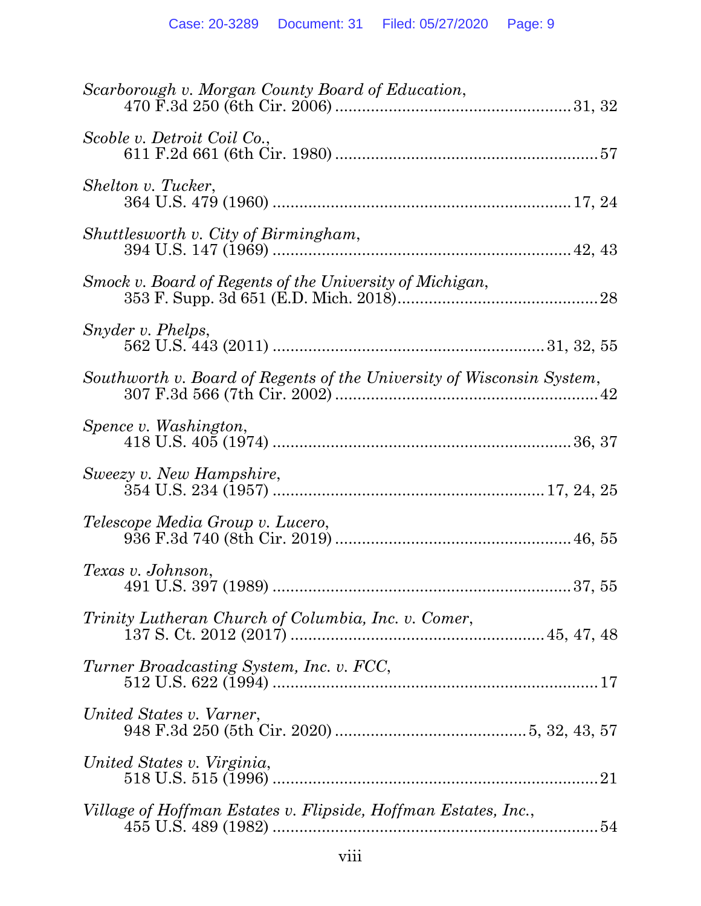*Scarborough v. Morgan County Board of Education*,
470 F.3d 250 (6th Cir. 2006) .................................................... 31, 32

*Scoble v. Detroit Coil Co.*,
611 F.2d 661 (6th Cir. 1980) .......................................................... 57

*Shelton v. Tucker*,
364 U.S. 479 (1960) .................................................................. 17, 24

*Shuttlesworth v. City of Birmingham*,
394 U.S. 147 (1969) .................................................................. 42, 43

*Smock v. Board of Regents of the University of Michigan*,
353 F. Supp. 3d 651 (E.D. Mich. 2018)............................................ 28

*Snyder v. Phelps*,
562 U.S. 443 (2011) .......................................................... 31, 32, 55

*Southworth v. Board of Regents of the University of Wisconsin System*,
307 F.3d 566 (7th Cir. 2002) .......................................................... 42

*Spence v. Washington*,
418 U.S. 405 (1974) .................................................................. 36, 37

*Sweezy v. New Hampshire*,
354 U.S. 234 (1957) ............................................................ 17, 24, 25

*Telescope Media Group v. Lucero*,
936 F.3d 740 (8th Cir. 2019) .................................................... 46, 55

*Texas v. Johnson*,
491 U.S. 397 (1989) .................................................................. 37, 55

*Trinity Lutheran Church of Columbia, Inc. v. Comer*,
137 S. Ct. 2012 (2017) ........................................................ 45, 47, 48

*Turner Broadcasting System, Inc. v. FCC*,
512 U.S. 622 (1994) ........................................................................ 17

*United States v. Varner*,
948 F.3d 250 (5th Cir. 2020) .......................................... 5, 32, 43, 57

*United States v. Virginia*,
518 U.S. 515 (1996) ........................................................................ 21

*Village of Hoffman Estates v. Flipside, Hoffman Estates, Inc.*,
455 U.S. 489 (1982) ........................................................................ 54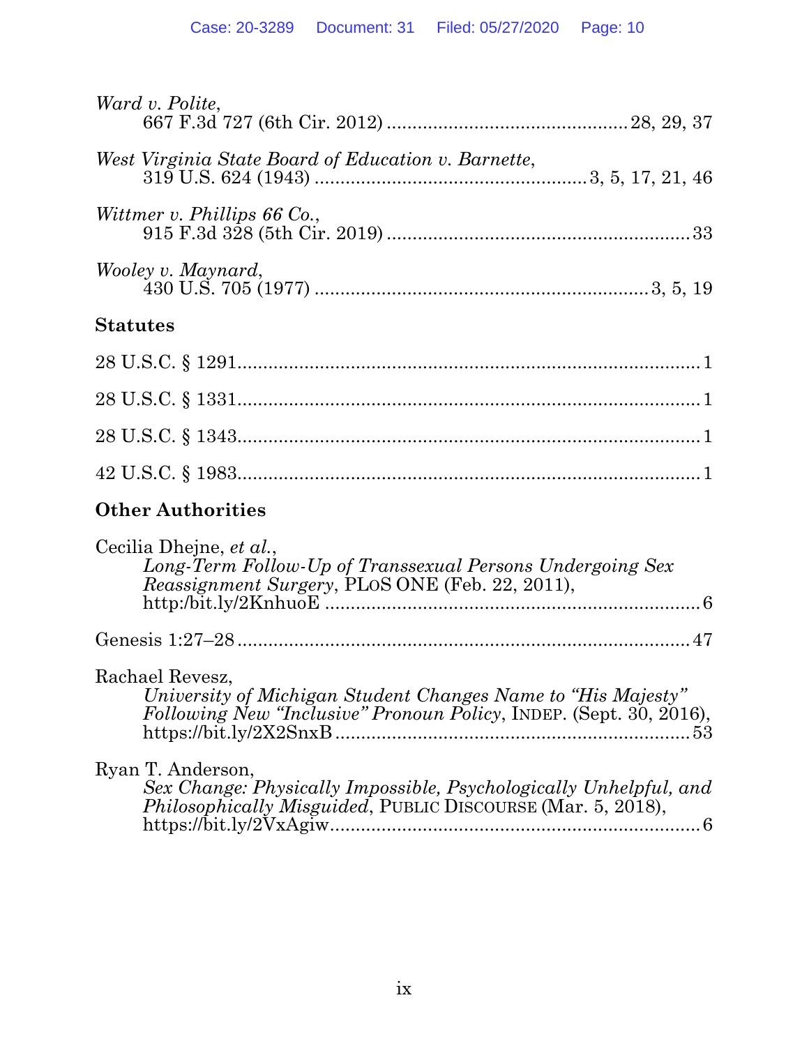*Ward v. Polite*,
667 F.3d 727 (6th Cir. 2012) .............................................. 28, 29, 37

*West Virginia State Board of Education v. Barnette*,
319 U.S. 624 (1943) ..................................................... 3, 5, 17, 21, 46

*Wittmer v. Phillips 66 Co.*,
915 F.3d 328 (5th Cir. 2019) .......................................................... 33

*Wooley v. Maynard*,
430 U.S. 705 (1977) ................................................................ 3, 5, 19

### Statutes

28 U.S.C. § 1291 ......................................................................................... 1

28 U.S.C. § 1331 ......................................................................................... 1

28 U.S.C. § 1343 ......................................................................................... 1

42 U.S.C. § 1983 ......................................................................................... 1

### Other Authorities

Cecilia Dhejne, *et al.*,
*Long-Term Follow-Up of Transsexual Persons Undergoing Sex Reassignment Surgery*, PLoS ONE (Feb. 22, 2011),
http:/bit.ly/2KnhuoE ......................................................................... 6

Genesis 1:27–28 ........................................................................................ 47

Rachael Revesz,
*University of Michigan Student Changes Name to "His Majesty" Following New "Inclusive" Pronoun Policy*, INDEP. (Sept. 30, 2016),
https://bit.ly/2X2SnxB ..................................................................... 53

Ryan T. Anderson,
*Sex Change: Physically Impossible, Psychologically Unhelpful, and Philosophically Misguided*, PUBLIC DISCOURSE (Mar. 5, 2018),
https://bit.ly/2VxAgiw ........................................................................ 6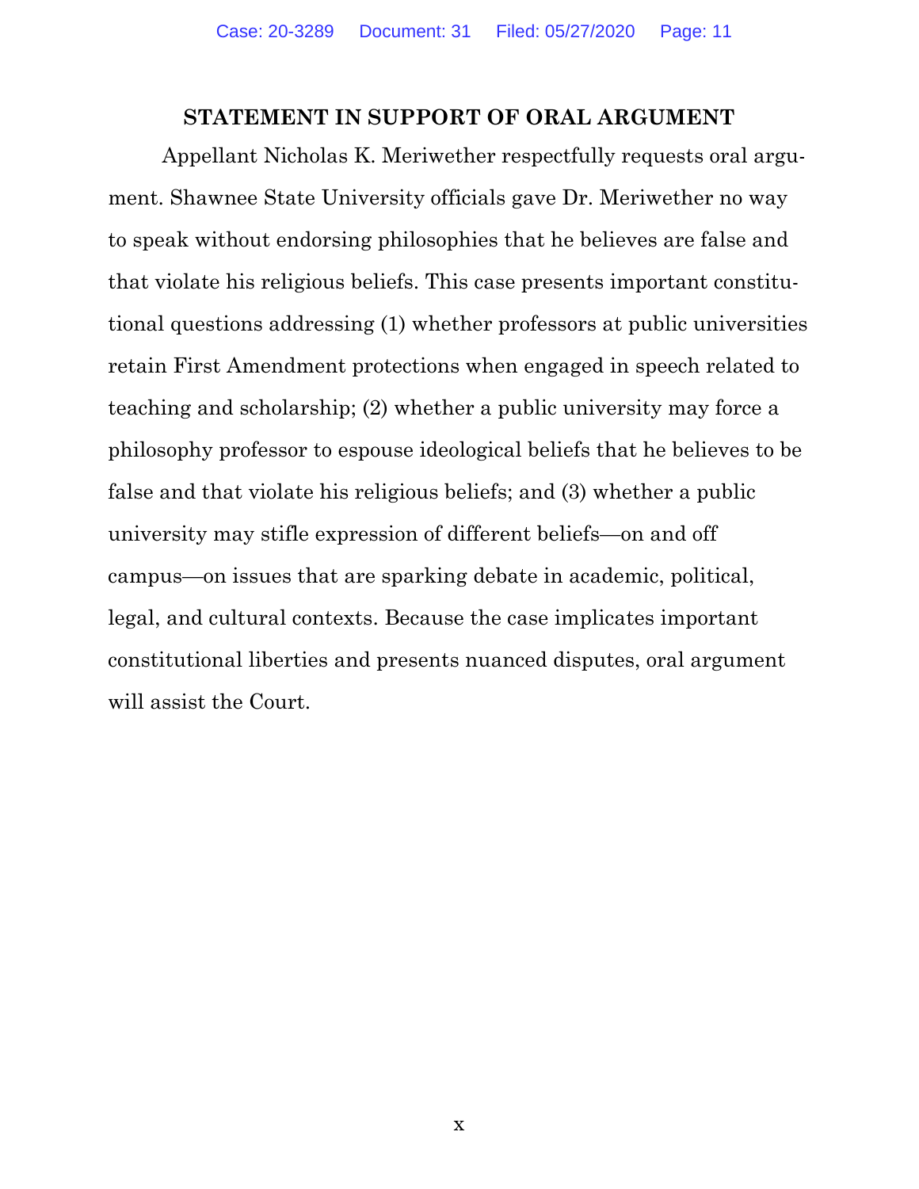## STATEMENT IN SUPPORT OF ORAL ARGUMENT

Appellant Nicholas K. Meriwether respectfully requests oral argument. Shawnee State University officials gave Dr. Meriwether no way to speak without endorsing philosophies that he believes are false and that violate his religious beliefs. This case presents important constitutional questions addressing (1) whether professors at public universities retain First Amendment protections when engaged in speech related to teaching and scholarship; (2) whether a public university may force a philosophy professor to espouse ideological beliefs that he believes to be false and that violate his religious beliefs; and (3) whether a public university may stifle expression of different beliefs—on and off campus—on issues that are sparking debate in academic, political, legal, and cultural contexts. Because the case implicates important constitutional liberties and presents nuanced disputes, oral argument will assist the Court.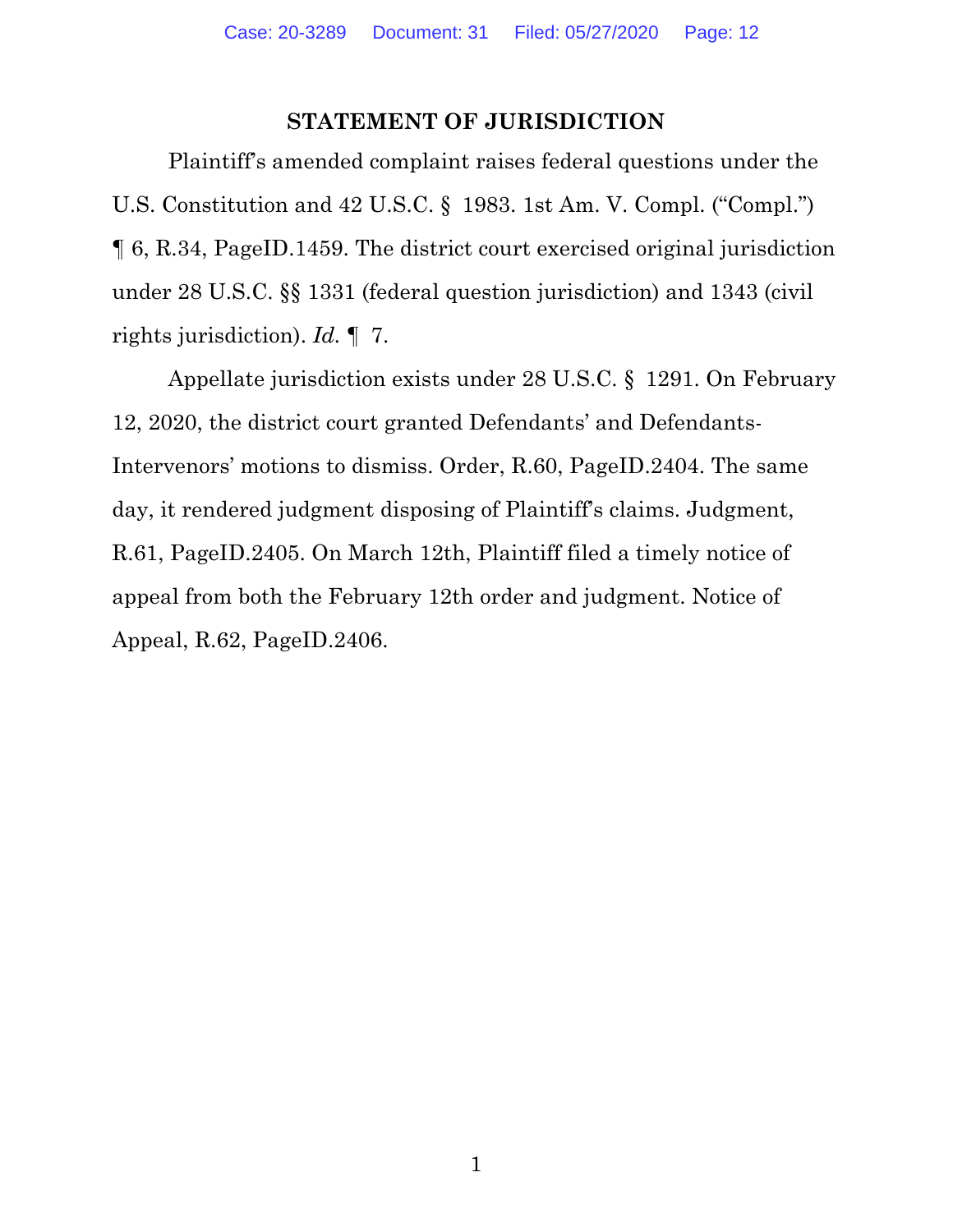## STATEMENT OF JURISDICTION

Plaintiff's amended complaint raises federal questions under the U.S. Constitution and 42 U.S.C. § 1983. 1st Am. V. Compl. ("Compl.") ¶ 6, R.34, PageID.1459. The district court exercised original jurisdiction under 28 U.S.C. §§ 1331 (federal question jurisdiction) and 1343 (civil rights jurisdiction). *Id.* ¶ 7.

Appellate jurisdiction exists under 28 U.S.C. § 1291. On February 12, 2020, the district court granted Defendants' and Defendants-Intervenors' motions to dismiss. Order, R.60, PageID.2404. The same day, it rendered judgment disposing of Plaintiff's claims. Judgment, R.61, PageID.2405. On March 12th, Plaintiff filed a timely notice of appeal from both the February 12th order and judgment. Notice of Appeal, R.62, PageID.2406.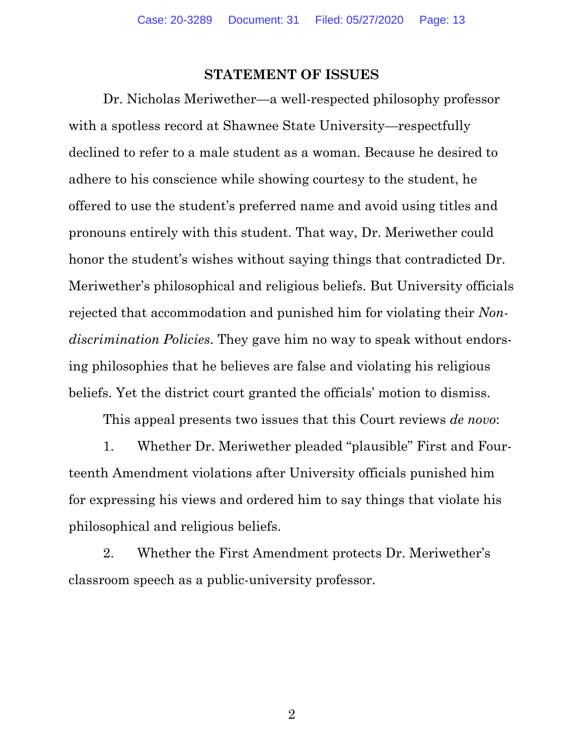## STATEMENT OF ISSUES

Dr. Nicholas Meriwether—a well-respected philosophy professor with a spotless record at Shawnee State University—respectfully declined to refer to a male student as a woman. Because he desired to adhere to his conscience while showing courtesy to the student, he offered to use the student's preferred name and avoid using titles and pronouns entirely with this student. That way, Dr. Meriwether could honor the student's wishes without saying things that contradicted Dr. Meriwether's philosophical and religious beliefs. But University officials rejected that accommodation and punished him for violating their *Non-discrimination Policies*. They gave him no way to speak without endorsing philosophies that he believes are false and violating his religious beliefs. Yet the district court granted the officials' motion to dismiss.

This appeal presents two issues that this Court reviews *de novo*:

1. Whether Dr. Meriwether pleaded "plausible" First and Fourteenth Amendment violations after University officials punished him for expressing his views and ordered him to say things that violate his philosophical and religious beliefs.

2. Whether the First Amendment protects Dr. Meriwether's classroom speech as a public-university professor.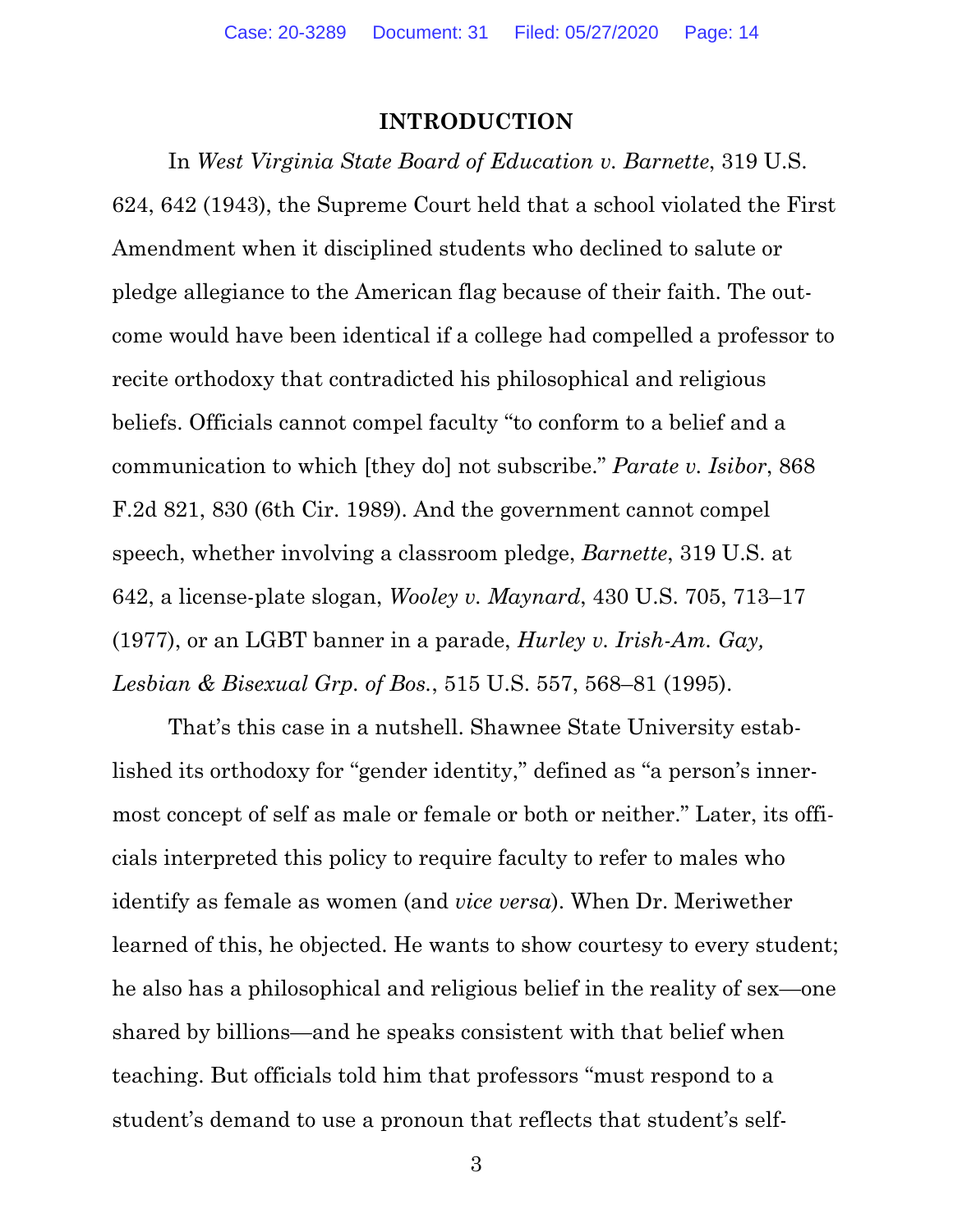# INTRODUCTION

In *West Virginia State Board of Education v. Barnette*, 319 U.S. 624, 642 (1943), the Supreme Court held that a school violated the First Amendment when it disciplined students who declined to salute or pledge allegiance to the American flag because of their faith. The outcome would have been identical if a college had compelled a professor to recite orthodoxy that contradicted his philosophical and religious beliefs. Officials cannot compel faculty "to conform to a belief and a communication to which [they do] not subscribe." *Parate v. Isibor*, 868 F.2d 821, 830 (6th Cir. 1989). And the government cannot compel speech, whether involving a classroom pledge, *Barnette*, 319 U.S. at 642, a license-plate slogan, *Wooley v. Maynard*, 430 U.S. 705, 713–17 (1977), or an LGBT banner in a parade, *Hurley v. Irish-Am. Gay, Lesbian & Bisexual Grp. of Bos.*, 515 U.S. 557, 568–81 (1995).

That's this case in a nutshell. Shawnee State University established its orthodoxy for "gender identity," defined as "a person's innermost concept of self as male or female or both or neither." Later, its officials interpreted this policy to require faculty to refer to males who identify as female as women (and *vice versa*). When Dr. Meriwether learned of this, he objected. He wants to show courtesy to every student; he also has a philosophical and religious belief in the reality of sex—one shared by billions—and he speaks consistent with that belief when teaching. But officials told him that professors "must respond to a student's demand to use a pronoun that reflects that student's self-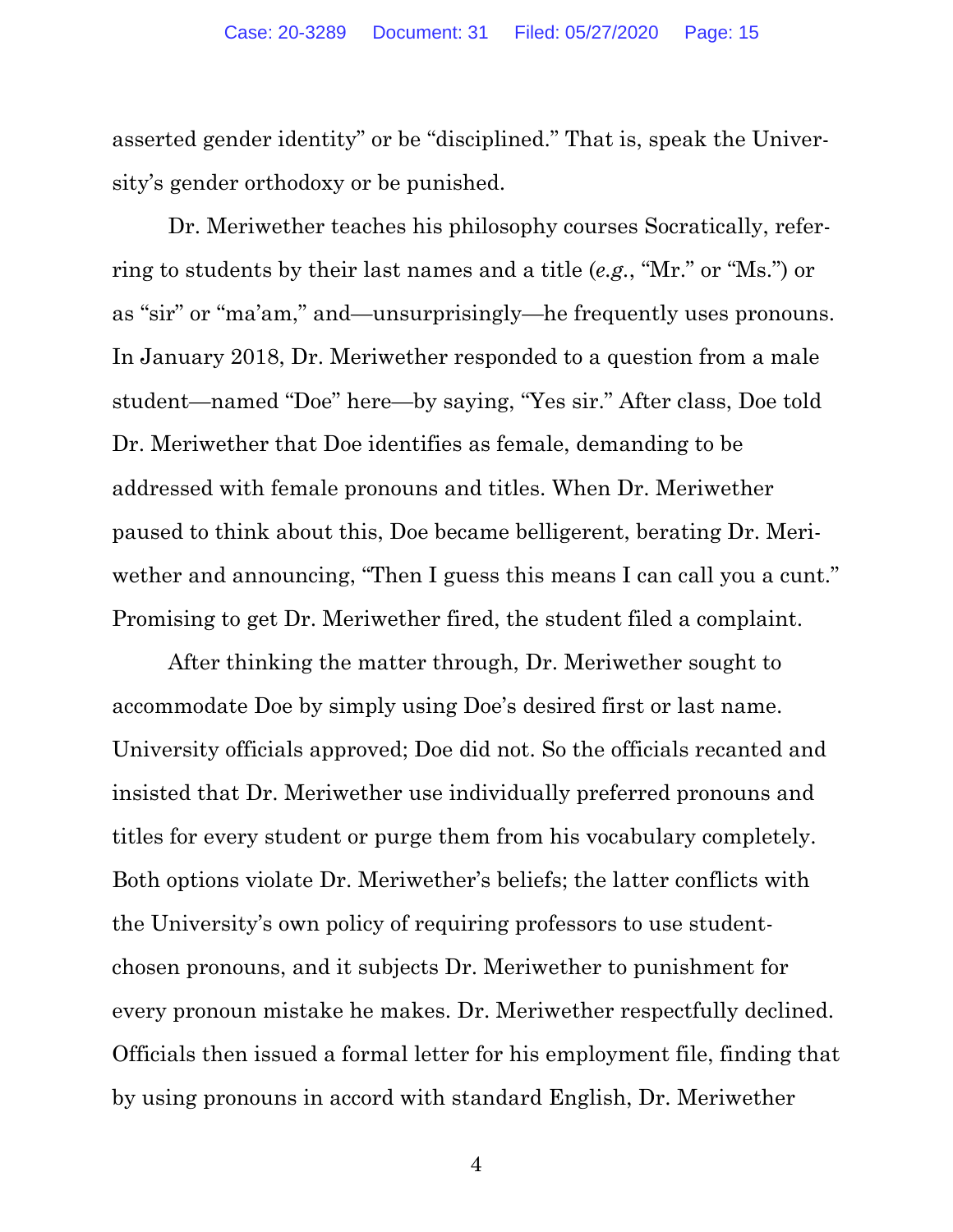asserted gender identity" or be "disciplined." That is, speak the University's gender orthodoxy or be punished.

Dr. Meriwether teaches his philosophy courses Socratically, referring to students by their last names and a title (*e.g.*, "Mr." or "Ms.") or as "sir" or "ma'am," and—unsurprisingly—he frequently uses pronouns. In January 2018, Dr. Meriwether responded to a question from a male student—named "Doe" here—by saying, "Yes sir." After class, Doe told Dr. Meriwether that Doe identifies as female, demanding to be addressed with female pronouns and titles. When Dr. Meriwether paused to think about this, Doe became belligerent, berating Dr. Meriwether and announcing, "Then I guess this means I can call you a cunt." Promising to get Dr. Meriwether fired, the student filed a complaint.

After thinking the matter through, Dr. Meriwether sought to accommodate Doe by simply using Doe's desired first or last name. University officials approved; Doe did not. So the officials recanted and insisted that Dr. Meriwether use individually preferred pronouns and titles for every student or purge them from his vocabulary completely. Both options violate Dr. Meriwether's beliefs; the latter conflicts with the University's own policy of requiring professors to use student-chosen pronouns, and it subjects Dr. Meriwether to punishment for every pronoun mistake he makes. Dr. Meriwether respectfully declined. Officials then issued a formal letter for his employment file, finding that by using pronouns in accord with standard English, Dr. Meriwether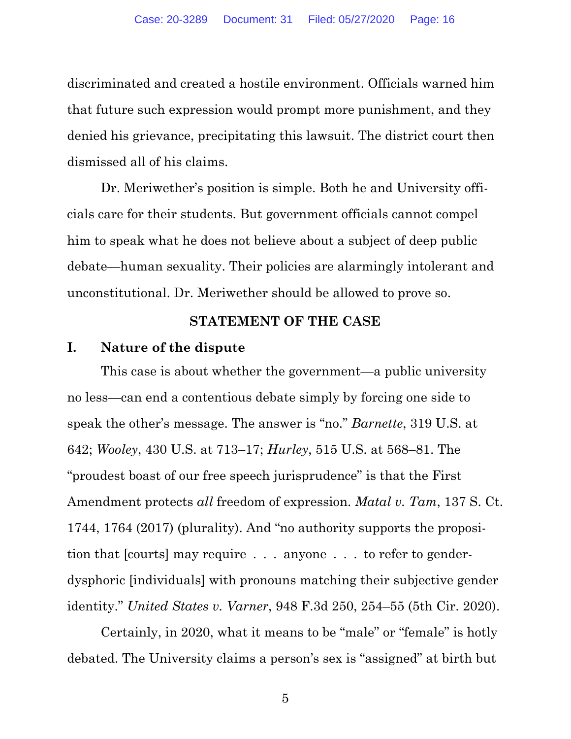discriminated and created a hostile environment. Officials warned him that future such expression would prompt more punishment, and they denied his grievance, precipitating this lawsuit. The district court then dismissed all of his claims.

Dr. Meriwether's position is simple. Both he and University officials care for their students. But government officials cannot compel him to speak what he does not believe about a subject of deep public debate—human sexuality. Their policies are alarmingly intolerant and unconstitutional. Dr. Meriwether should be allowed to prove so.

## STATEMENT OF THE CASE

### I. Nature of the dispute

This case is about whether the government—a public university no less—can end a contentious debate simply by forcing one side to speak the other's message. The answer is "no." *Barnette*, 319 U.S. at 642; *Wooley*, 430 U.S. at 713–17; *Hurley*, 515 U.S. at 568–81. The "proudest boast of our free speech jurisprudence" is that the First Amendment protects *all* freedom of expression. *Matal v. Tam*, 137 S. Ct. 1744, 1764 (2017) (plurality). And "no authority supports the proposition that [courts] may require . . . anyone . . . to refer to gender-dysphoric [individuals] with pronouns matching their subjective gender identity." *United States v. Varner*, 948 F.3d 250, 254–55 (5th Cir. 2020).

Certainly, in 2020, what it means to be "male" or "female" is hotly debated. The University claims a person's sex is "assigned" at birth but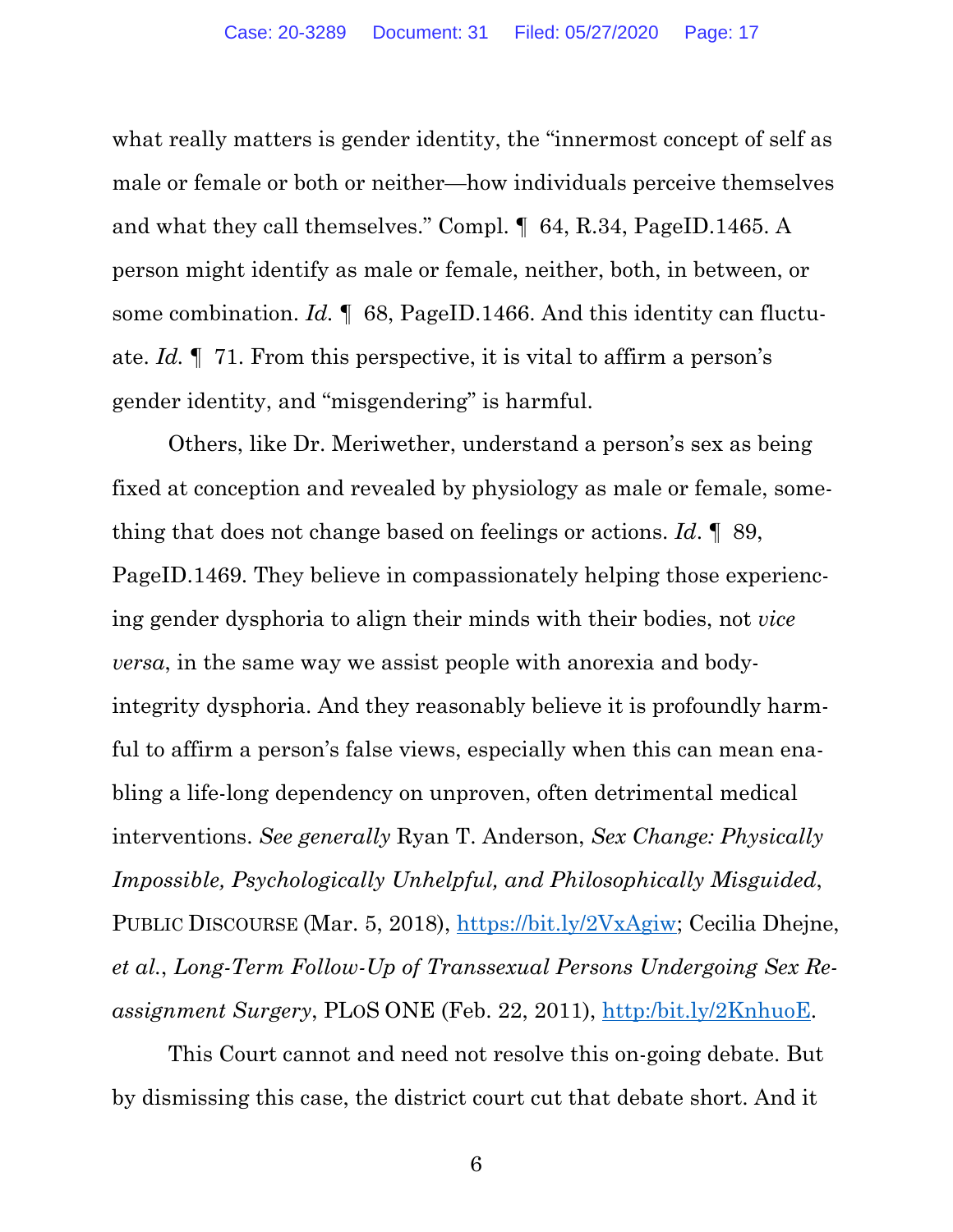what really matters is gender identity, the "innermost concept of self as male or female or both or neither—how individuals perceive themselves and what they call themselves." Compl. ¶ 64, R.34, PageID.1465. A person might identify as male or female, neither, both, in between, or some combination. *Id.* ¶ 68, PageID.1466. And this identity can fluctuate. *Id.* ¶ 71. From this perspective, it is vital to affirm a person's gender identity, and "misgendering" is harmful.

Others, like Dr. Meriwether, understand a person's sex as being fixed at conception and revealed by physiology as male or female, something that does not change based on feelings or actions. *Id*. ¶ 89, PageID.1469. They believe in compassionately helping those experiencing gender dysphoria to align their minds with their bodies, not *vice versa*, in the same way we assist people with anorexia and body-integrity dysphoria. And they reasonably believe it is profoundly harmful to affirm a person's false views, especially when this can mean enabling a life-long dependency on unproven, often detrimental medical interventions. *See generally* Ryan T. Anderson, *Sex Change: Physically Impossible, Psychologically Unhelpful, and Philosophically Misguided*, PUBLIC DISCOURSE (Mar. 5, 2018), https://bit.ly/2VxAgiw; Cecilia Dhejne, *et al.*, *Long-Term Follow-Up of Transsexual Persons Undergoing Sex Reassignment Surgery*, PLOS ONE (Feb. 22, 2011), http:/bit.ly/2KnhuoE.

This Court cannot and need not resolve this on-going debate. But by dismissing this case, the district court cut that debate short. And it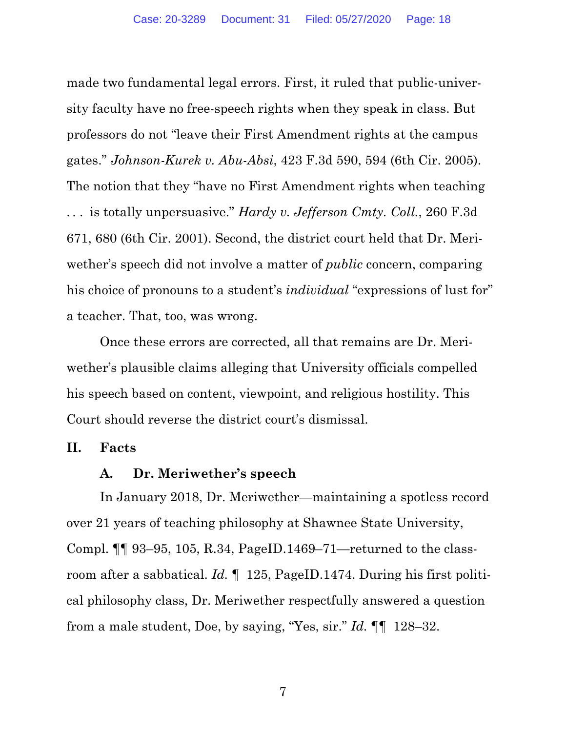made two fundamental legal errors. First, it ruled that public-university faculty have no free-speech rights when they speak in class. But professors do not "leave their First Amendment rights at the campus gates." *Johnson-Kurek v. Abu-Absi*, 423 F.3d 590, 594 (6th Cir. 2005). The notion that they "have no First Amendment rights when teaching . . . is totally unpersuasive." *Hardy v. Jefferson Cmty. Coll.*, 260 F.3d 671, 680 (6th Cir. 2001). Second, the district court held that Dr. Meriwether's speech did not involve a matter of *public* concern, comparing his choice of pronouns to a student's *individual* "expressions of lust for" a teacher. That, too, was wrong.

Once these errors are corrected, all that remains are Dr. Meriwether's plausible claims alleging that University officials compelled his speech based on content, viewpoint, and religious hostility. This Court should reverse the district court's dismissal.

## II. Facts

### A. Dr. Meriwether's speech

In January 2018, Dr. Meriwether—maintaining a spotless record over 21 years of teaching philosophy at Shawnee State University, Compl. ¶¶ 93–95, 105, R.34, PageID.1469–71—returned to the classroom after a sabbatical. *Id.* ¶ 125, PageID.1474. During his first political philosophy class, Dr. Meriwether respectfully answered a question from a male student, Doe, by saying, "Yes, sir." *Id.* ¶¶ 128–32.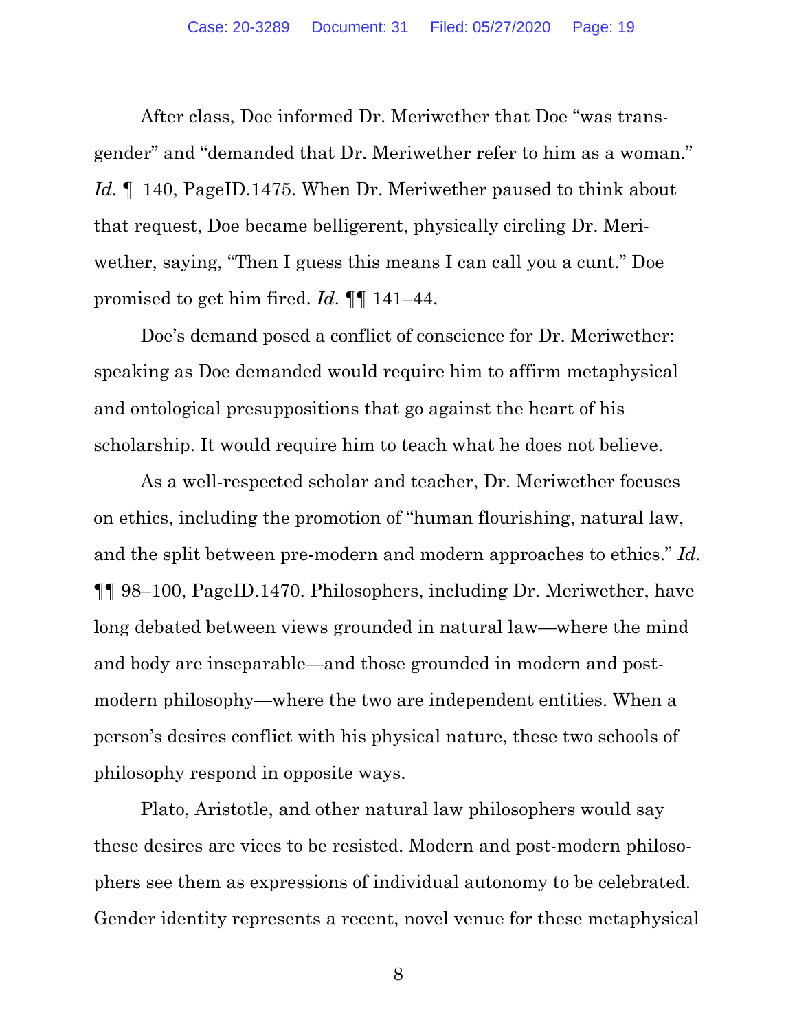After class, Doe informed Dr. Meriwether that Doe "was transgender" and "demanded that Dr. Meriwether refer to him as a woman." *Id.* ¶ 140, PageID.1475. When Dr. Meriwether paused to think about that request, Doe became belligerent, physically circling Dr. Meriwether, saying, "Then I guess this means I can call you a cunt." Doe promised to get him fired. *Id.* ¶¶ 141–44.

Doe's demand posed a conflict of conscience for Dr. Meriwether: speaking as Doe demanded would require him to affirm metaphysical and ontological presuppositions that go against the heart of his scholarship. It would require him to teach what he does not believe.

As a well-respected scholar and teacher, Dr. Meriwether focuses on ethics, including the promotion of "human flourishing, natural law, and the split between pre-modern and modern approaches to ethics." *Id.* ¶¶ 98–100, PageID.1470. Philosophers, including Dr. Meriwether, have long debated between views grounded in natural law—where the mind and body are inseparable—and those grounded in modern and post-modern philosophy—where the two are independent entities. When a person's desires conflict with his physical nature, these two schools of philosophy respond in opposite ways.

Plato, Aristotle, and other natural law philosophers would say these desires are vices to be resisted. Modern and post-modern philosophers see them as expressions of individual autonomy to be celebrated. Gender identity represents a recent, novel venue for these metaphysical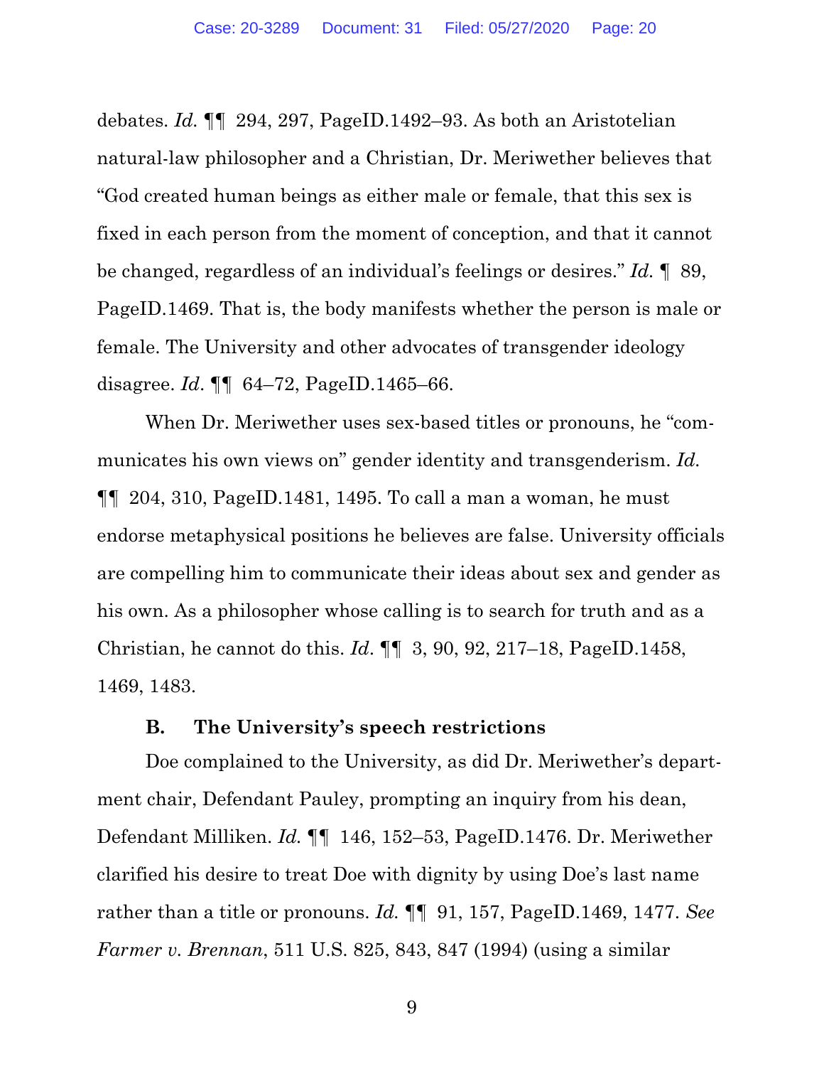debates. *Id.* ¶¶ 294, 297, PageID.1492–93. As both an Aristotelian natural-law philosopher and a Christian, Dr. Meriwether believes that "God created human beings as either male or female, that this sex is fixed in each person from the moment of conception, and that it cannot be changed, regardless of an individual's feelings or desires." *Id.* ¶ 89, PageID.1469. That is, the body manifests whether the person is male or female. The University and other advocates of transgender ideology disagree. *Id*. ¶¶ 64–72, PageID.1465–66.

When Dr. Meriwether uses sex-based titles or pronouns, he "communicates his own views on" gender identity and transgenderism. *Id.* ¶¶ 204, 310, PageID.1481, 1495. To call a man a woman, he must endorse metaphysical positions he believes are false. University officials are compelling him to communicate their ideas about sex and gender as his own. As a philosopher whose calling is to search for truth and as a Christian, he cannot do this. *Id*. ¶¶ 3, 90, 92, 217–18, PageID.1458, 1469, 1483.

### B. The University's speech restrictions

Doe complained to the University, as did Dr. Meriwether's department chair, Defendant Pauley, prompting an inquiry from his dean, Defendant Milliken. *Id.* ¶¶ 146, 152–53, PageID.1476. Dr. Meriwether clarified his desire to treat Doe with dignity by using Doe's last name rather than a title or pronouns. *Id.* ¶¶ 91, 157, PageID.1469, 1477. *See Farmer v. Brennan*, 511 U.S. 825, 843, 847 (1994) (using a similar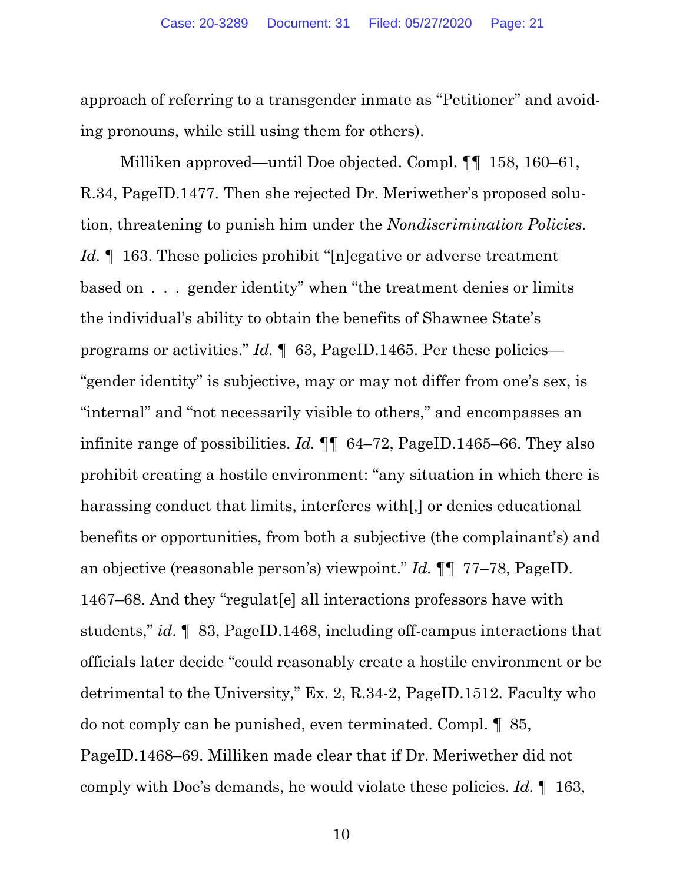approach of referring to a transgender inmate as "Petitioner" and avoiding pronouns, while still using them for others).

Milliken approved—until Doe objected. Compl. ¶¶ 158, 160–61, R.34, PageID.1477. Then she rejected Dr. Meriwether's proposed solution, threatening to punish him under the *Nondiscrimination Policies. Id.* ¶ 163. These policies prohibit "[n]egative or adverse treatment based on . . . gender identity" when "the treatment denies or limits the individual's ability to obtain the benefits of Shawnee State's programs or activities." *Id.* ¶ 63, PageID.1465. Per these policies—"gender identity" is subjective, may or may not differ from one's sex, is "internal" and "not necessarily visible to others," and encompasses an infinite range of possibilities. *Id.* ¶¶ 64–72, PageID.1465–66. They also prohibit creating a hostile environment: "any situation in which there is harassing conduct that limits, interferes with[,] or denies educational benefits or opportunities, from both a subjective (the complainant's) and an objective (reasonable person's) viewpoint." *Id.* ¶¶ 77–78, PageID. 1467–68. And they "regulat[e] all interactions professors have with students," *id.* ¶ 83, PageID.1468, including off-campus interactions that officials later decide "could reasonably create a hostile environment or be detrimental to the University," Ex. 2, R.34-2, PageID.1512. Faculty who do not comply can be punished, even terminated. Compl. ¶ 85, PageID.1468–69. Milliken made clear that if Dr. Meriwether did not comply with Doe's demands, he would violate these policies. *Id.* ¶ 163,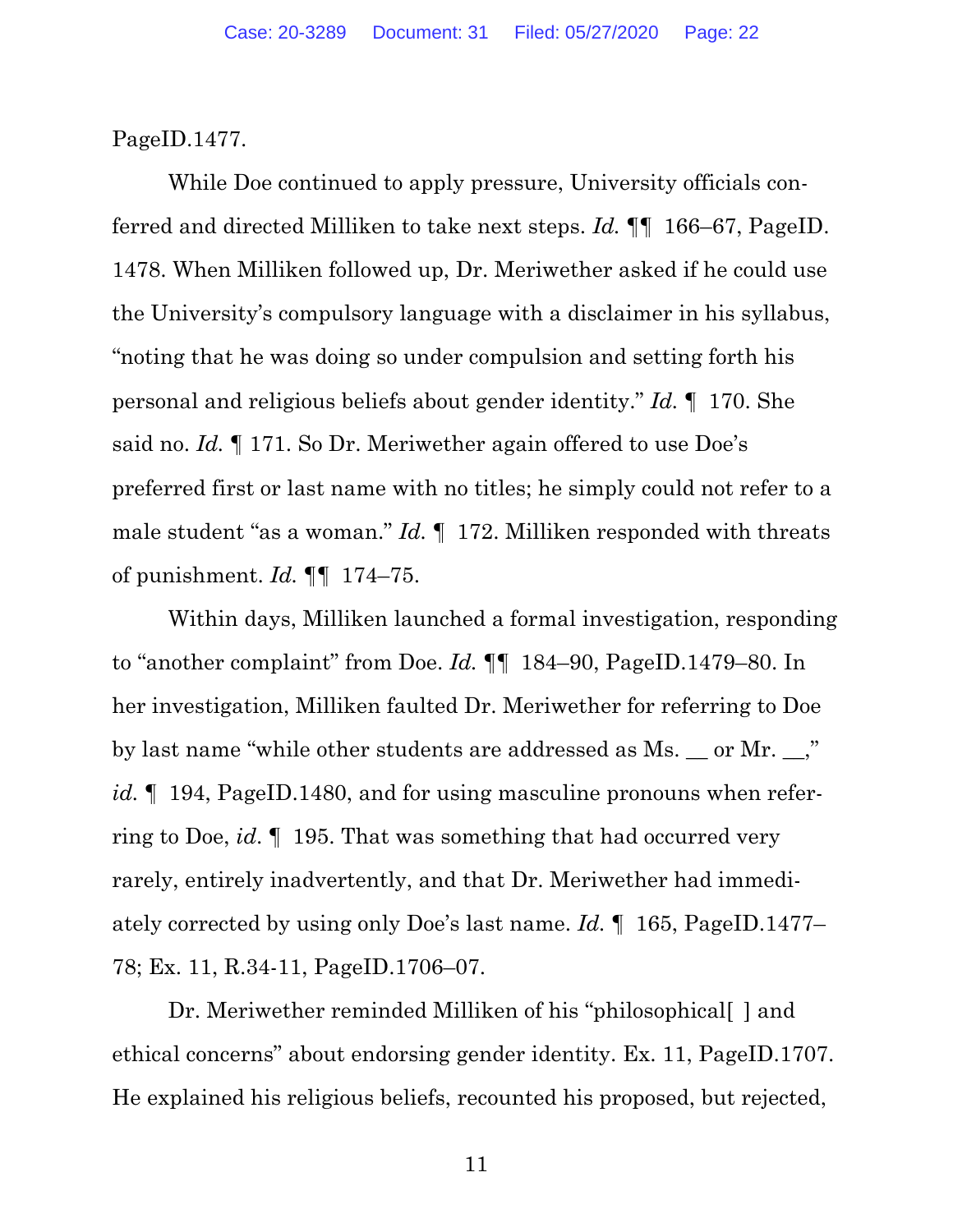PageID.1477.

While Doe continued to apply pressure, University officials conferred and directed Milliken to take next steps. *Id.* ¶¶ 166–67, PageID. 1478. When Milliken followed up, Dr. Meriwether asked if he could use the University's compulsory language with a disclaimer in his syllabus, "noting that he was doing so under compulsion and setting forth his personal and religious beliefs about gender identity." *Id.* ¶ 170. She said no. *Id.* ¶ 171. So Dr. Meriwether again offered to use Doe's preferred first or last name with no titles; he simply could not refer to a male student "as a woman." *Id.* ¶ 172. Milliken responded with threats of punishment. *Id.* ¶¶ 174–75.

Within days, Milliken launched a formal investigation, responding to "another complaint" from Doe. *Id.* ¶¶ 184–90, PageID.1479–80. In her investigation, Milliken faulted Dr. Meriwether for referring to Doe by last name "while other students are addressed as Ms. __ or Mr. __," *id.* ¶ 194, PageID.1480, and for using masculine pronouns when referring to Doe, *id.* ¶ 195. That was something that had occurred very rarely, entirely inadvertently, and that Dr. Meriwether had immediately corrected by using only Doe's last name. *Id.* ¶ 165, PageID.1477–78; Ex. 11, R.34-11, PageID.1706–07.

Dr. Meriwether reminded Milliken of his "philosophical[ ] and ethical concerns" about endorsing gender identity. Ex. 11, PageID.1707. He explained his religious beliefs, recounted his proposed, but rejected,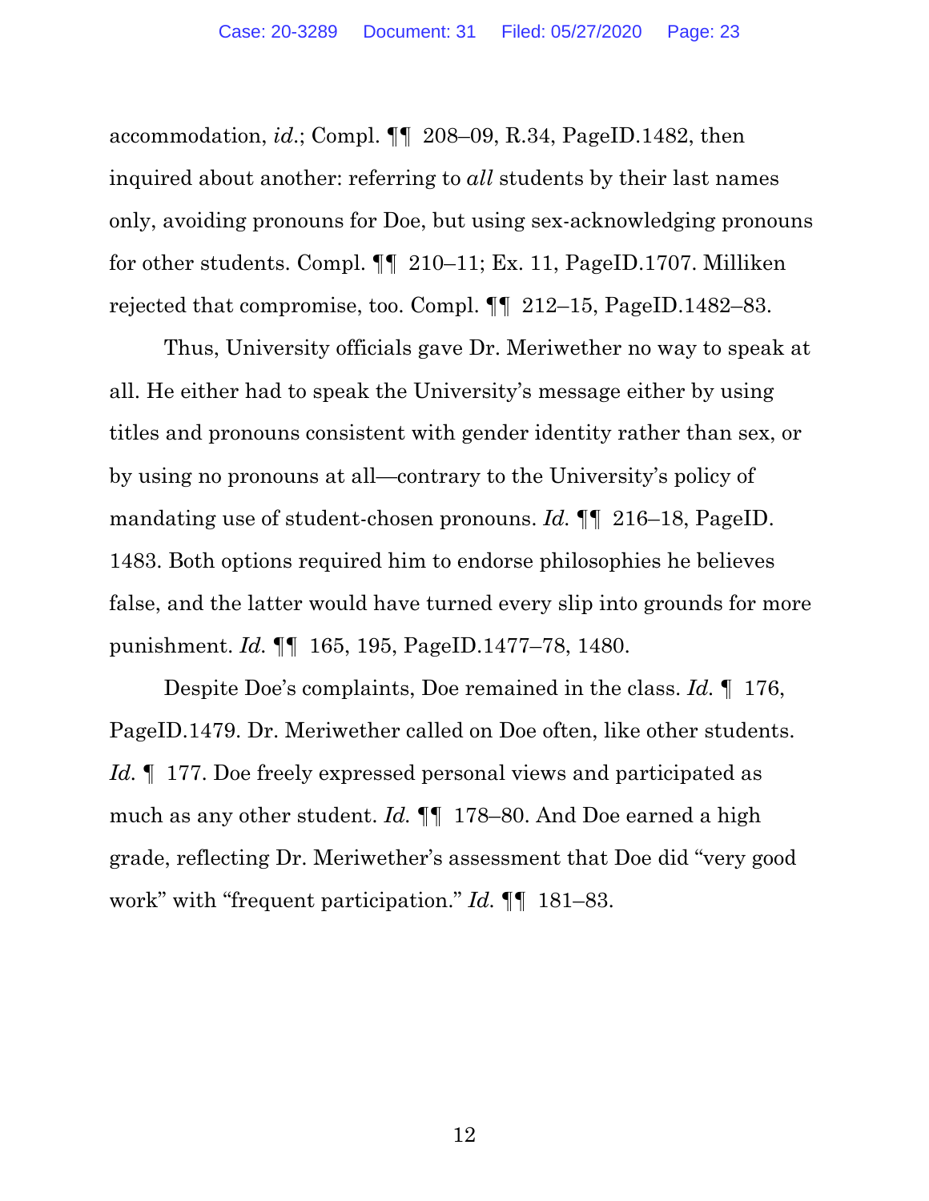accommodation, *id.*; Compl. ¶¶ 208–09, R.34, PageID.1482, then inquired about another: referring to *all* students by their last names only, avoiding pronouns for Doe, but using sex-acknowledging pronouns for other students. Compl. ¶¶ 210–11; Ex. 11, PageID.1707. Milliken rejected that compromise, too. Compl. ¶¶ 212–15, PageID.1482–83.

Thus, University officials gave Dr. Meriwether no way to speak at all. He either had to speak the University's message either by using titles and pronouns consistent with gender identity rather than sex, or by using no pronouns at all—contrary to the University's policy of mandating use of student-chosen pronouns. *Id.* ¶¶ 216–18, PageID. 1483. Both options required him to endorse philosophies he believes false, and the latter would have turned every slip into grounds for more punishment. *Id.* ¶¶ 165, 195, PageID.1477–78, 1480.

Despite Doe's complaints, Doe remained in the class. *Id.* ¶ 176, PageID.1479. Dr. Meriwether called on Doe often, like other students. *Id.* ¶ 177. Doe freely expressed personal views and participated as much as any other student. *Id.* ¶¶ 178–80. And Doe earned a high grade, reflecting Dr. Meriwether's assessment that Doe did "very good work" with "frequent participation." *Id.* ¶¶ 181–83.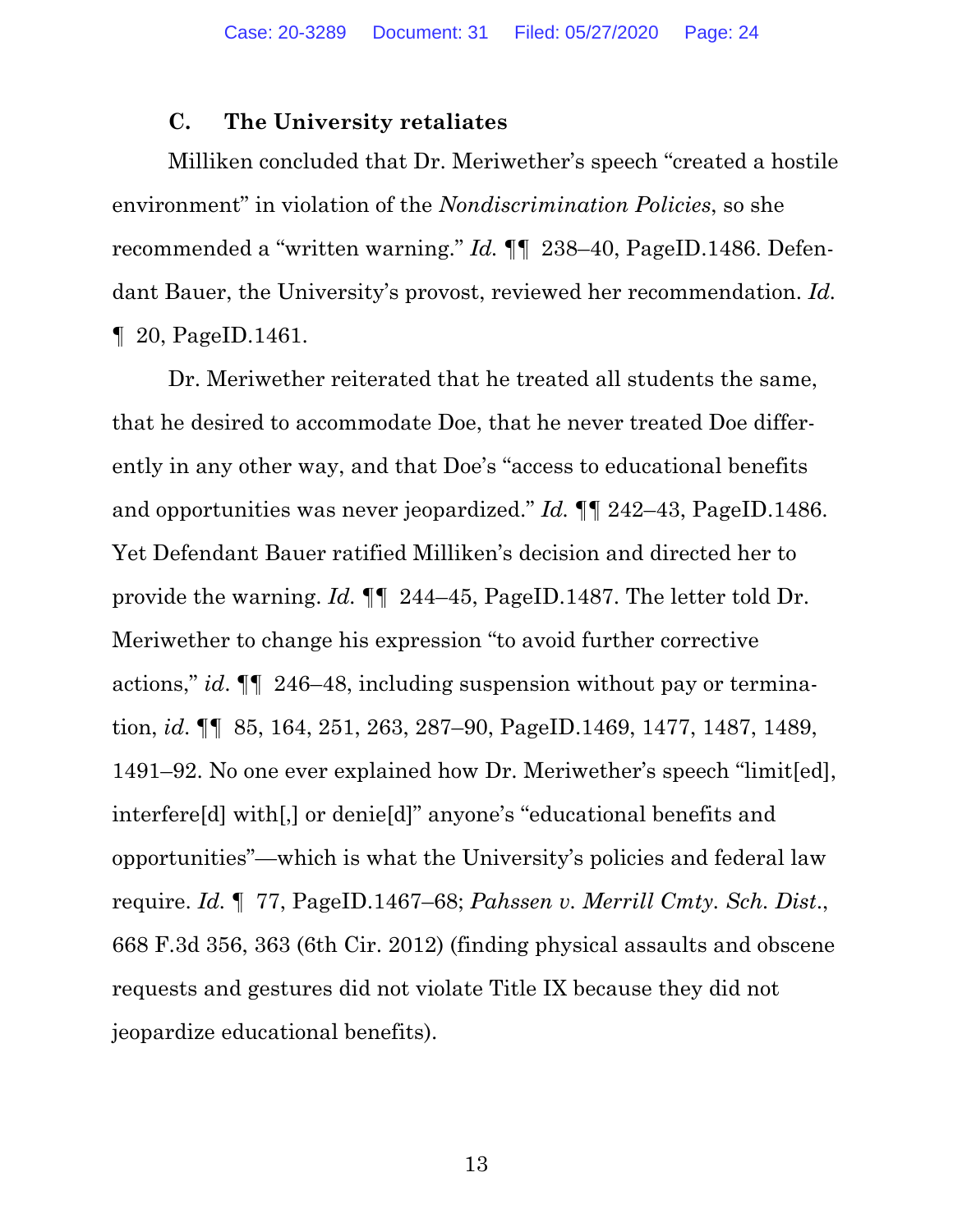### C. The University retaliates

Milliken concluded that Dr. Meriwether's speech "created a hostile environment" in violation of the *Nondiscrimination Policies*, so she recommended a "written warning." *Id.* ¶¶ 238–40, PageID.1486. Defendant Bauer, the University's provost, reviewed her recommendation. *Id.* ¶ 20, PageID.1461.

Dr. Meriwether reiterated that he treated all students the same, that he desired to accommodate Doe, that he never treated Doe differently in any other way, and that Doe's "access to educational benefits and opportunities was never jeopardized." *Id.* ¶¶ 242–43, PageID.1486. Yet Defendant Bauer ratified Milliken's decision and directed her to provide the warning. *Id.* ¶¶ 244–45, PageID.1487. The letter told Dr. Meriwether to change his expression "to avoid further corrective actions," *id.* ¶¶ 246–48, including suspension without pay or termination, *id.* ¶¶ 85, 164, 251, 263, 287–90, PageID.1469, 1477, 1487, 1489, 1491–92. No one ever explained how Dr. Meriwether's speech "limit[ed], interfere[d] with[,] or denie[d]" anyone's "educational benefits and opportunities"—which is what the University's policies and federal law require. *Id.* ¶ 77, PageID.1467–68; *Pahssen v. Merrill Cmty. Sch. Dist.*, 668 F.3d 356, 363 (6th Cir. 2012) (finding physical assaults and obscene requests and gestures did not violate Title IX because they did not jeopardize educational benefits).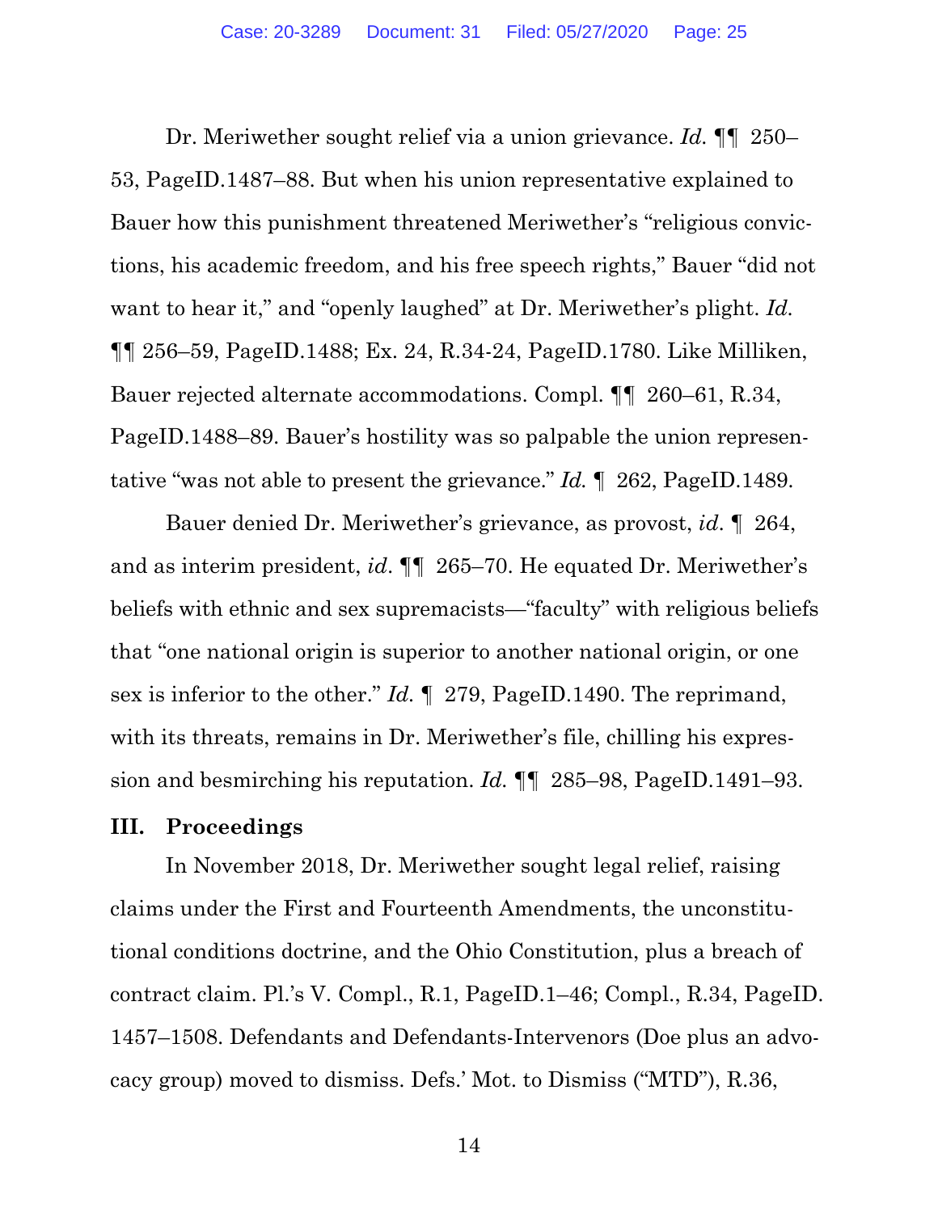Dr. Meriwether sought relief via a union grievance. *Id.* ¶¶ 250–53, PageID.1487–88. But when his union representative explained to Bauer how this punishment threatened Meriwether's "religious convictions, his academic freedom, and his free speech rights," Bauer "did not want to hear it," and "openly laughed" at Dr. Meriwether's plight. *Id.* ¶¶ 256–59, PageID.1488; Ex. 24, R.34-24, PageID.1780. Like Milliken, Bauer rejected alternate accommodations. Compl. ¶¶ 260–61, R.34, PageID.1488–89. Bauer's hostility was so palpable the union representative "was not able to present the grievance." *Id.* ¶ 262, PageID.1489.

Bauer denied Dr. Meriwether's grievance, as provost, *id.* ¶ 264, and as interim president, *id.* ¶¶ 265–70. He equated Dr. Meriwether's beliefs with ethnic and sex supremacists—"faculty" with religious beliefs that "one national origin is superior to another national origin, or one sex is inferior to the other." *Id.* ¶ 279, PageID.1490. The reprimand, with its threats, remains in Dr. Meriwether's file, chilling his expression and besmirching his reputation. *Id.* ¶¶ 285–98, PageID.1491–93.

## III. Proceedings

In November 2018, Dr. Meriwether sought legal relief, raising claims under the First and Fourteenth Amendments, the unconstitutional conditions doctrine, and the Ohio Constitution, plus a breach of contract claim. Pl.'s V. Compl., R.1, PageID.1–46; Compl., R.34, PageID. 1457–1508. Defendants and Defendants-Intervenors (Doe plus an advocacy group) moved to dismiss. Defs.' Mot. to Dismiss ("MTD"), R.36,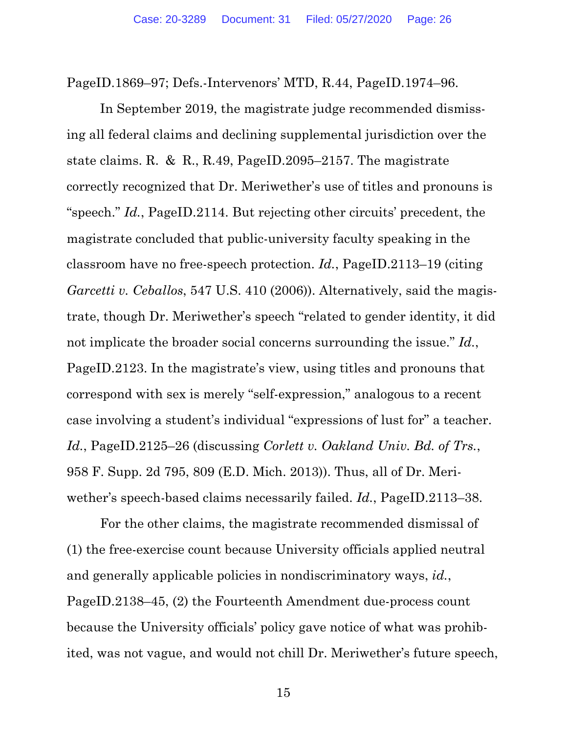PageID.1869–97; Defs.-Intervenors' MTD, R.44, PageID.1974–96.

In September 2019, the magistrate judge recommended dismissing all federal claims and declining supplemental jurisdiction over the state claims. R. & R., R.49, PageID.2095–2157. The magistrate correctly recognized that Dr. Meriwether's use of titles and pronouns is "speech." *Id.*, PageID.2114. But rejecting other circuits' precedent, the magistrate concluded that public-university faculty speaking in the classroom have no free-speech protection. *Id.*, PageID.2113–19 (citing *Garcetti v. Ceballos*, 547 U.S. 410 (2006)). Alternatively, said the magistrate, though Dr. Meriwether's speech "related to gender identity, it did not implicate the broader social concerns surrounding the issue." *Id.*, PageID.2123. In the magistrate's view, using titles and pronouns that correspond with sex is merely "self-expression," analogous to a recent case involving a student's individual "expressions of lust for" a teacher. *Id.*, PageID.2125–26 (discussing *Corlett v. Oakland Univ. Bd. of Trs.*, 958 F. Supp. 2d 795, 809 (E.D. Mich. 2013)). Thus, all of Dr. Meriwether's speech-based claims necessarily failed. *Id.*, PageID.2113–38.

For the other claims, the magistrate recommended dismissal of (1) the free-exercise count because University officials applied neutral and generally applicable policies in nondiscriminatory ways, *id.*, PageID.2138–45, (2) the Fourteenth Amendment due-process count because the University officials' policy gave notice of what was prohibited, was not vague, and would not chill Dr. Meriwether's future speech,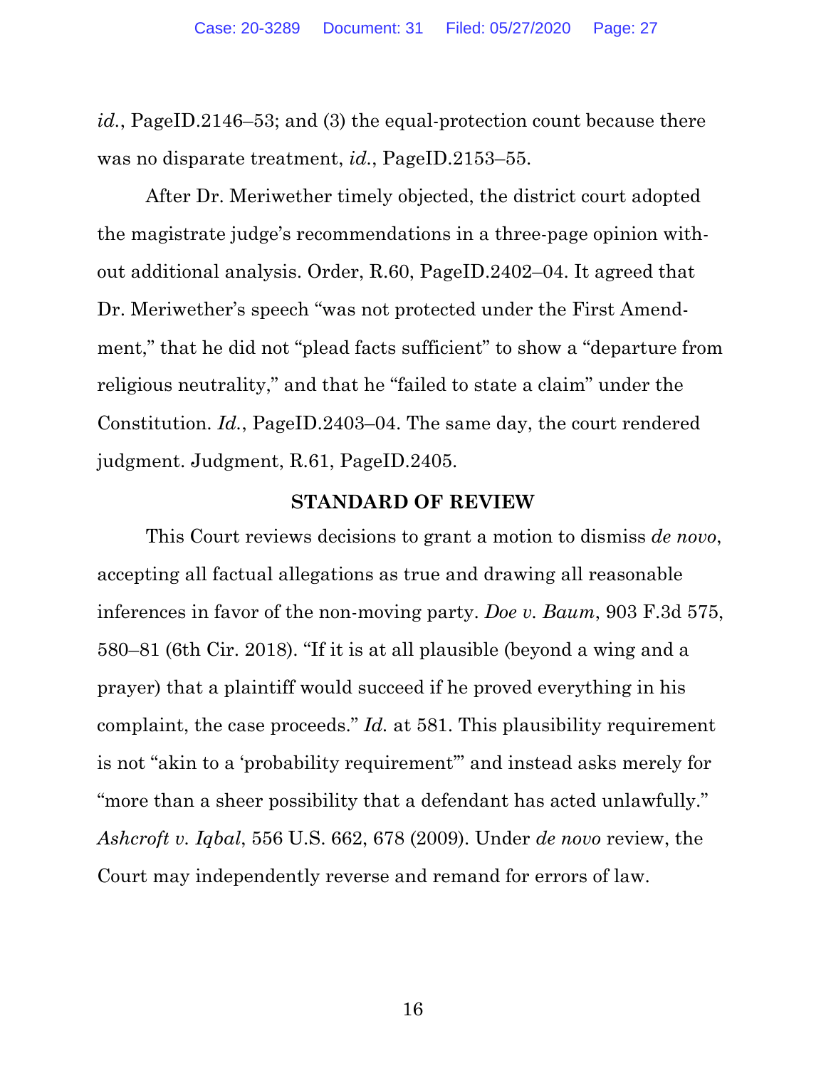*id.*, PageID.2146–53; and (3) the equal-protection count because there was no disparate treatment, *id.*, PageID.2153–55.

After Dr. Meriwether timely objected, the district court adopted the magistrate judge's recommendations in a three-page opinion without additional analysis. Order, R.60, PageID.2402–04. It agreed that Dr. Meriwether's speech "was not protected under the First Amendment," that he did not "plead facts sufficient" to show a "departure from religious neutrality," and that he "failed to state a claim" under the Constitution. *Id.*, PageID.2403–04. The same day, the court rendered judgment. Judgment, R.61, PageID.2405.

## STANDARD OF REVIEW

This Court reviews decisions to grant a motion to dismiss *de novo*, accepting all factual allegations as true and drawing all reasonable inferences in favor of the non-moving party. *Doe v. Baum*, 903 F.3d 575, 580–81 (6th Cir. 2018). "If it is at all plausible (beyond a wing and a prayer) that a plaintiff would succeed if he proved everything in his complaint, the case proceeds." *Id.* at 581. This plausibility requirement is not "akin to a 'probability requirement'" and instead asks merely for "more than a sheer possibility that a defendant has acted unlawfully." *Ashcroft v. Iqbal*, 556 U.S. 662, 678 (2009). Under *de novo* review, the Court may independently reverse and remand for errors of law.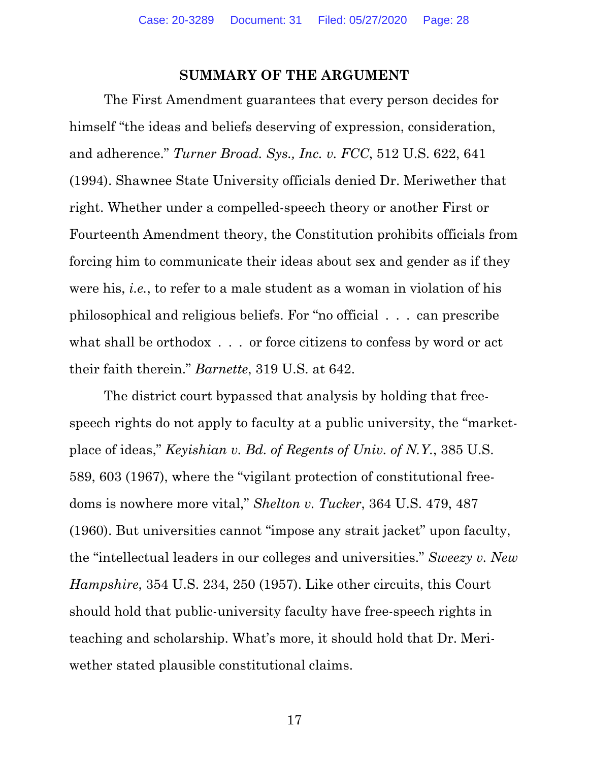## SUMMARY OF THE ARGUMENT

The First Amendment guarantees that every person decides for himself "the ideas and beliefs deserving of expression, consideration, and adherence." *Turner Broad. Sys., Inc. v. FCC*, 512 U.S. 622, 641 (1994). Shawnee State University officials denied Dr. Meriwether that right. Whether under a compelled-speech theory or another First or Fourteenth Amendment theory, the Constitution prohibits officials from forcing him to communicate their ideas about sex and gender as if they were his, *i.e.*, to refer to a male student as a woman in violation of his philosophical and religious beliefs. For "no official . . . can prescribe what shall be orthodox . . . or force citizens to confess by word or act their faith therein." *Barnette*, 319 U.S. at 642.

The district court bypassed that analysis by holding that free-speech rights do not apply to faculty at a public university, the "marketplace of ideas," *Keyishian v. Bd. of Regents of Univ. of N.Y.*, 385 U.S. 589, 603 (1967), where the "vigilant protection of constitutional freedoms is nowhere more vital," *Shelton v. Tucker*, 364 U.S. 479, 487 (1960). But universities cannot "impose any strait jacket" upon faculty, the "intellectual leaders in our colleges and universities." *Sweezy v. New Hampshire*, 354 U.S. 234, 250 (1957). Like other circuits, this Court should hold that public-university faculty have free-speech rights in teaching and scholarship. What's more, it should hold that Dr. Meriwether stated plausible constitutional claims.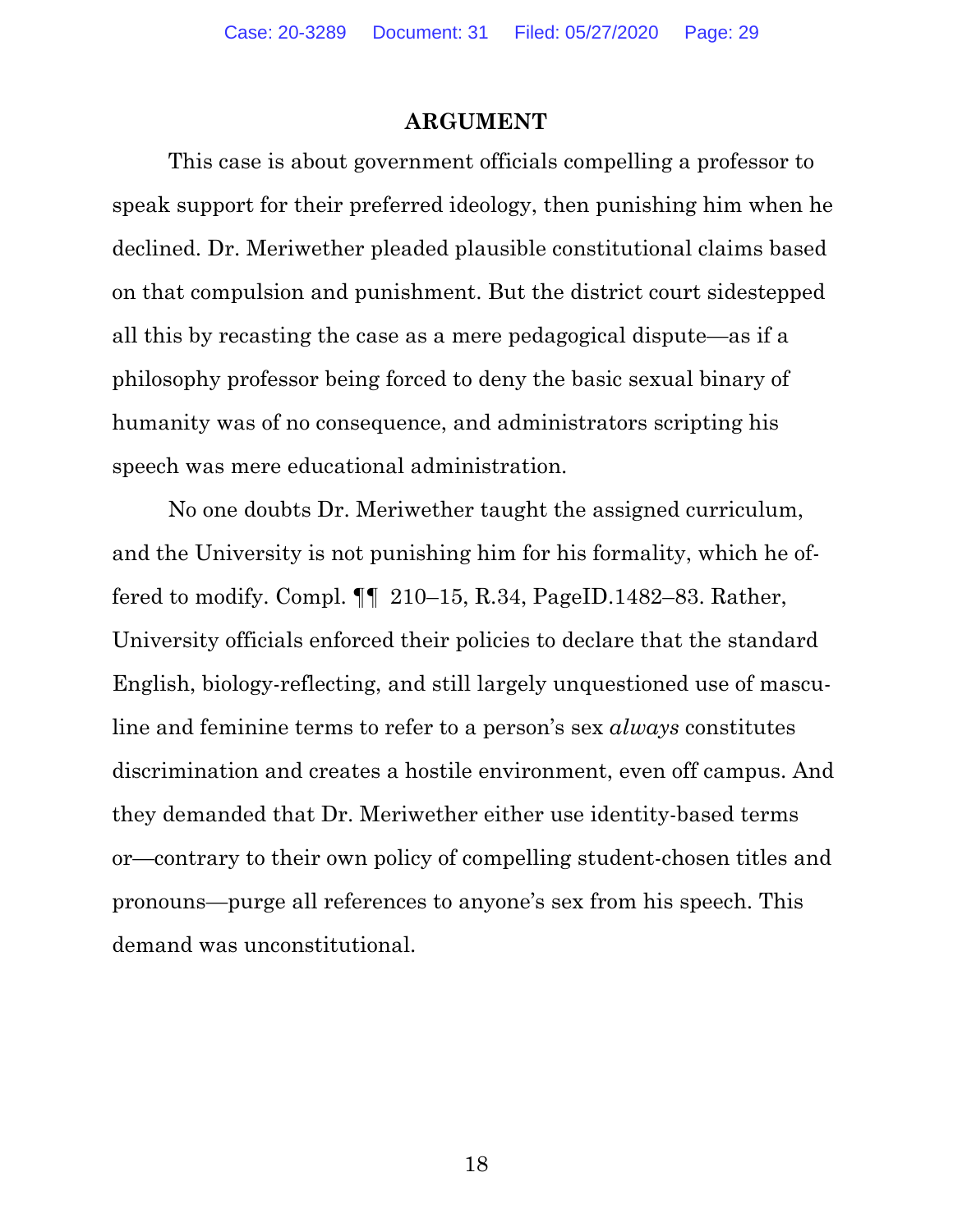## ARGUMENT

This case is about government officials compelling a professor to speak support for their preferred ideology, then punishing him when he declined. Dr. Meriwether pleaded plausible constitutional claims based on that compulsion and punishment. But the district court sidestepped all this by recasting the case as a mere pedagogical dispute—as if a philosophy professor being forced to deny the basic sexual binary of humanity was of no consequence, and administrators scripting his speech was mere educational administration.

No one doubts Dr. Meriwether taught the assigned curriculum, and the University is not punishing him for his formality, which he offered to modify. Compl. ¶¶ 210–15, R.34, PageID.1482–83. Rather, University officials enforced their policies to declare that the standard English, biology-reflecting, and still largely unquestioned use of masculine and feminine terms to refer to a person's sex *always* constitutes discrimination and creates a hostile environment, even off campus. And they demanded that Dr. Meriwether either use identity-based terms or—contrary to their own policy of compelling student-chosen titles and pronouns—purge all references to anyone's sex from his speech. This demand was unconstitutional.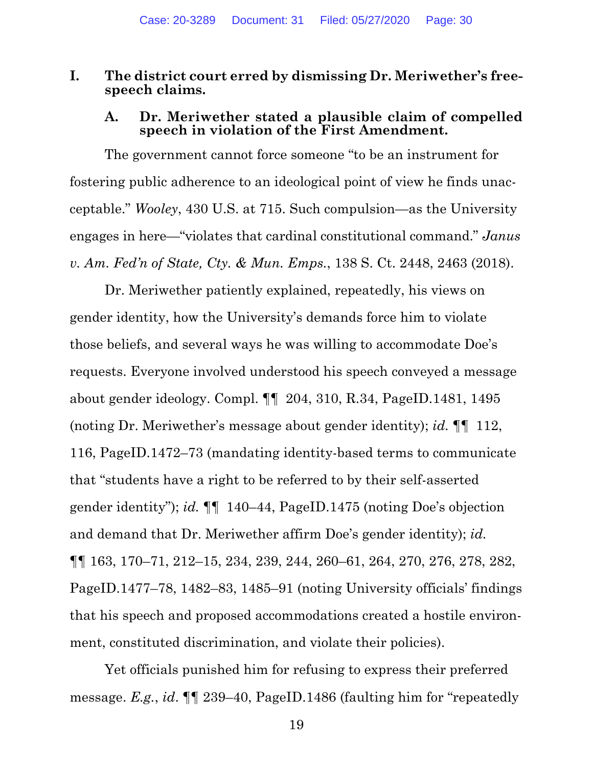## I. The district court erred by dismissing Dr. Meriwether's free-speech claims.

### A. Dr. Meriwether stated a plausible claim of compelled speech in violation of the First Amendment.

The government cannot force someone "to be an instrument for fostering public adherence to an ideological point of view he finds unacceptable." *Wooley*, 430 U.S. at 715. Such compulsion—as the University engages in here—"violates that cardinal constitutional command." *Janus v. Am. Fed'n of State, Cty. & Mun. Emps.*, 138 S. Ct. 2448, 2463 (2018).

Dr. Meriwether patiently explained, repeatedly, his views on gender identity, how the University's demands force him to violate those beliefs, and several ways he was willing to accommodate Doe's requests. Everyone involved understood his speech conveyed a message about gender ideology. Compl. ¶¶ 204, 310, R.34, PageID.1481, 1495 (noting Dr. Meriwether's message about gender identity); *id.* ¶¶ 112, 116, PageID.1472–73 (mandating identity-based terms to communicate that "students have a right to be referred to by their self-asserted gender identity"); *id.* ¶¶ 140–44, PageID.1475 (noting Doe's objection and demand that Dr. Meriwether affirm Doe's gender identity); *id.* ¶¶ 163, 170–71, 212–15, 234, 239, 244, 260–61, 264, 270, 276, 278, 282, PageID.1477–78, 1482–83, 1485–91 (noting University officials' findings that his speech and proposed accommodations created a hostile environment, constituted discrimination, and violate their policies).

Yet officials punished him for refusing to express their preferred message. *E.g.*, *id.* ¶¶ 239–40, PageID.1486 (faulting him for "repeatedly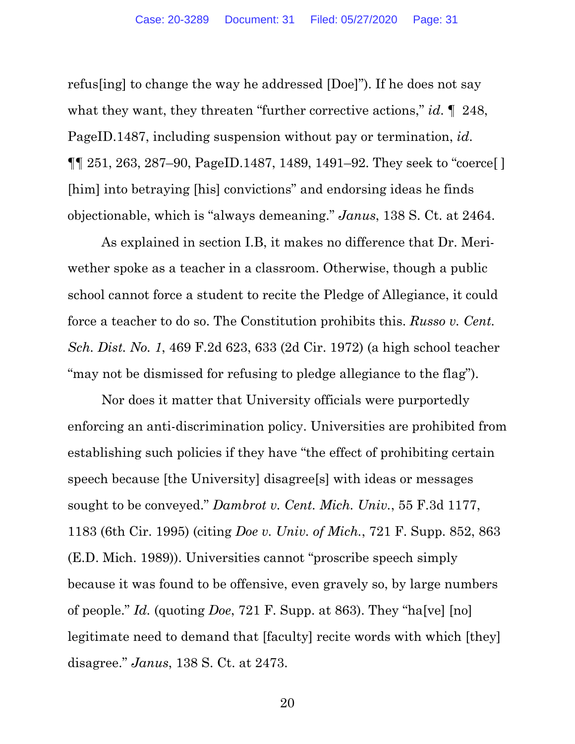refus[ing] to change the way he addressed [Doe]"). If he does not say what they want, they threaten "further corrective actions," *id.* ¶ 248, PageID.1487, including suspension without pay or termination, *id.* ¶¶ 251, 263, 287–90, PageID.1487, 1489, 1491–92. They seek to "coerce[ ] [him] into betraying [his] convictions" and endorsing ideas he finds objectionable, which is "always demeaning." *Janus*, 138 S. Ct. at 2464.

As explained in section I.B, it makes no difference that Dr. Meriwether spoke as a teacher in a classroom. Otherwise, though a public school cannot force a student to recite the Pledge of Allegiance, it could force a teacher to do so. The Constitution prohibits this. *Russo v. Cent. Sch. Dist. No. 1*, 469 F.2d 623, 633 (2d Cir. 1972) (a high school teacher "may not be dismissed for refusing to pledge allegiance to the flag").

Nor does it matter that University officials were purportedly enforcing an anti-discrimination policy. Universities are prohibited from establishing such policies if they have "the effect of prohibiting certain speech because [the University] disagree[s] with ideas or messages sought to be conveyed." *Dambrot v. Cent. Mich. Univ.*, 55 F.3d 1177, 1183 (6th Cir. 1995) (citing *Doe v. Univ. of Mich.*, 721 F. Supp. 852, 863 (E.D. Mich. 1989)). Universities cannot "proscribe speech simply because it was found to be offensive, even gravely so, by large numbers of people." *Id.* (quoting *Doe*, 721 F. Supp. at 863). They "ha[ve] [no] legitimate need to demand that [faculty] recite words with which [they] disagree." *Janus*, 138 S. Ct. at 2473.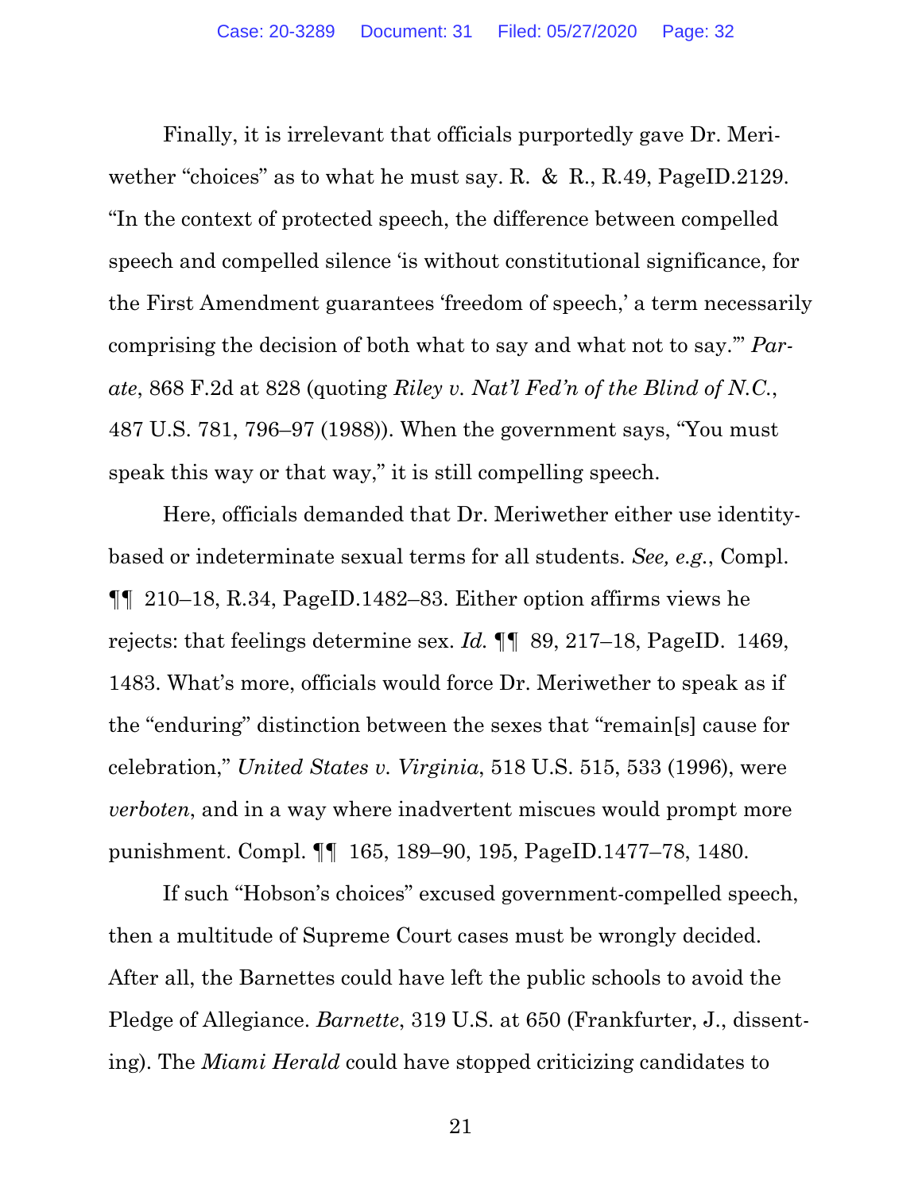Finally, it is irrelevant that officials purportedly gave Dr. Meriwether "choices" as to what he must say. R. & R., R.49, PageID.2129. "In the context of protected speech, the difference between compelled speech and compelled silence 'is without constitutional significance, for the First Amendment guarantees 'freedom of speech,' a term necessarily comprising the decision of both what to say and what not to say.'" *Parate*, 868 F.2d at 828 (quoting *Riley v. Nat'l Fed'n of the Blind of N.C.*, 487 U.S. 781, 796–97 (1988)). When the government says, "You must speak this way or that way," it is still compelling speech.

Here, officials demanded that Dr. Meriwether either use identity-based or indeterminate sexual terms for all students. *See, e.g.*, Compl. ¶¶ 210–18, R.34, PageID.1482–83. Either option affirms views he rejects: that feelings determine sex. *Id.* ¶¶ 89, 217–18, PageID. 1469, 1483. What's more, officials would force Dr. Meriwether to speak as if the "enduring" distinction between the sexes that "remain[s] cause for celebration," *United States v. Virginia*, 518 U.S. 515, 533 (1996), were *verboten*, and in a way where inadvertent miscues would prompt more punishment. Compl. ¶¶ 165, 189–90, 195, PageID.1477–78, 1480.

If such "Hobson's choices" excused government-compelled speech, then a multitude of Supreme Court cases must be wrongly decided. After all, the Barnettes could have left the public schools to avoid the Pledge of Allegiance. *Barnette*, 319 U.S. at 650 (Frankfurter, J., dissenting). The *Miami Herald* could have stopped criticizing candidates to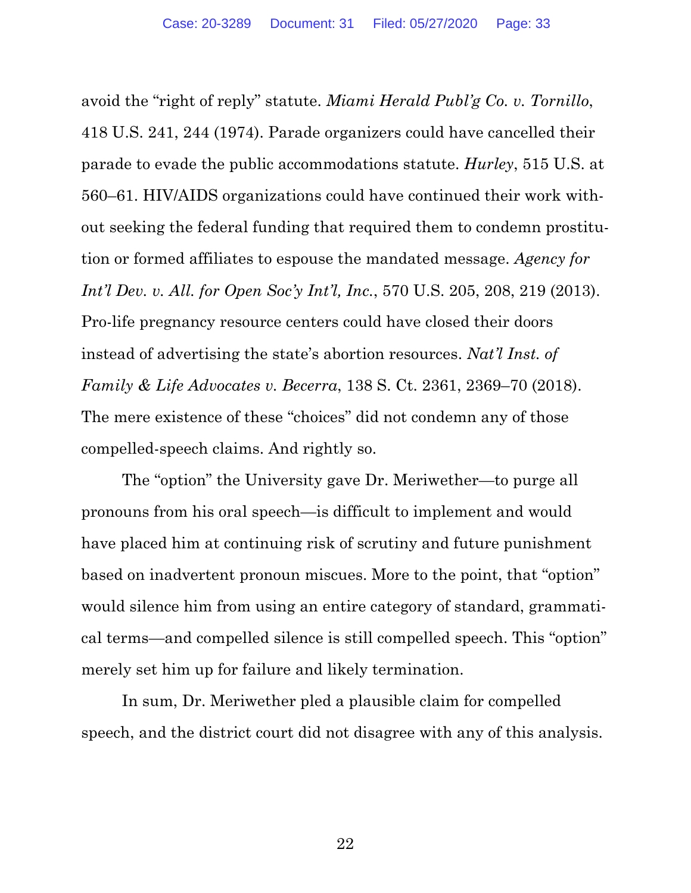avoid the "right of reply" statute. *Miami Herald Publ'g Co. v. Tornillo*, 418 U.S. 241, 244 (1974). Parade organizers could have cancelled their parade to evade the public accommodations statute. *Hurley*, 515 U.S. at 560–61. HIV/AIDS organizations could have continued their work without seeking the federal funding that required them to condemn prostitution or formed affiliates to espouse the mandated message. *Agency for Int'l Dev. v. All. for Open Soc'y Int'l, Inc.*, 570 U.S. 205, 208, 219 (2013). Pro-life pregnancy resource centers could have closed their doors instead of advertising the state's abortion resources. *Nat'l Inst. of Family & Life Advocates v. Becerra*, 138 S. Ct. 2361, 2369–70 (2018). The mere existence of these "choices" did not condemn any of those compelled-speech claims. And rightly so.

The "option" the University gave Dr. Meriwether—to purge all pronouns from his oral speech—is difficult to implement and would have placed him at continuing risk of scrutiny and future punishment based on inadvertent pronoun miscues. More to the point, that "option" would silence him from using an entire category of standard, grammatical terms—and compelled silence is still compelled speech. This "option" merely set him up for failure and likely termination.

In sum, Dr. Meriwether pled a plausible claim for compelled speech, and the district court did not disagree with any of this analysis.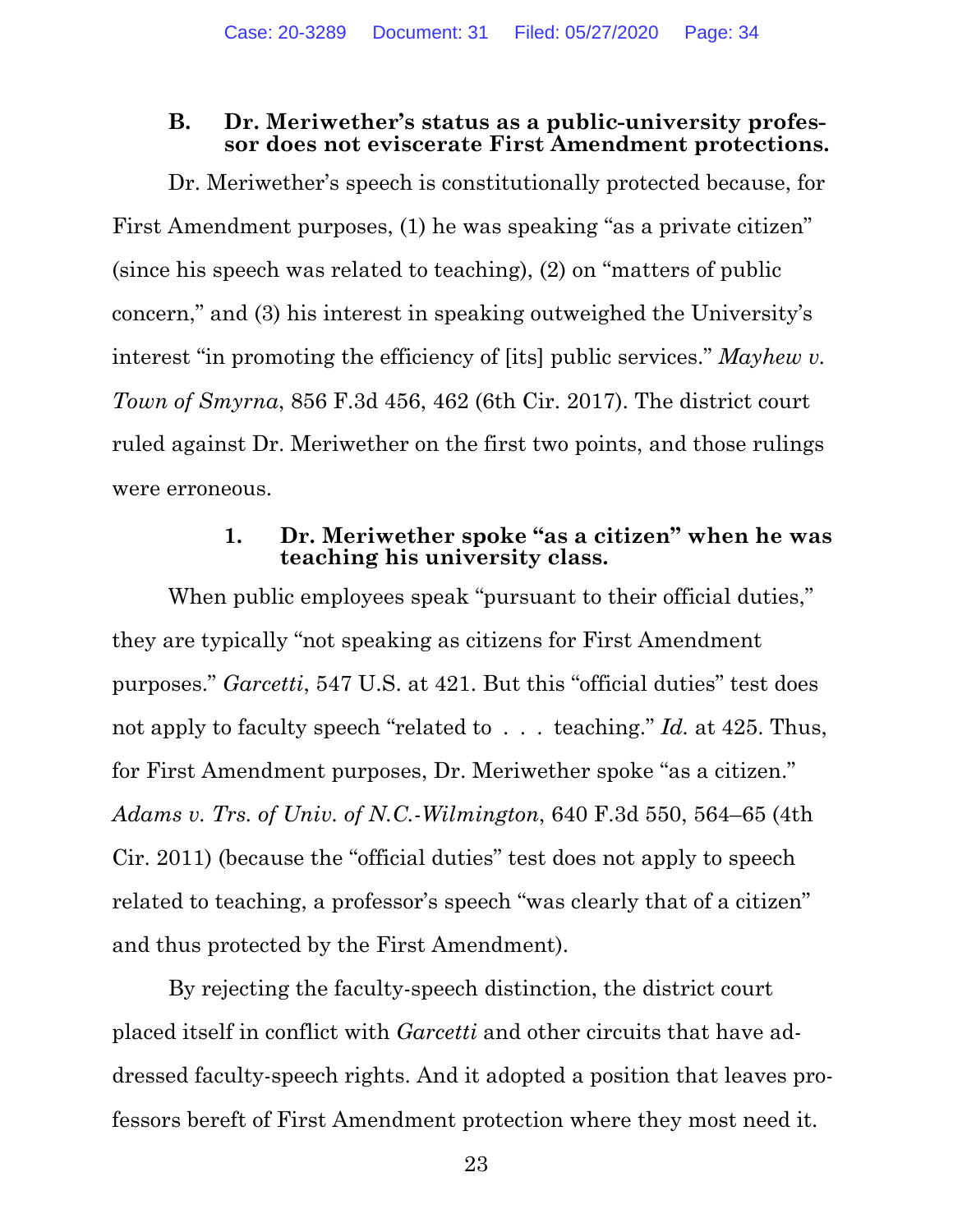### B. Dr. Meriwether's status as a public-university professor does not eviscerate First Amendment protections.

Dr. Meriwether's speech is constitutionally protected because, for First Amendment purposes, (1) he was speaking "as a private citizen" (since his speech was related to teaching), (2) on "matters of public concern," and (3) his interest in speaking outweighed the University's interest "in promoting the efficiency of [its] public services." *Mayhew v. Town of Smyrna*, 856 F.3d 456, 462 (6th Cir. 2017). The district court ruled against Dr. Meriwether on the first two points, and those rulings were erroneous.

#### 1. Dr. Meriwether spoke "as a citizen" when he was teaching his university class.

When public employees speak "pursuant to their official duties," they are typically "not speaking as citizens for First Amendment purposes." *Garcetti*, 547 U.S. at 421. But this "official duties" test does not apply to faculty speech "related to . . . teaching." *Id.* at 425. Thus, for First Amendment purposes, Dr. Meriwether spoke "as a citizen." *Adams v. Trs. of Univ. of N.C.-Wilmington*, 640 F.3d 550, 564–65 (4th Cir. 2011) (because the "official duties" test does not apply to speech related to teaching, a professor's speech "was clearly that of a citizen" and thus protected by the First Amendment).

By rejecting the faculty-speech distinction, the district court placed itself in conflict with *Garcetti* and other circuits that have addressed faculty-speech rights. And it adopted a position that leaves professors bereft of First Amendment protection where they most need it.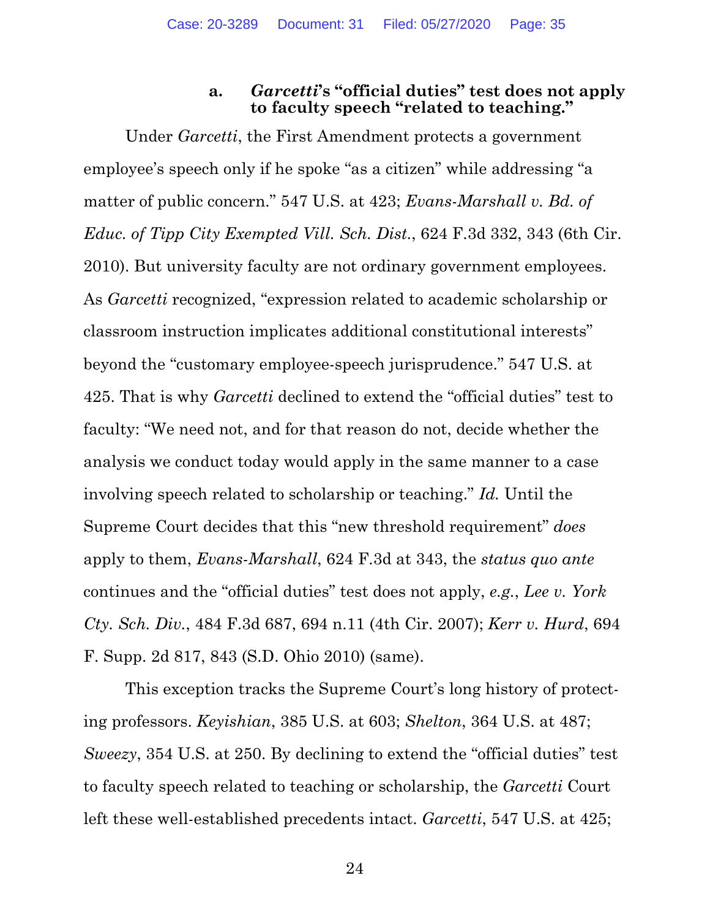#### a. *Garcetti*'s "official duties" test does not apply to faculty speech "related to teaching."

Under *Garcetti*, the First Amendment protects a government employee's speech only if he spoke "as a citizen" while addressing "a matter of public concern." 547 U.S. at 423; *Evans-Marshall v. Bd. of Educ. of Tipp City Exempted Vill. Sch. Dist.*, 624 F.3d 332, 343 (6th Cir. 2010). But university faculty are not ordinary government employees. As *Garcetti* recognized, "expression related to academic scholarship or classroom instruction implicates additional constitutional interests" beyond the "customary employee-speech jurisprudence." 547 U.S. at 425. That is why *Garcetti* declined to extend the "official duties" test to faculty: "We need not, and for that reason do not, decide whether the analysis we conduct today would apply in the same manner to a case involving speech related to scholarship or teaching." *Id.* Until the Supreme Court decides that this "new threshold requirement" *does* apply to them, *Evans-Marshall*, 624 F.3d at 343, the *status quo ante* continues and the "official duties" test does not apply, *e.g.*, *Lee v. York Cty. Sch. Div.*, 484 F.3d 687, 694 n.11 (4th Cir. 2007); *Kerr v. Hurd*, 694 F. Supp. 2d 817, 843 (S.D. Ohio 2010) (same).

This exception tracks the Supreme Court's long history of protecting professors. *Keyishian*, 385 U.S. at 603; *Shelton*, 364 U.S. at 487; *Sweezy*, 354 U.S. at 250. By declining to extend the "official duties" test to faculty speech related to teaching or scholarship, the *Garcetti* Court left these well-established precedents intact. *Garcetti*, 547 U.S. at 425;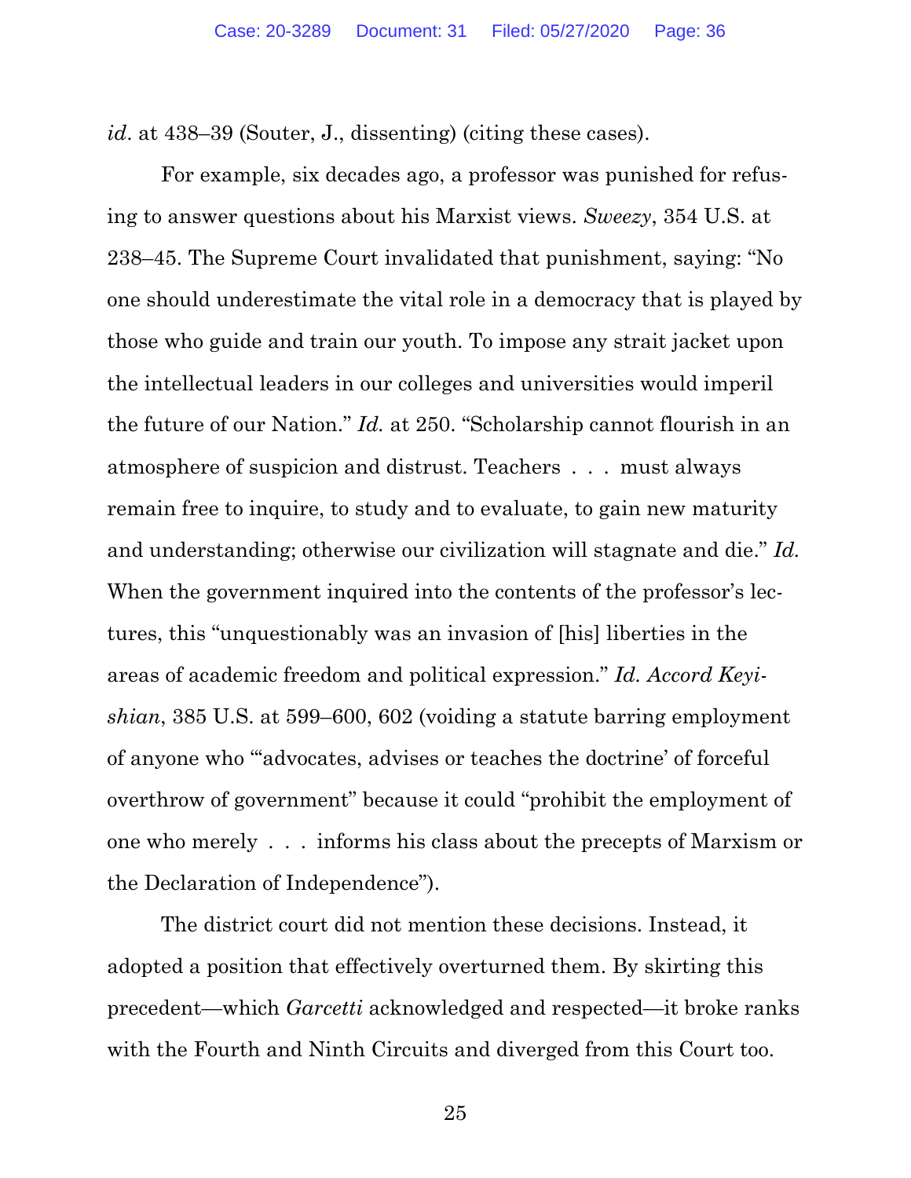*id*. at 438–39 (Souter, J., dissenting) (citing these cases).

For example, six decades ago, a professor was punished for refusing to answer questions about his Marxist views. *Sweezy*, 354 U.S. at 238–45. The Supreme Court invalidated that punishment, saying: "No one should underestimate the vital role in a democracy that is played by those who guide and train our youth. To impose any strait jacket upon the intellectual leaders in our colleges and universities would imperil the future of our Nation." *Id.* at 250. "Scholarship cannot flourish in an atmosphere of suspicion and distrust. Teachers . . . must always remain free to inquire, to study and to evaluate, to gain new maturity and understanding; otherwise our civilization will stagnate and die." *Id.* When the government inquired into the contents of the professor's lectures, this "unquestionably was an invasion of [his] liberties in the areas of academic freedom and political expression." *Id. Accord Keyishian*, 385 U.S. at 599–600, 602 (voiding a statute barring employment of anyone who "'advocates, advises or teaches the doctrine' of forceful overthrow of government" because it could "prohibit the employment of one who merely . . . informs his class about the precepts of Marxism or the Declaration of Independence").

The district court did not mention these decisions. Instead, it adopted a position that effectively overturned them. By skirting this precedent—which *Garcetti* acknowledged and respected—it broke ranks with the Fourth and Ninth Circuits and diverged from this Court too.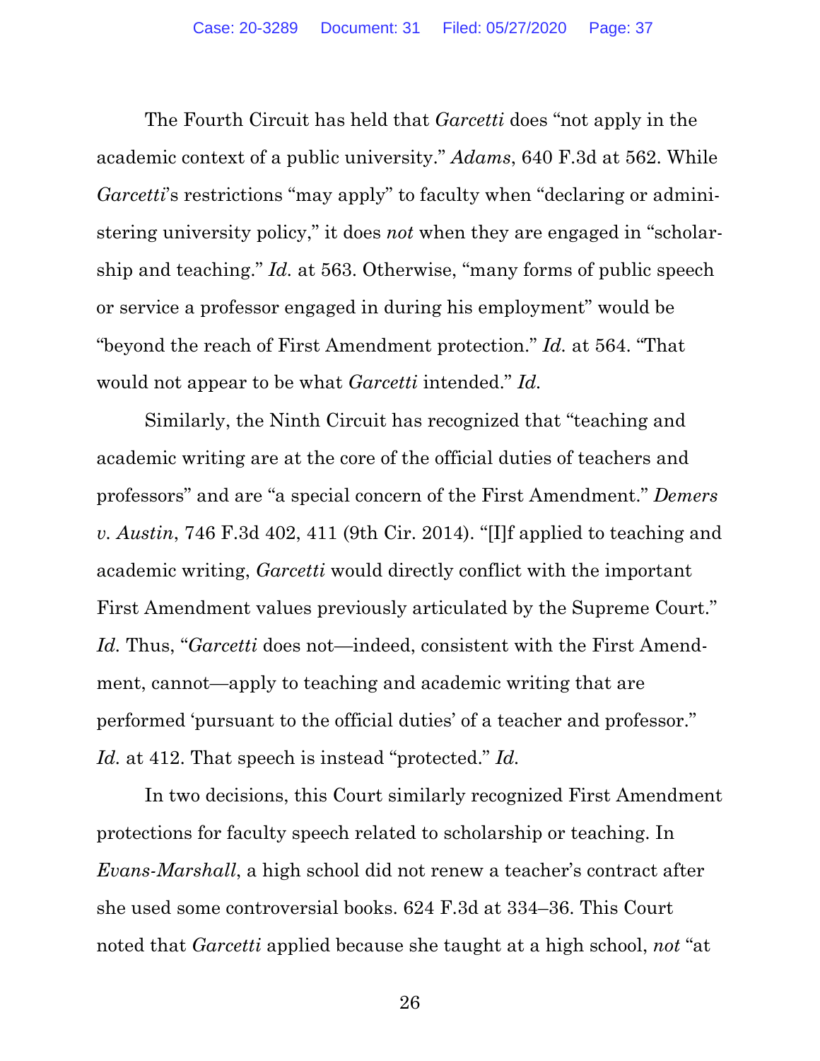The Fourth Circuit has held that *Garcetti* does "not apply in the academic context of a public university." *Adams*, 640 F.3d at 562. While *Garcetti*'s restrictions "may apply" to faculty when "declaring or administering university policy," it does *not* when they are engaged in "scholarship and teaching." *Id.* at 563. Otherwise, "many forms of public speech or service a professor engaged in during his employment" would be "beyond the reach of First Amendment protection." *Id.* at 564. "That would not appear to be what *Garcetti* intended." *Id.*

Similarly, the Ninth Circuit has recognized that "teaching and academic writing are at the core of the official duties of teachers and professors" and are "a special concern of the First Amendment." *Demers v. Austin*, 746 F.3d 402, 411 (9th Cir. 2014). "[I]f applied to teaching and academic writing, *Garcetti* would directly conflict with the important First Amendment values previously articulated by the Supreme Court." *Id.* Thus, "*Garcetti* does not—indeed, consistent with the First Amendment, cannot—apply to teaching and academic writing that are performed 'pursuant to the official duties' of a teacher and professor." *Id.* at 412. That speech is instead "protected." *Id.*

In two decisions, this Court similarly recognized First Amendment protections for faculty speech related to scholarship or teaching. In *Evans-Marshall*, a high school did not renew a teacher's contract after she used some controversial books. 624 F.3d at 334–36. This Court noted that *Garcetti* applied because she taught at a high school, *not* "at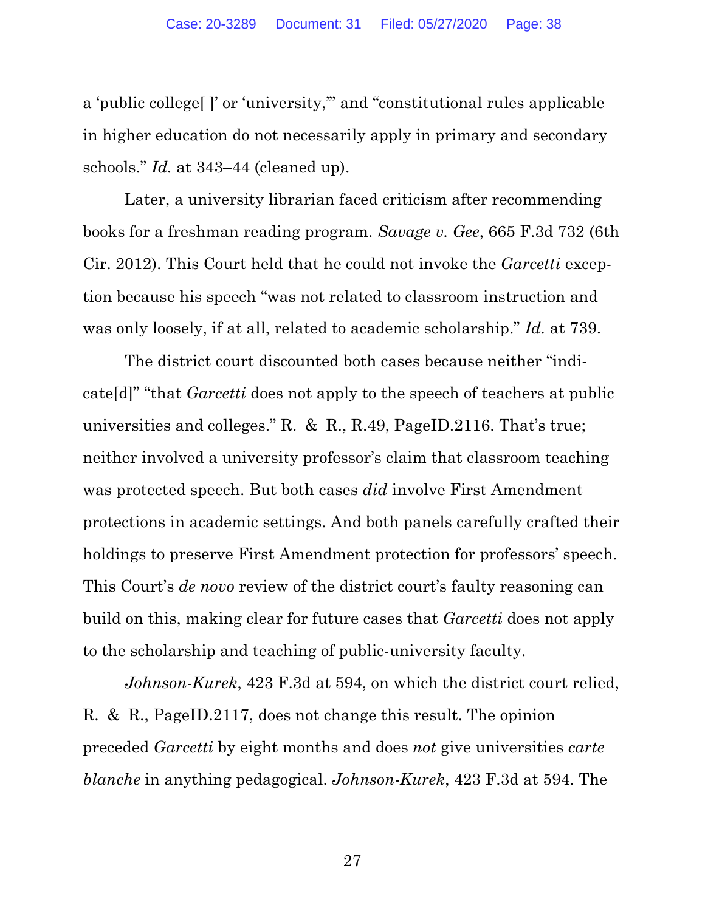a 'public college[ ]' or 'university,'" and "constitutional rules applicable in higher education do not necessarily apply in primary and secondary schools." *Id.* at 343–44 (cleaned up).

Later, a university librarian faced criticism after recommending books for a freshman reading program. *Savage v. Gee*, 665 F.3d 732 (6th Cir. 2012). This Court held that he could not invoke the *Garcetti* exception because his speech "was not related to classroom instruction and was only loosely, if at all, related to academic scholarship." *Id.* at 739.

The district court discounted both cases because neither "indicate[d]" "that *Garcetti* does not apply to the speech of teachers at public universities and colleges." R. & R., R.49, PageID.2116. That's true; neither involved a university professor's claim that classroom teaching was protected speech. But both cases *did* involve First Amendment protections in academic settings. And both panels carefully crafted their holdings to preserve First Amendment protection for professors' speech. This Court's *de novo* review of the district court's faulty reasoning can build on this, making clear for future cases that *Garcetti* does not apply to the scholarship and teaching of public-university faculty.

*Johnson-Kurek*, 423 F.3d at 594, on which the district court relied, R. & R., PageID.2117, does not change this result. The opinion preceded *Garcetti* by eight months and does *not* give universities *carte blanche* in anything pedagogical. *Johnson-Kurek*, 423 F.3d at 594. The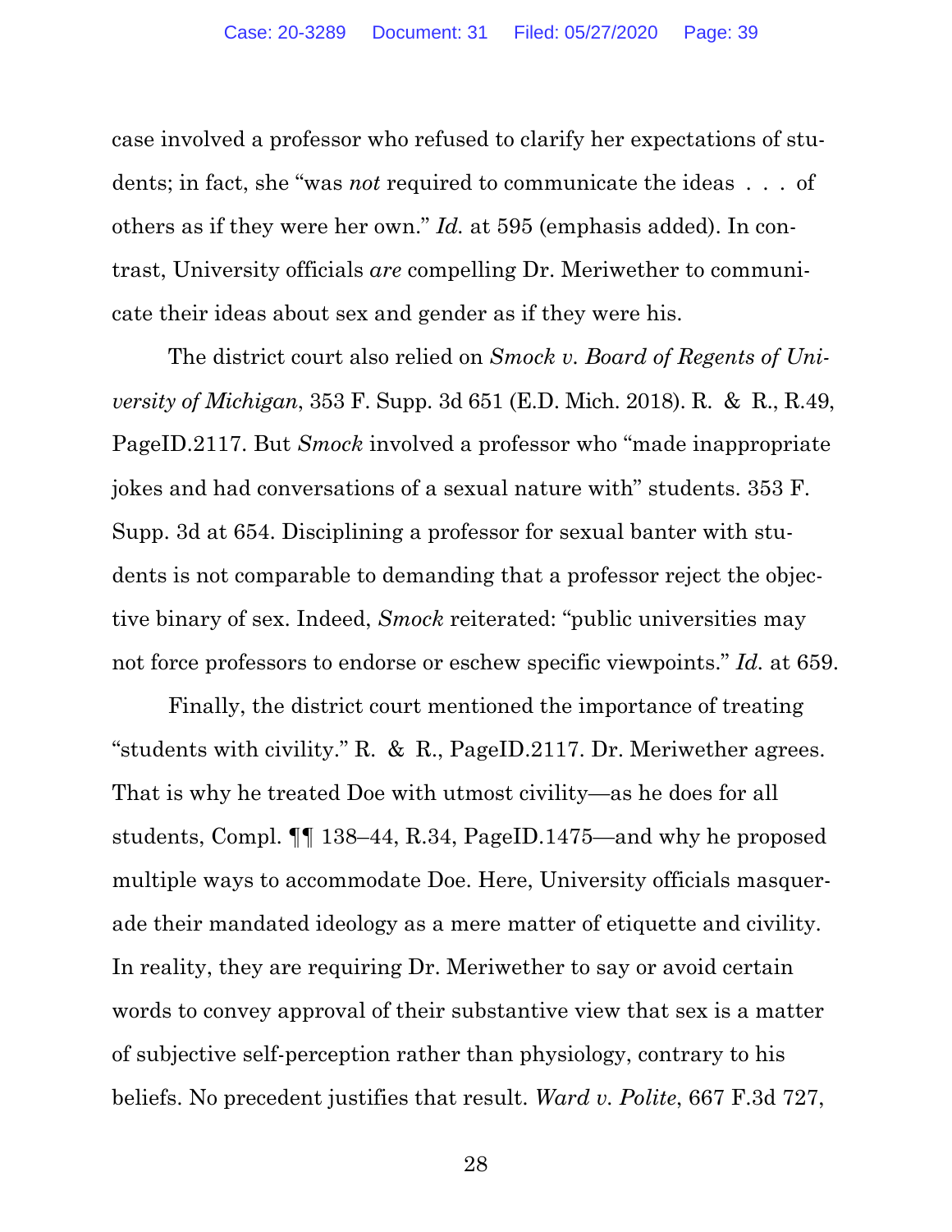case involved a professor who refused to clarify her expectations of students; in fact, she "was *not* required to communicate the ideas . . . of others as if they were her own." *Id.* at 595 (emphasis added). In contrast, University officials *are* compelling Dr. Meriwether to communicate their ideas about sex and gender as if they were his.

The district court also relied on *Smock v. Board of Regents of University of Michigan*, 353 F. Supp. 3d 651 (E.D. Mich. 2018). R. & R., R.49, PageID.2117. But *Smock* involved a professor who "made inappropriate jokes and had conversations of a sexual nature with" students. 353 F. Supp. 3d at 654. Disciplining a professor for sexual banter with students is not comparable to demanding that a professor reject the objective binary of sex. Indeed, *Smock* reiterated: "public universities may not force professors to endorse or eschew specific viewpoints." *Id.* at 659.

Finally, the district court mentioned the importance of treating "students with civility." R. & R., PageID.2117. Dr. Meriwether agrees. That is why he treated Doe with utmost civility—as he does for all students, Compl. ¶¶ 138–44, R.34, PageID.1475—and why he proposed multiple ways to accommodate Doe. Here, University officials masquerade their mandated ideology as a mere matter of etiquette and civility. In reality, they are requiring Dr. Meriwether to say or avoid certain words to convey approval of their substantive view that sex is a matter of subjective self-perception rather than physiology, contrary to his beliefs. No precedent justifies that result. *Ward v. Polite*, 667 F.3d 727,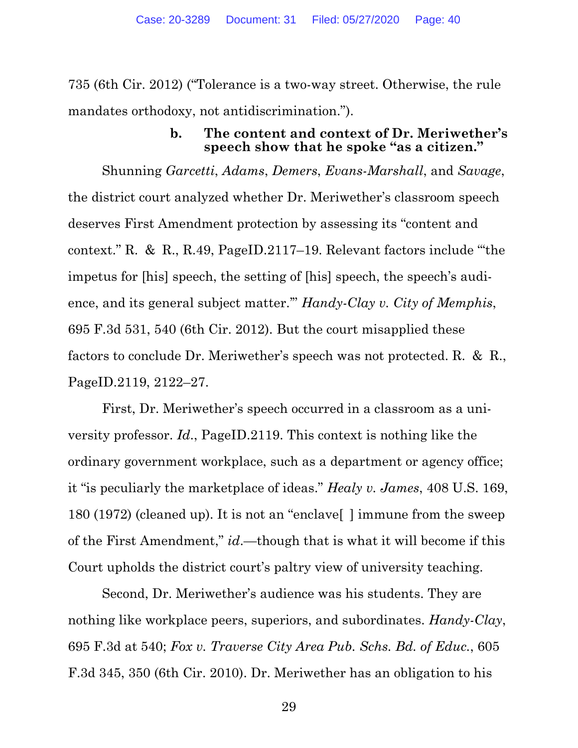735 (6th Cir. 2012) ("Tolerance is a two-way street. Otherwise, the rule mandates orthodoxy, not antidiscrimination.").

#### b. The content and context of Dr. Meriwether's speech show that he spoke "as a citizen."

Shunning *Garcetti*, *Adams*, *Demers*, *Evans-Marshall*, and *Savage*, the district court analyzed whether Dr. Meriwether's classroom speech deserves First Amendment protection by assessing its "content and context." R. & R., R.49, PageID.2117–19. Relevant factors include "'the impetus for [his] speech, the setting of [his] speech, the speech's audience, and its general subject matter.'" *Handy-Clay v. City of Memphis*, 695 F.3d 531, 540 (6th Cir. 2012). But the court misapplied these factors to conclude Dr. Meriwether's speech was not protected. R. & R., PageID.2119, 2122–27.

First, Dr. Meriwether's speech occurred in a classroom as a university professor. *Id.*, PageID.2119. This context is nothing like the ordinary government workplace, such as a department or agency office; it "is peculiarly the marketplace of ideas." *Healy v. James*, 408 U.S. 169, 180 (1972) (cleaned up). It is not an "enclave[ ] immune from the sweep of the First Amendment," *id.*—though that is what it will become if this Court upholds the district court's paltry view of university teaching.

Second, Dr. Meriwether's audience was his students. They are nothing like workplace peers, superiors, and subordinates. *Handy-Clay*, 695 F.3d at 540; *Fox v. Traverse City Area Pub. Schs. Bd. of Educ.*, 605 F.3d 345, 350 (6th Cir. 2010). Dr. Meriwether has an obligation to his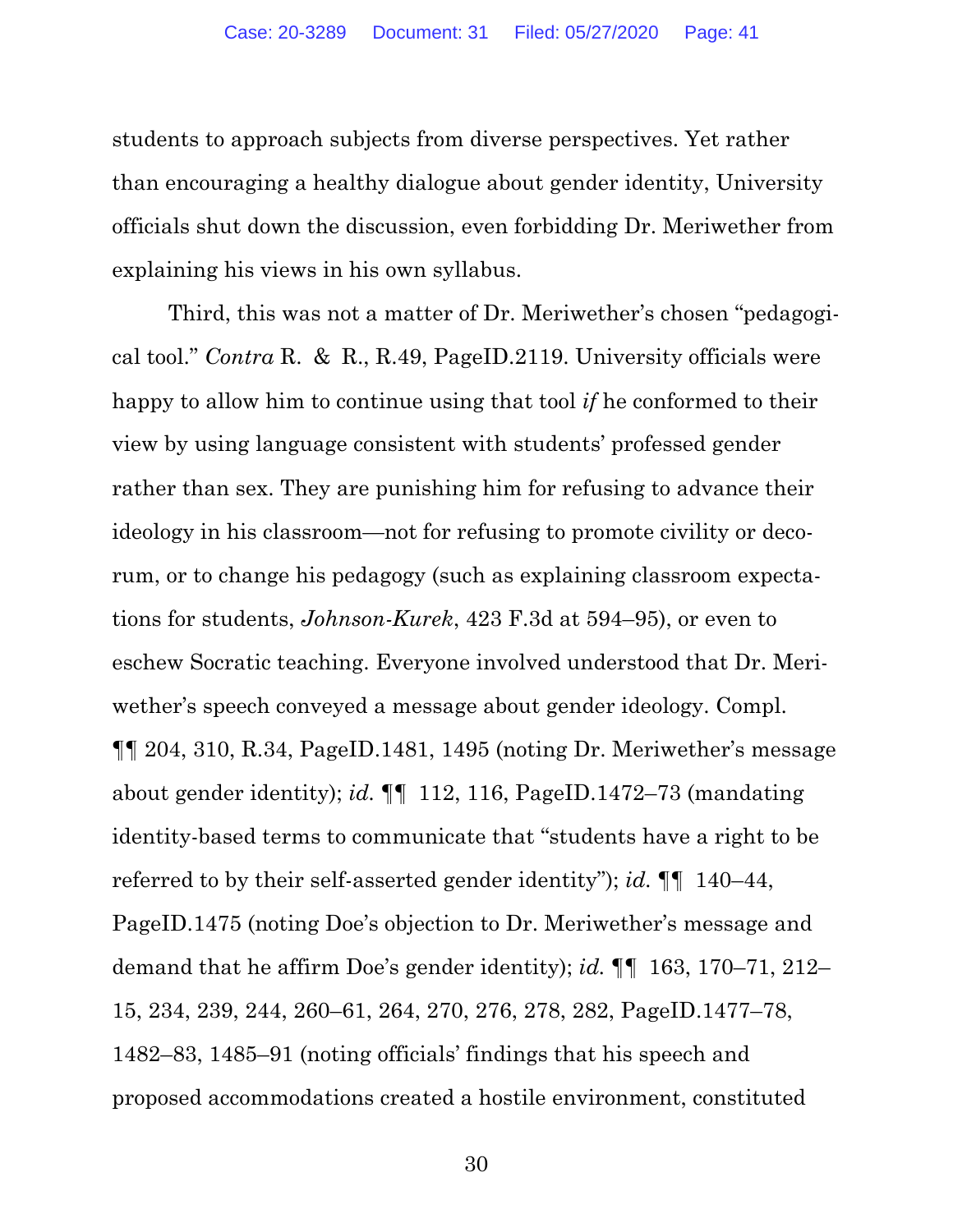students to approach subjects from diverse perspectives. Yet rather than encouraging a healthy dialogue about gender identity, University officials shut down the discussion, even forbidding Dr. Meriwether from explaining his views in his own syllabus.

Third, this was not a matter of Dr. Meriwether's chosen "pedagogical tool." *Contra* R. & R., R.49, PageID.2119. University officials were happy to allow him to continue using that tool *if* he conformed to their view by using language consistent with students' professed gender rather than sex. They are punishing him for refusing to advance their ideology in his classroom—not for refusing to promote civility or decorum, or to change his pedagogy (such as explaining classroom expectations for students, *Johnson-Kurek*, 423 F.3d at 594–95), or even to eschew Socratic teaching. Everyone involved understood that Dr. Meriwether's speech conveyed a message about gender ideology. Compl. ¶¶ 204, 310, R.34, PageID.1481, 1495 (noting Dr. Meriwether's message about gender identity); *id.* ¶¶ 112, 116, PageID.1472–73 (mandating identity-based terms to communicate that "students have a right to be referred to by their self-asserted gender identity"); *id.* ¶¶ 140–44, PageID.1475 (noting Doe's objection to Dr. Meriwether's message and demand that he affirm Doe's gender identity); *id.* ¶¶ 163, 170–71, 212–15, 234, 239, 244, 260–61, 264, 270, 276, 278, 282, PageID.1477–78, 1482–83, 1485–91 (noting officials' findings that his speech and proposed accommodations created a hostile environment, constituted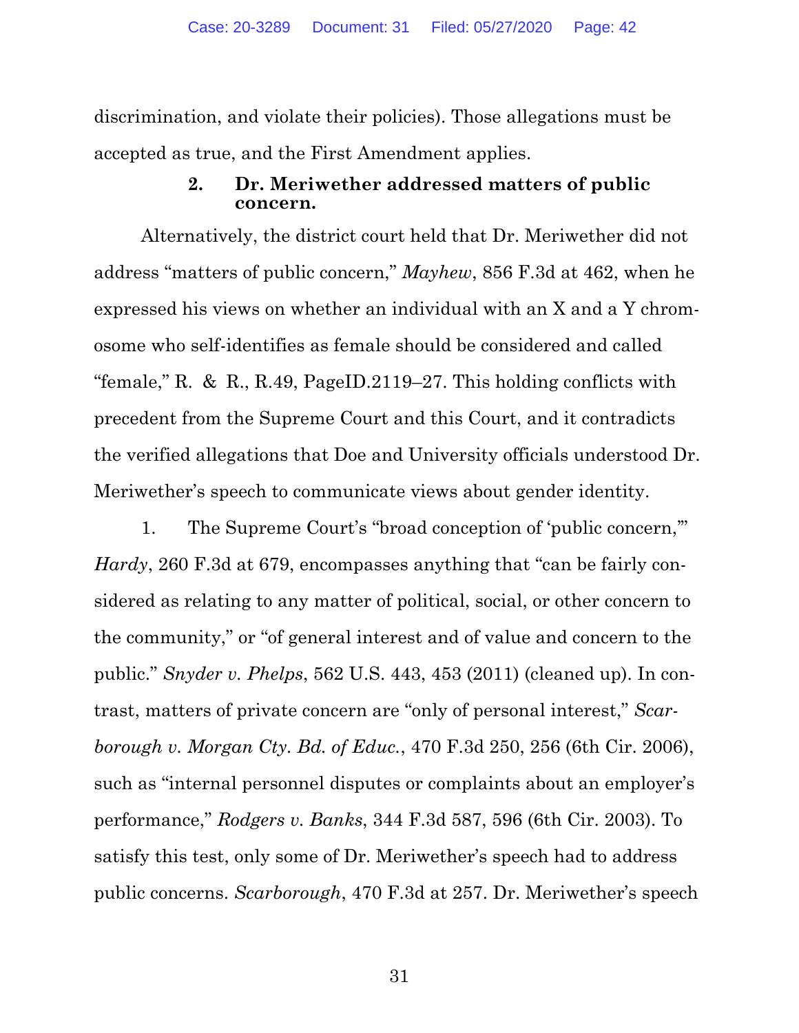discrimination, and violate their policies). Those allegations must be accepted as true, and the First Amendment applies.

#### 2. Dr. Meriwether addressed matters of public concern.

Alternatively, the district court held that Dr. Meriwether did not address "matters of public concern," *Mayhew*, 856 F.3d at 462, when he expressed his views on whether an individual with an X and a Y chromosome who self-identifies as female should be considered and called "female," R. & R., R.49, PageID.2119–27. This holding conflicts with precedent from the Supreme Court and this Court, and it contradicts the verified allegations that Doe and University officials understood Dr. Meriwether's speech to communicate views about gender identity.

1. The Supreme Court's "broad conception of 'public concern,'" *Hardy*, 260 F.3d at 679, encompasses anything that "can be fairly considered as relating to any matter of political, social, or other concern to the community," or "of general interest and of value and concern to the public." *Snyder v. Phelps*, 562 U.S. 443, 453 (2011) (cleaned up). In contrast, matters of private concern are "only of personal interest," *Scarborough v. Morgan Cty. Bd. of Educ.*, 470 F.3d 250, 256 (6th Cir. 2006), such as "internal personnel disputes or complaints about an employer's performance," *Rodgers v. Banks*, 344 F.3d 587, 596 (6th Cir. 2003). To satisfy this test, only some of Dr. Meriwether's speech had to address public concerns. *Scarborough*, 470 F.3d at 257. Dr. Meriwether's speech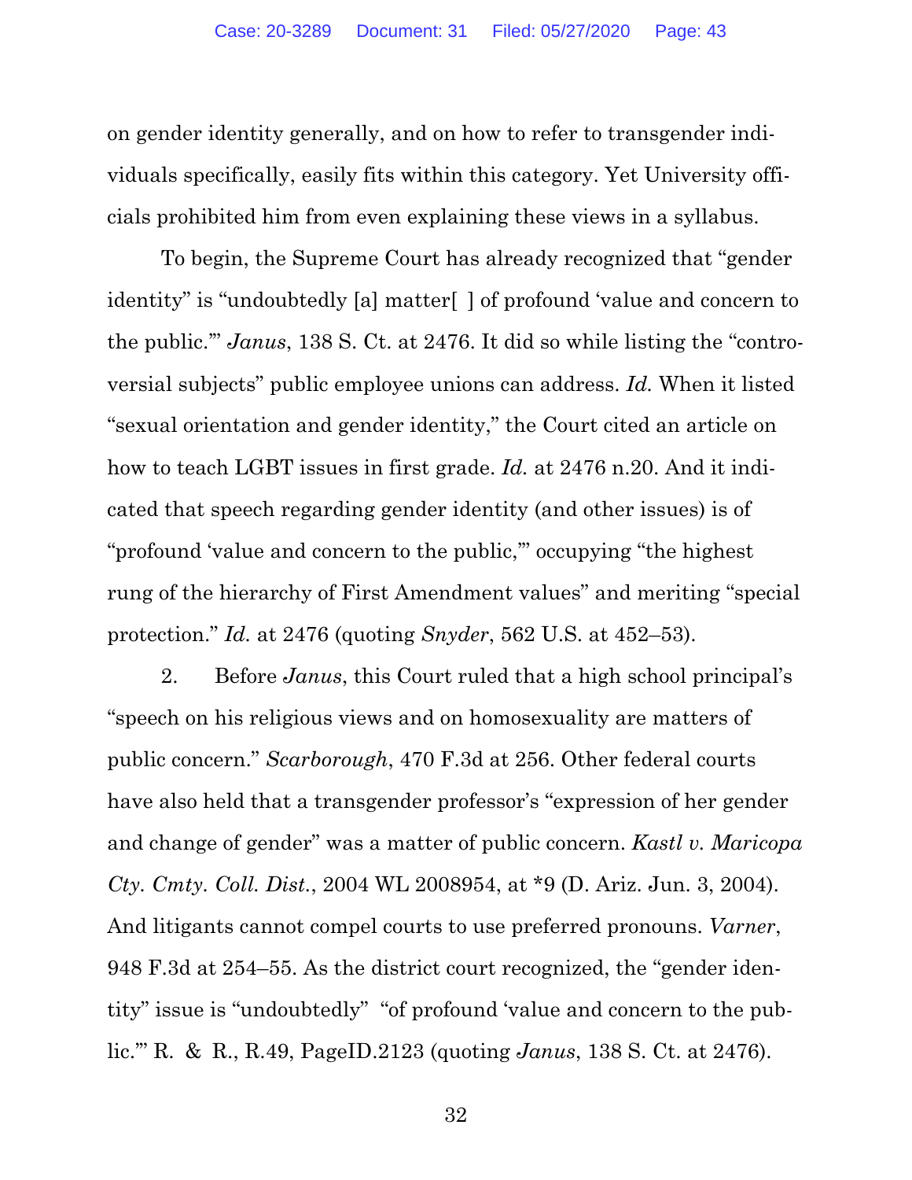on gender identity generally, and on how to refer to transgender individuals specifically, easily fits within this category. Yet University officials prohibited him from even explaining these views in a syllabus.

To begin, the Supreme Court has already recognized that "gender identity" is "undoubtedly [a] matter[ ] of profound 'value and concern to the public.'" *Janus*, 138 S. Ct. at 2476. It did so while listing the "controversial subjects" public employee unions can address. *Id.* When it listed "sexual orientation and gender identity," the Court cited an article on how to teach LGBT issues in first grade. *Id.* at 2476 n.20. And it indicated that speech regarding gender identity (and other issues) is of "profound 'value and concern to the public,'" occupying "the highest rung of the hierarchy of First Amendment values" and meriting "special protection." *Id.* at 2476 (quoting *Snyder*, 562 U.S. at 452–53).

2. Before *Janus*, this Court ruled that a high school principal's "speech on his religious views and on homosexuality are matters of public concern." *Scarborough*, 470 F.3d at 256. Other federal courts have also held that a transgender professor's "expression of her gender and change of gender" was a matter of public concern. *Kastl v. Maricopa Cty. Cmty. Coll. Dist.*, 2004 WL 2008954, at *9 (D. Ariz. Jun. 3, 2004). And litigants cannot compel courts to use preferred pronouns. *Varner*, 948 F.3d at 254–55. As the district court recognized, the "gender identity" issue is "undoubtedly" "of profound 'value and concern to the public.'" R. & R., R.49, PageID.2123 (quoting *Janus*, 138 S. Ct. at 2476).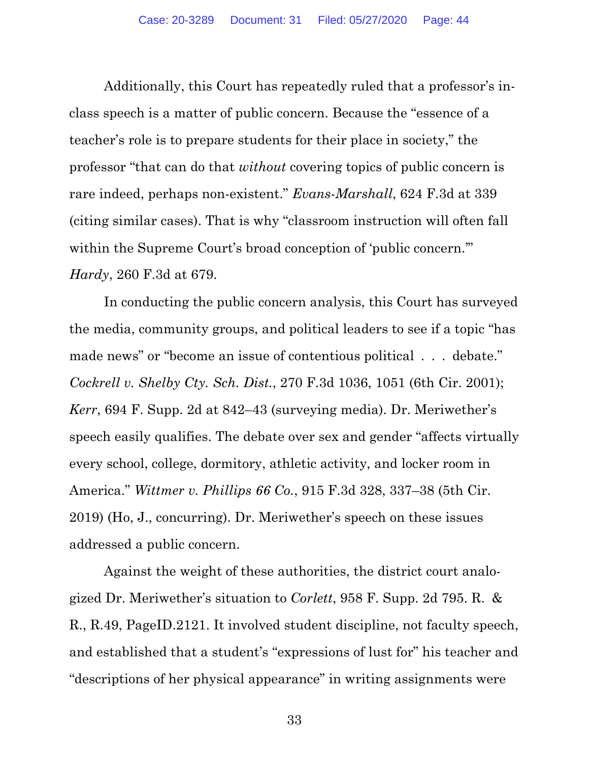Additionally, this Court has repeatedly ruled that a professor's in-class speech is a matter of public concern. Because the "essence of a teacher's role is to prepare students for their place in society," the professor "that can do that *without* covering topics of public concern is rare indeed, perhaps non-existent." *Evans-Marshall*, 624 F.3d at 339 (citing similar cases). That is why "classroom instruction will often fall within the Supreme Court's broad conception of 'public concern.'" *Hardy*, 260 F.3d at 679.

In conducting the public concern analysis, this Court has surveyed the media, community groups, and political leaders to see if a topic "has made news" or "become an issue of contentious political . . . debate." *Cockrell v. Shelby Cty. Sch. Dist.*, 270 F.3d 1036, 1051 (6th Cir. 2001); *Kerr*, 694 F. Supp. 2d at 842–43 (surveying media). Dr. Meriwether's speech easily qualifies. The debate over sex and gender "affects virtually every school, college, dormitory, athletic activity, and locker room in America." *Wittmer v. Phillips 66 Co.*, 915 F.3d 328, 337–38 (5th Cir. 2019) (Ho, J., concurring). Dr. Meriwether's speech on these issues addressed a public concern.

Against the weight of these authorities, the district court analogized Dr. Meriwether's situation to *Corlett*, 958 F. Supp. 2d 795. R. & R., R.49, PageID.2121. It involved student discipline, not faculty speech, and established that a student's "expressions of lust for" his teacher and "descriptions of her physical appearance" in writing assignments were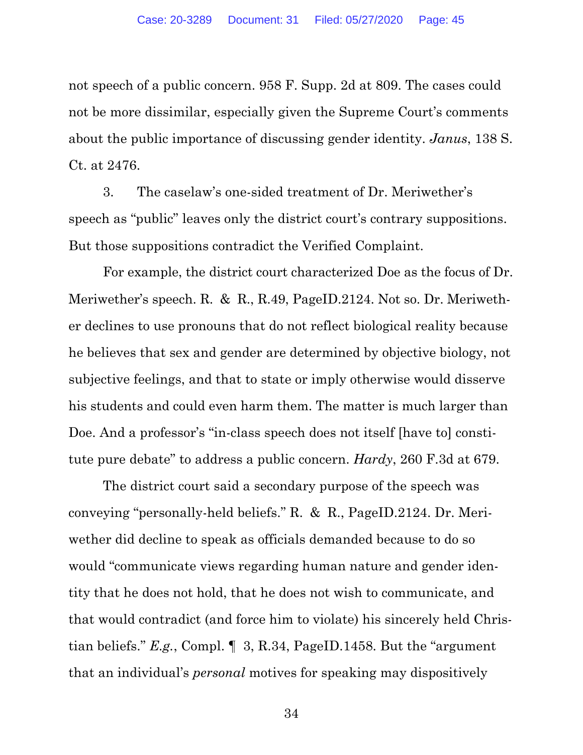not speech of a public concern. 958 F. Supp. 2d at 809. The cases could not be more dissimilar, especially given the Supreme Court's comments about the public importance of discussing gender identity. *Janus*, 138 S. Ct. at 2476.

3. The caselaw's one-sided treatment of Dr. Meriwether's speech as "public" leaves only the district court's contrary suppositions. But those suppositions contradict the Verified Complaint.

For example, the district court characterized Doe as the focus of Dr. Meriwether's speech. R. & R., R.49, PageID.2124. Not so. Dr. Meriwether declines to use pronouns that do not reflect biological reality because he believes that sex and gender are determined by objective biology, not subjective feelings, and that to state or imply otherwise would disserve his students and could even harm them. The matter is much larger than Doe. And a professor's "in-class speech does not itself [have to] constitute pure debate" to address a public concern. *Hardy*, 260 F.3d at 679.

The district court said a secondary purpose of the speech was conveying "personally-held beliefs." R. & R., PageID.2124. Dr. Meriwether did decline to speak as officials demanded because to do so would "communicate views regarding human nature and gender identity that he does not hold, that he does not wish to communicate, and that would contradict (and force him to violate) his sincerely held Christian beliefs." *E.g.*, Compl. ¶ 3, R.34, PageID.1458. But the "argument that an individual's *personal* motives for speaking may dispositively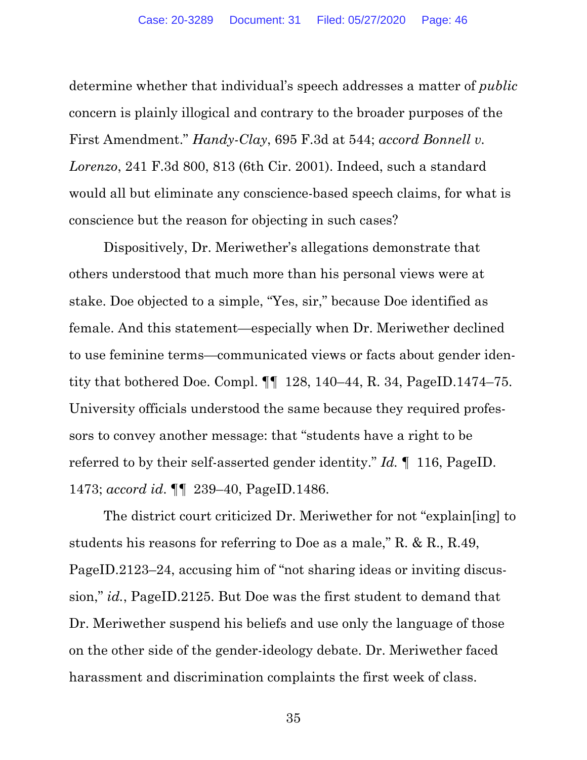determine whether that individual's speech addresses a matter of *public* concern is plainly illogical and contrary to the broader purposes of the First Amendment." *Handy-Clay*, 695 F.3d at 544; *accord Bonnell v. Lorenzo*, 241 F.3d 800, 813 (6th Cir. 2001). Indeed, such a standard would all but eliminate any conscience-based speech claims, for what is conscience but the reason for objecting in such cases?

Dispositively, Dr. Meriwether's allegations demonstrate that others understood that much more than his personal views were at stake. Doe objected to a simple, "Yes, sir," because Doe identified as female. And this statement—especially when Dr. Meriwether declined to use feminine terms—communicated views or facts about gender identity that bothered Doe. Compl. ¶¶ 128, 140–44, R. 34, PageID.1474–75. University officials understood the same because they required professors to convey another message: that "students have a right to be referred to by their self-asserted gender identity." *Id.* ¶ 116, PageID. 1473; *accord id.* ¶¶ 239–40, PageID.1486.

The district court criticized Dr. Meriwether for not "explain[ing] to students his reasons for referring to Doe as a male," R. & R., R.49, PageID.2123–24, accusing him of "not sharing ideas or inviting discussion," *id.*, PageID.2125. But Doe was the first student to demand that Dr. Meriwether suspend his beliefs and use only the language of those on the other side of the gender-ideology debate. Dr. Meriwether faced harassment and discrimination complaints the first week of class.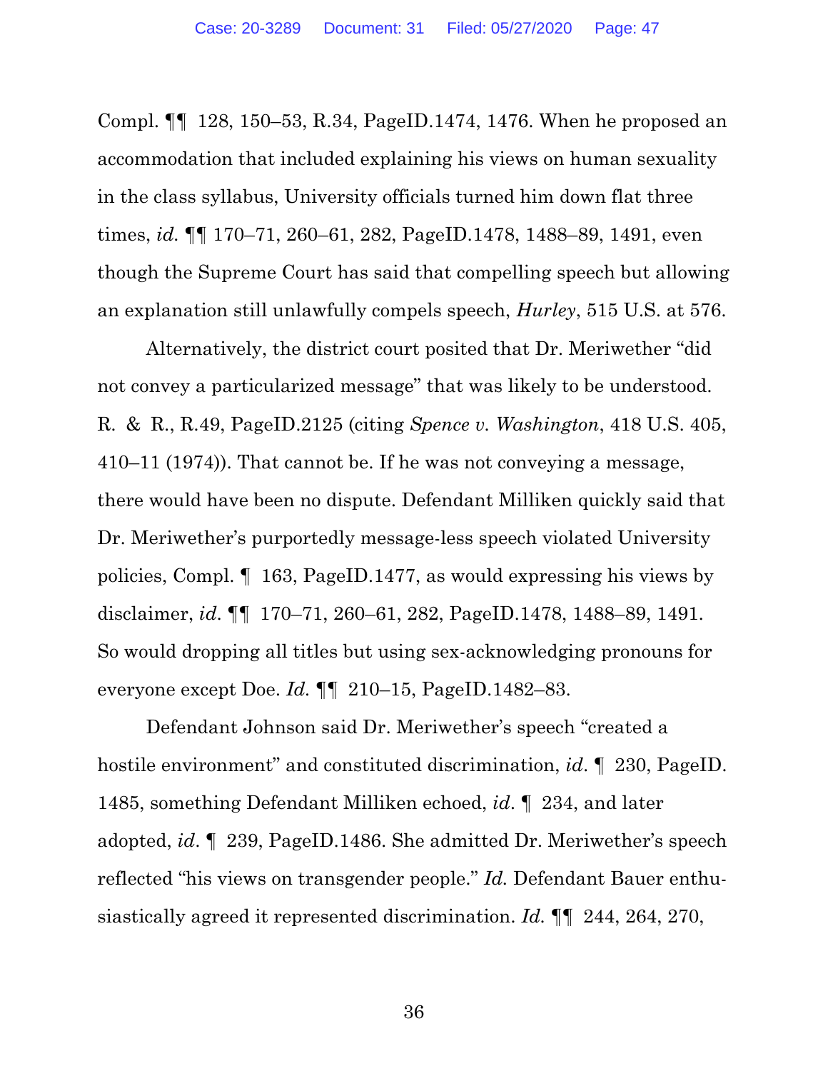Compl. ¶¶ 128, 150–53, R.34, PageID.1474, 1476. When he proposed an accommodation that included explaining his views on human sexuality in the class syllabus, University officials turned him down flat three times, *id.* ¶¶ 170–71, 260–61, 282, PageID.1478, 1488–89, 1491, even though the Supreme Court has said that compelling speech but allowing an explanation still unlawfully compels speech, *Hurley*, 515 U.S. at 576.

Alternatively, the district court posited that Dr. Meriwether "did not convey a particularized message" that was likely to be understood. R. & R., R.49, PageID.2125 (citing *Spence v. Washington*, 418 U.S. 405, 410–11 (1974)). That cannot be. If he was not conveying a message, there would have been no dispute. Defendant Milliken quickly said that Dr. Meriwether's purportedly message-less speech violated University policies, Compl. ¶ 163, PageID.1477, as would expressing his views by disclaimer, *id.* ¶¶ 170–71, 260–61, 282, PageID.1478, 1488–89, 1491. So would dropping all titles but using sex-acknowledging pronouns for everyone except Doe. *Id.* ¶¶ 210–15, PageID.1482–83.

Defendant Johnson said Dr. Meriwether's speech "created a hostile environment" and constituted discrimination, *id.* ¶ 230, PageID. 1485, something Defendant Milliken echoed, *id.* ¶ 234, and later adopted, *id.* ¶ 239, PageID.1486. She admitted Dr. Meriwether's speech reflected "his views on transgender people." *Id.* Defendant Bauer enthusiastically agreed it represented discrimination. *Id.* ¶¶ 244, 264, 270,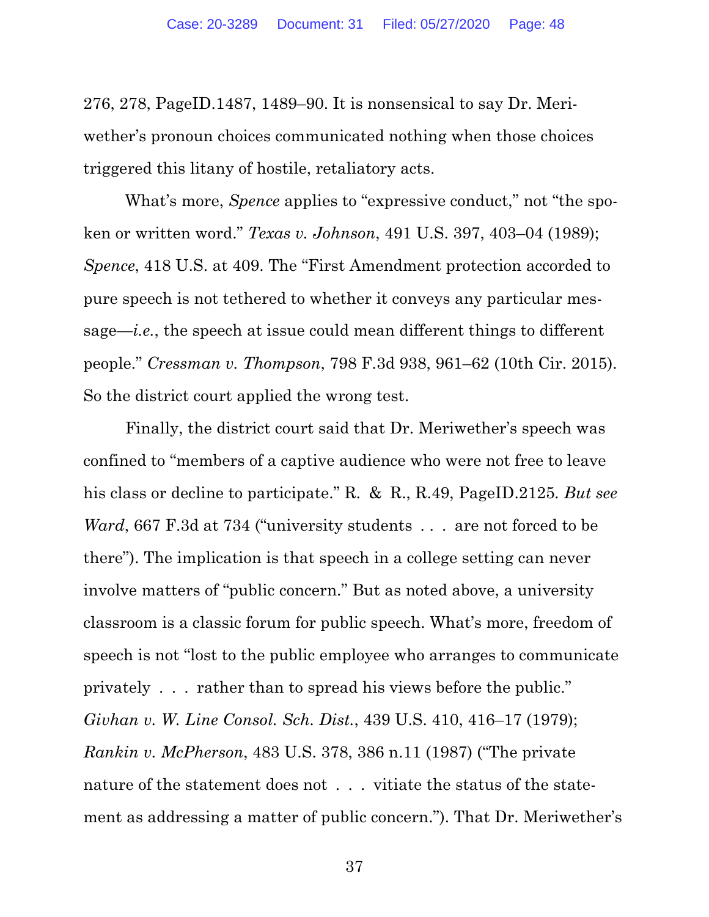276, 278, PageID.1487, 1489–90. It is nonsensical to say Dr. Meriwether's pronoun choices communicated nothing when those choices triggered this litany of hostile, retaliatory acts.

What's more, *Spence* applies to "expressive conduct," not "the spoken or written word." *Texas v. Johnson*, 491 U.S. 397, 403–04 (1989); *Spence*, 418 U.S. at 409. The "First Amendment protection accorded to pure speech is not tethered to whether it conveys any particular message—*i.e.*, the speech at issue could mean different things to different people." *Cressman v. Thompson*, 798 F.3d 938, 961–62 (10th Cir. 2015). So the district court applied the wrong test.

Finally, the district court said that Dr. Meriwether's speech was confined to "members of a captive audience who were not free to leave his class or decline to participate." R. & R., R.49, PageID.2125. *But see Ward*, 667 F.3d at 734 ("university students . . . are not forced to be there"). The implication is that speech in a college setting can never involve matters of "public concern." But as noted above, a university classroom is a classic forum for public speech. What's more, freedom of speech is not "lost to the public employee who arranges to communicate privately . . . rather than to spread his views before the public." *Givhan v. W. Line Consol. Sch. Dist.*, 439 U.S. 410, 416–17 (1979); *Rankin v. McPherson*, 483 U.S. 378, 386 n.11 (1987) ("The private nature of the statement does not . . . vitiate the status of the statement as addressing a matter of public concern."). That Dr. Meriwether's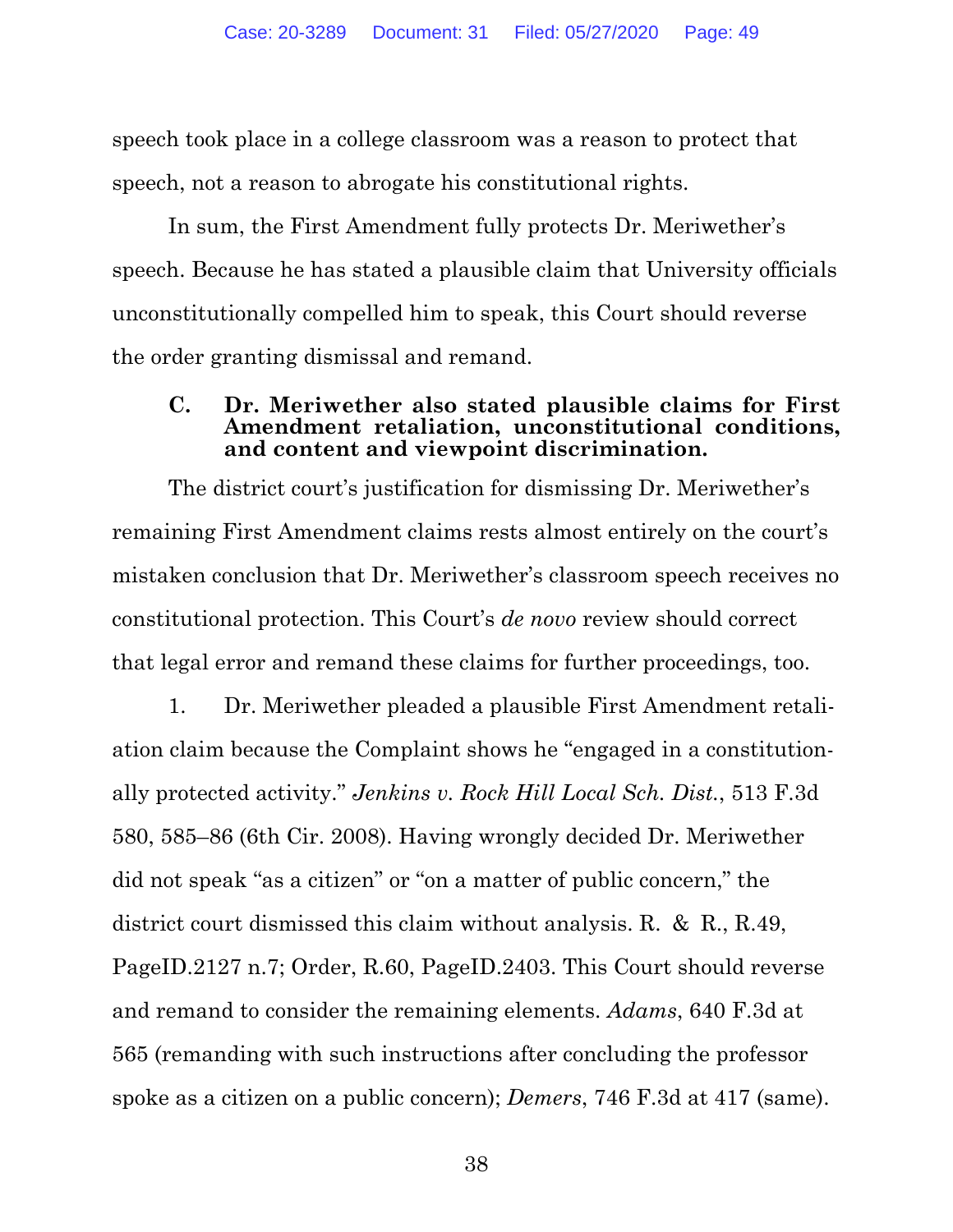speech took place in a college classroom was a reason to protect that speech, not a reason to abrogate his constitutional rights.

In sum, the First Amendment fully protects Dr. Meriwether's speech. Because he has stated a plausible claim that University officials unconstitutionally compelled him to speak, this Court should reverse the order granting dismissal and remand.

### C. Dr. Meriwether also stated plausible claims for First Amendment retaliation, unconstitutional conditions, and content and viewpoint discrimination.

The district court's justification for dismissing Dr. Meriwether's remaining First Amendment claims rests almost entirely on the court's mistaken conclusion that Dr. Meriwether's classroom speech receives no constitutional protection. This Court's *de novo* review should correct that legal error and remand these claims for further proceedings, too.

1. Dr. Meriwether pleaded a plausible First Amendment retaliation claim because the Complaint shows he "engaged in a constitutionally protected activity." *Jenkins v. Rock Hill Local Sch. Dist.*, 513 F.3d 580, 585–86 (6th Cir. 2008). Having wrongly decided Dr. Meriwether did not speak "as a citizen" or "on a matter of public concern," the district court dismissed this claim without analysis. R. & R., R.49, PageID.2127 n.7; Order, R.60, PageID.2403. This Court should reverse and remand to consider the remaining elements. *Adams*, 640 F.3d at 565 (remanding with such instructions after concluding the professor spoke as a citizen on a public concern); *Demers*, 746 F.3d at 417 (same).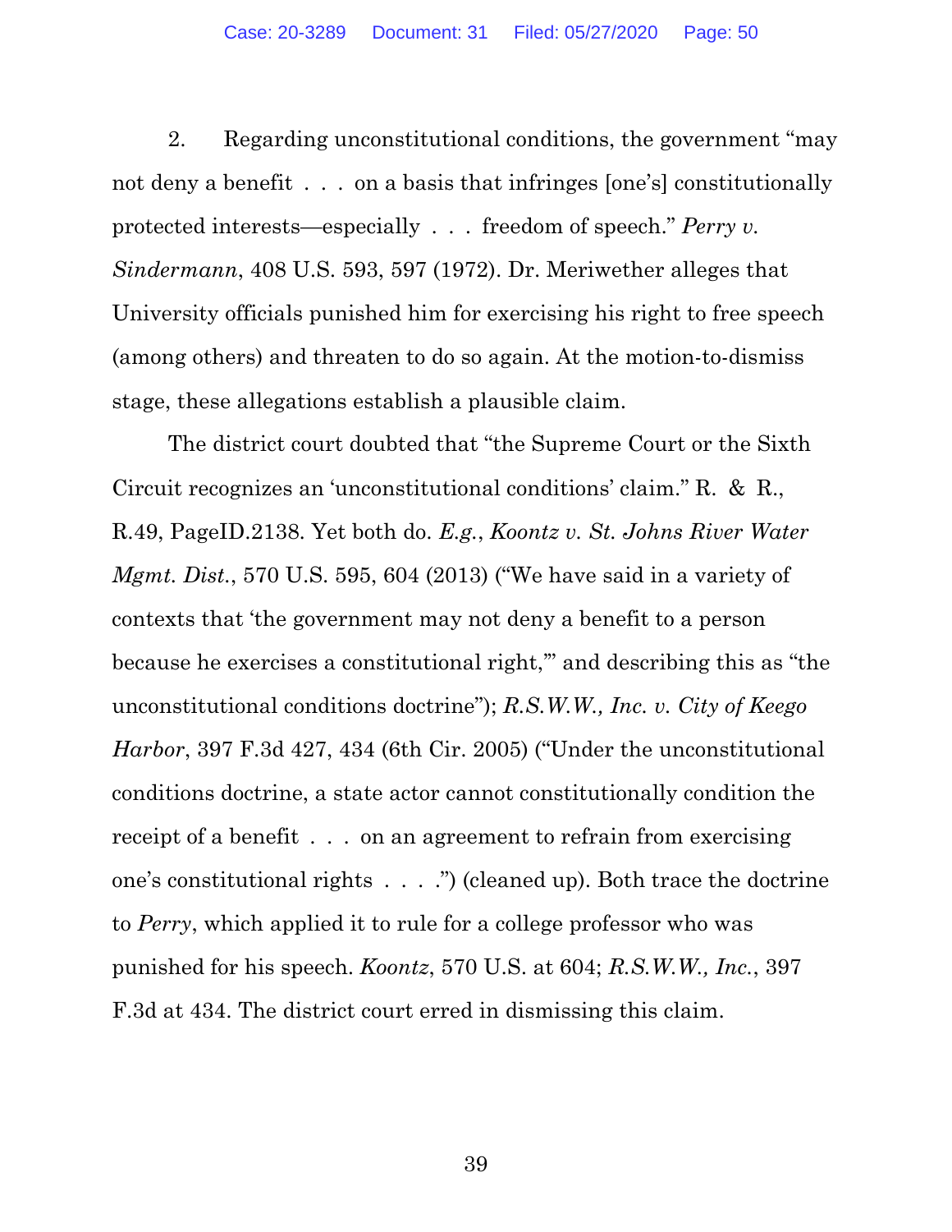2. Regarding unconstitutional conditions, the government "may not deny a benefit . . . on a basis that infringes [one's] constitutionally protected interests—especially . . . freedom of speech." *Perry v. Sindermann*, 408 U.S. 593, 597 (1972). Dr. Meriwether alleges that University officials punished him for exercising his right to free speech (among others) and threaten to do so again. At the motion-to-dismiss stage, these allegations establish a plausible claim.

The district court doubted that "the Supreme Court or the Sixth Circuit recognizes an 'unconstitutional conditions' claim." R. & R., R.49, PageID.2138. Yet both do. *E.g.*, *Koontz v. St. Johns River Water Mgmt. Dist.*, 570 U.S. 595, 604 (2013) ("We have said in a variety of contexts that 'the government may not deny a benefit to a person because he exercises a constitutional right,'" and describing this as "the unconstitutional conditions doctrine"); *R.S.W.W., Inc. v. City of Keego Harbor*, 397 F.3d 427, 434 (6th Cir. 2005) ("Under the unconstitutional conditions doctrine, a state actor cannot constitutionally condition the receipt of a benefit . . . on an agreement to refrain from exercising one's constitutional rights . . . .") (cleaned up). Both trace the doctrine to *Perry*, which applied it to rule for a college professor who was punished for his speech. *Koontz*, 570 U.S. at 604; *R.S.W.W., Inc.*, 397 F.3d at 434. The district court erred in dismissing this claim.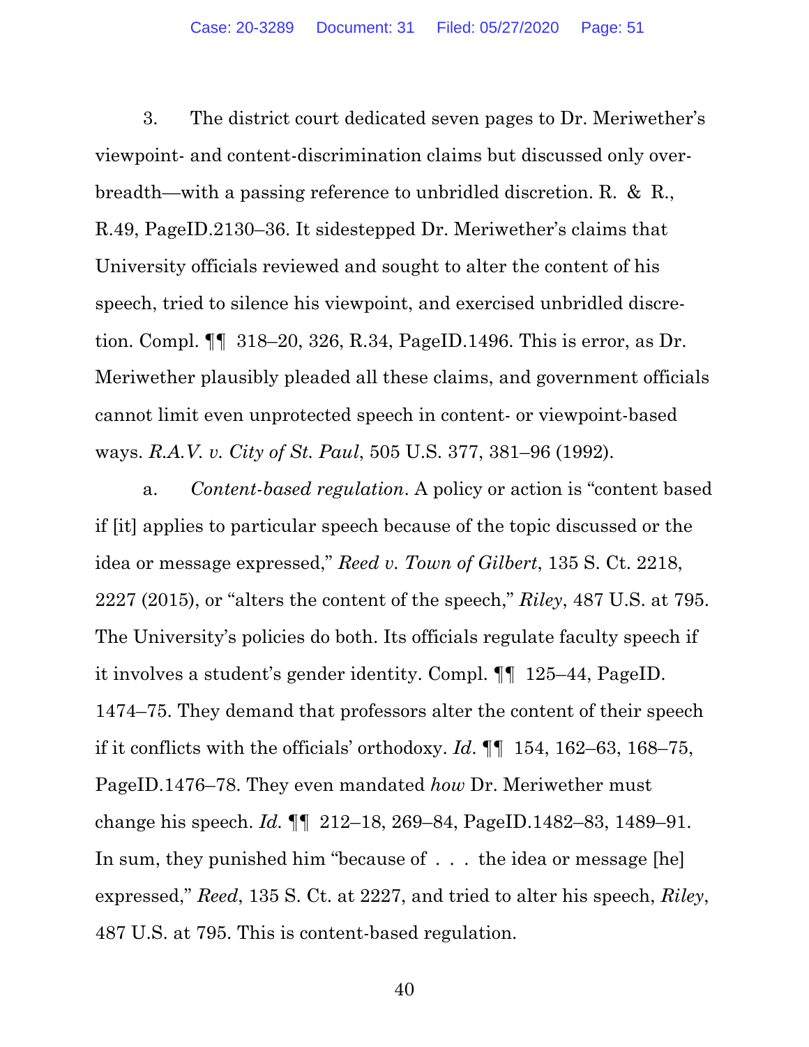3. The district court dedicated seven pages to Dr. Meriwether's viewpoint- and content-discrimination claims but discussed only overbreadth—with a passing reference to unbridled discretion. R. & R., R.49, PageID.2130–36. It sidestepped Dr. Meriwether's claims that University officials reviewed and sought to alter the content of his speech, tried to silence his viewpoint, and exercised unbridled discretion. Compl. ¶¶ 318–20, 326, R.34, PageID.1496. This is error, as Dr. Meriwether plausibly pleaded all these claims, and government officials cannot limit even unprotected speech in content- or viewpoint-based ways. *R.A.V. v. City of St. Paul*, 505 U.S. 377, 381–96 (1992).

a. *Content-based regulation*. A policy or action is "content based if [it] applies to particular speech because of the topic discussed or the idea or message expressed," *Reed v. Town of Gilbert*, 135 S. Ct. 2218, 2227 (2015), or "alters the content of the speech," *Riley*, 487 U.S. at 795. The University's policies do both. Its officials regulate faculty speech if it involves a student's gender identity. Compl. ¶¶ 125–44, PageID. 1474–75. They demand that professors alter the content of their speech if it conflicts with the officials' orthodoxy. *Id.* ¶¶ 154, 162–63, 168–75, PageID.1476–78. They even mandated *how* Dr. Meriwether must change his speech. *Id.* ¶¶ 212–18, 269–84, PageID.1482–83, 1489–91. In sum, they punished him "because of . . . the idea or message [he] expressed," *Reed*, 135 S. Ct. at 2227, and tried to alter his speech, *Riley*, 487 U.S. at 795. This is content-based regulation.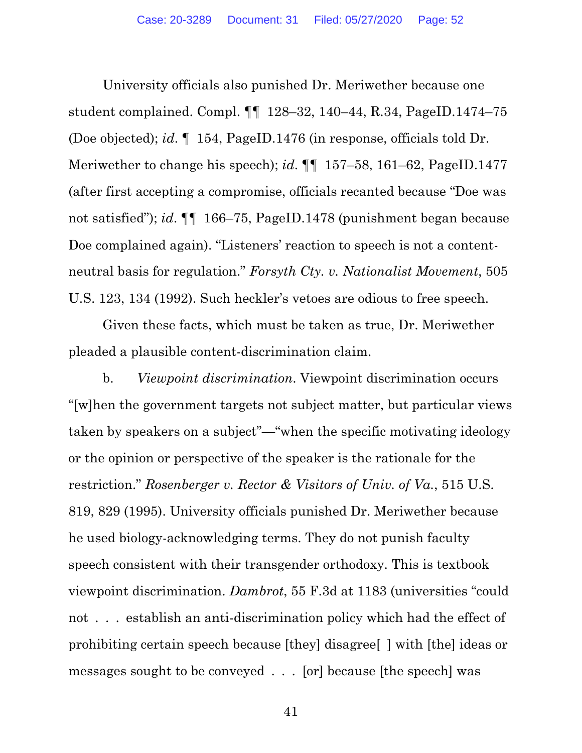University officials also punished Dr. Meriwether because one student complained. Compl. ¶¶ 128–32, 140–44, R.34, PageID.1474–75 (Doe objected); *id.* ¶ 154, PageID.1476 (in response, officials told Dr. Meriwether to change his speech); *id.* ¶¶ 157–58, 161–62, PageID.1477 (after first accepting a compromise, officials recanted because "Doe was not satisfied"); *id.* ¶¶ 166–75, PageID.1478 (punishment began because Doe complained again). "Listeners' reaction to speech is not a content-neutral basis for regulation." *Forsyth Cty. v. Nationalist Movement*, 505 U.S. 123, 134 (1992). Such heckler's vetoes are odious to free speech.

Given these facts, which must be taken as true, Dr. Meriwether pleaded a plausible content-discrimination claim.

b. *Viewpoint discrimination*. Viewpoint discrimination occurs "[w]hen the government targets not subject matter, but particular views taken by speakers on a subject"—"when the specific motivating ideology or the opinion or perspective of the speaker is the rationale for the restriction." *Rosenberger v. Rector & Visitors of Univ. of Va.*, 515 U.S. 819, 829 (1995). University officials punished Dr. Meriwether because he used biology-acknowledging terms. They do not punish faculty speech consistent with their transgender orthodoxy. This is textbook viewpoint discrimination. *Dambrot*, 55 F.3d at 1183 (universities "could not . . . establish an anti-discrimination policy which had the effect of prohibiting certain speech because [they] disagree[ ] with [the] ideas or messages sought to be conveyed . . . [or] because [the speech] was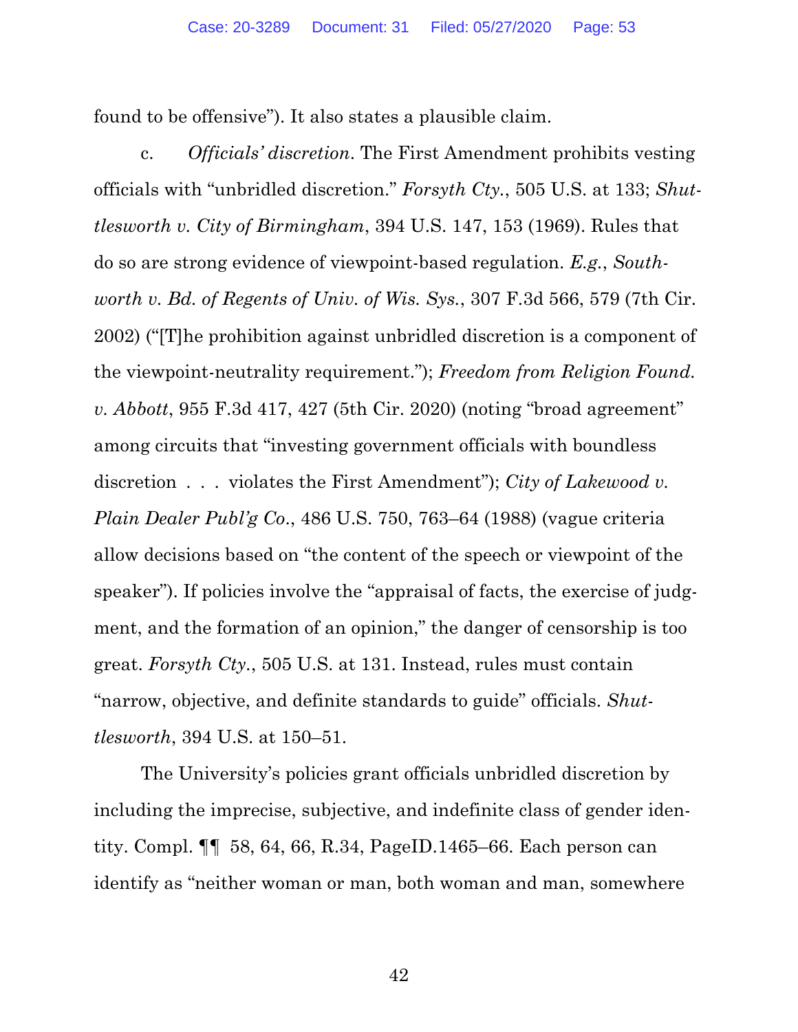found to be offensive"). It also states a plausible claim.

c. *Officials' discretion*. The First Amendment prohibits vesting officials with "unbridled discretion." *Forsyth Cty.*, 505 U.S. at 133; *Shuttlesworth v. City of Birmingham*, 394 U.S. 147, 153 (1969). Rules that do so are strong evidence of viewpoint-based regulation. *E.g.*, *Southworth v. Bd. of Regents of Univ. of Wis. Sys.*, 307 F.3d 566, 579 (7th Cir. 2002) ("[T]he prohibition against unbridled discretion is a component of the viewpoint-neutrality requirement."); *Freedom from Religion Found. v. Abbott*, 955 F.3d 417, 427 (5th Cir. 2020) (noting "broad agreement" among circuits that "investing government officials with boundless discretion . . . violates the First Amendment"); *City of Lakewood v. Plain Dealer Publ'g Co.*, 486 U.S. 750, 763–64 (1988) (vague criteria allow decisions based on "the content of the speech or viewpoint of the speaker"). If policies involve the "appraisal of facts, the exercise of judgment, and the formation of an opinion," the danger of censorship is too great. *Forsyth Cty.*, 505 U.S. at 131. Instead, rules must contain "narrow, objective, and definite standards to guide" officials. *Shuttlesworth*, 394 U.S. at 150–51.

The University's policies grant officials unbridled discretion by including the imprecise, subjective, and indefinite class of gender identity. Compl. ¶¶ 58, 64, 66, R.34, PageID.1465–66. Each person can identify as "neither woman or man, both woman and man, somewhere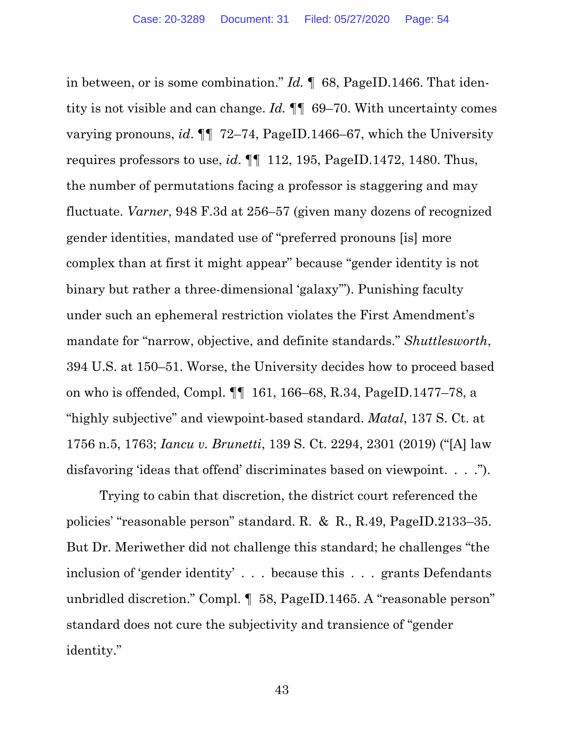in between, or is some combination." *Id.* ¶ 68, PageID.1466. That identity is not visible and can change. *Id.* ¶¶ 69–70. With uncertainty comes varying pronouns, *id*. ¶¶ 72–74, PageID.1466–67, which the University requires professors to use, *id*. ¶¶ 112, 195, PageID.1472, 1480. Thus, the number of permutations facing a professor is staggering and may fluctuate. *Varner*, 948 F.3d at 256–57 (given many dozens of recognized gender identities, mandated use of "preferred pronouns [is] more complex than at first it might appear" because "gender identity is not binary but rather a three-dimensional 'galaxy'"). Punishing faculty under such an ephemeral restriction violates the First Amendment's mandate for "narrow, objective, and definite standards." *Shuttlesworth*, 394 U.S. at 150–51. Worse, the University decides how to proceed based on who is offended, Compl. ¶¶ 161, 166–68, R.34, PageID.1477–78, a "highly subjective" and viewpoint-based standard. *Matal*, 137 S. Ct. at 1756 n.5, 1763; *Iancu v. Brunetti*, 139 S. Ct. 2294, 2301 (2019) ("[A] law disfavoring 'ideas that offend' discriminates based on viewpoint. . . .").

Trying to cabin that discretion, the district court referenced the policies' "reasonable person" standard. R. & R., R.49, PageID.2133–35. But Dr. Meriwether did not challenge this standard; he challenges "the inclusion of 'gender identity' . . . because this . . . grants Defendants unbridled discretion." Compl. ¶ 58, PageID.1465. A "reasonable person" standard does not cure the subjectivity and transience of "gender identity."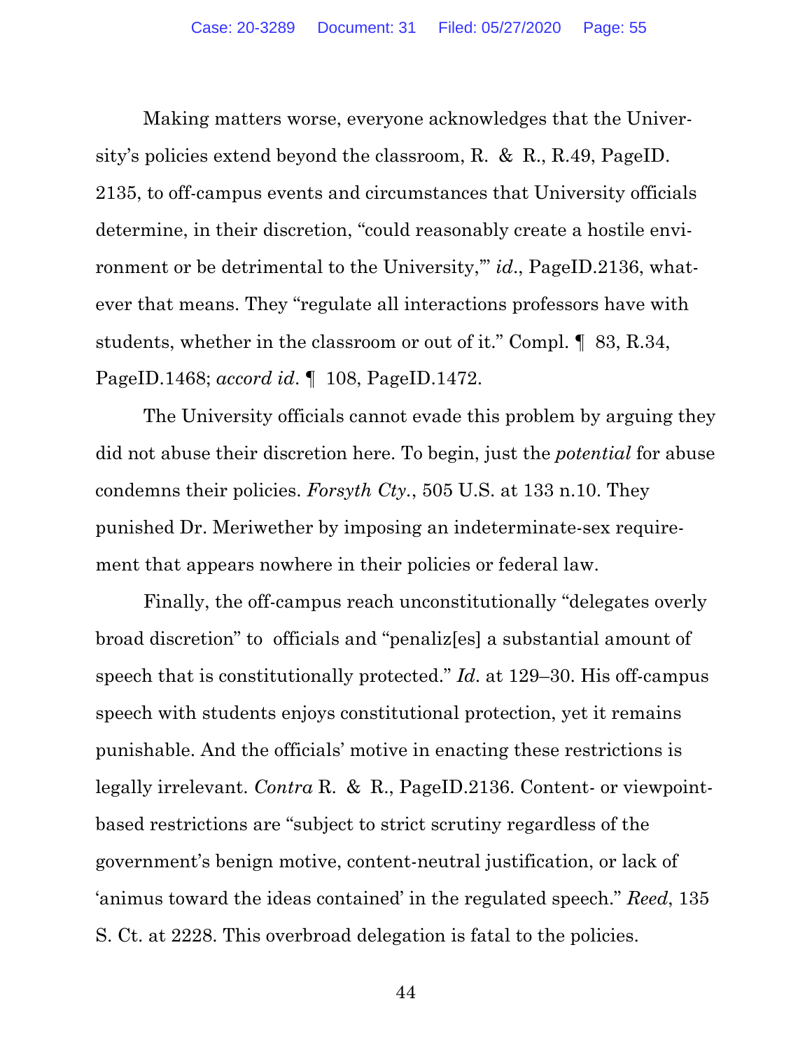Making matters worse, everyone acknowledges that the University's policies extend beyond the classroom, R. & R., R.49, PageID.2135, to off-campus events and circumstances that University officials determine, in their discretion, "could reasonably create a hostile environment or be detrimental to the University,'" *id.*, PageID.2136, whatever that means. They "regulate all interactions professors have with students, whether in the classroom or out of it." Compl. ¶ 83, R.34, PageID.1468; *accord id.* ¶ 108, PageID.1472.

The University officials cannot evade this problem by arguing they did not abuse their discretion here. To begin, just the *potential* for abuse condemns their policies. *Forsyth Cty.*, 505 U.S. at 133 n.10. They punished Dr. Meriwether by imposing an indeterminate-sex requirement that appears nowhere in their policies or federal law.

Finally, the off-campus reach unconstitutionally "delegates overly broad discretion" to officials and "penaliz[es] a substantial amount of speech that is constitutionally protected." *Id.* at 129–30. His off-campus speech with students enjoys constitutional protection, yet it remains punishable. And the officials' motive in enacting these restrictions is legally irrelevant. *Contra* R. & R., PageID.2136. Content- or viewpoint-based restrictions are "subject to strict scrutiny regardless of the government's benign motive, content-neutral justification, or lack of 'animus toward the ideas contained' in the regulated speech." *Reed*, 135 S. Ct. at 2228. This overbroad delegation is fatal to the policies.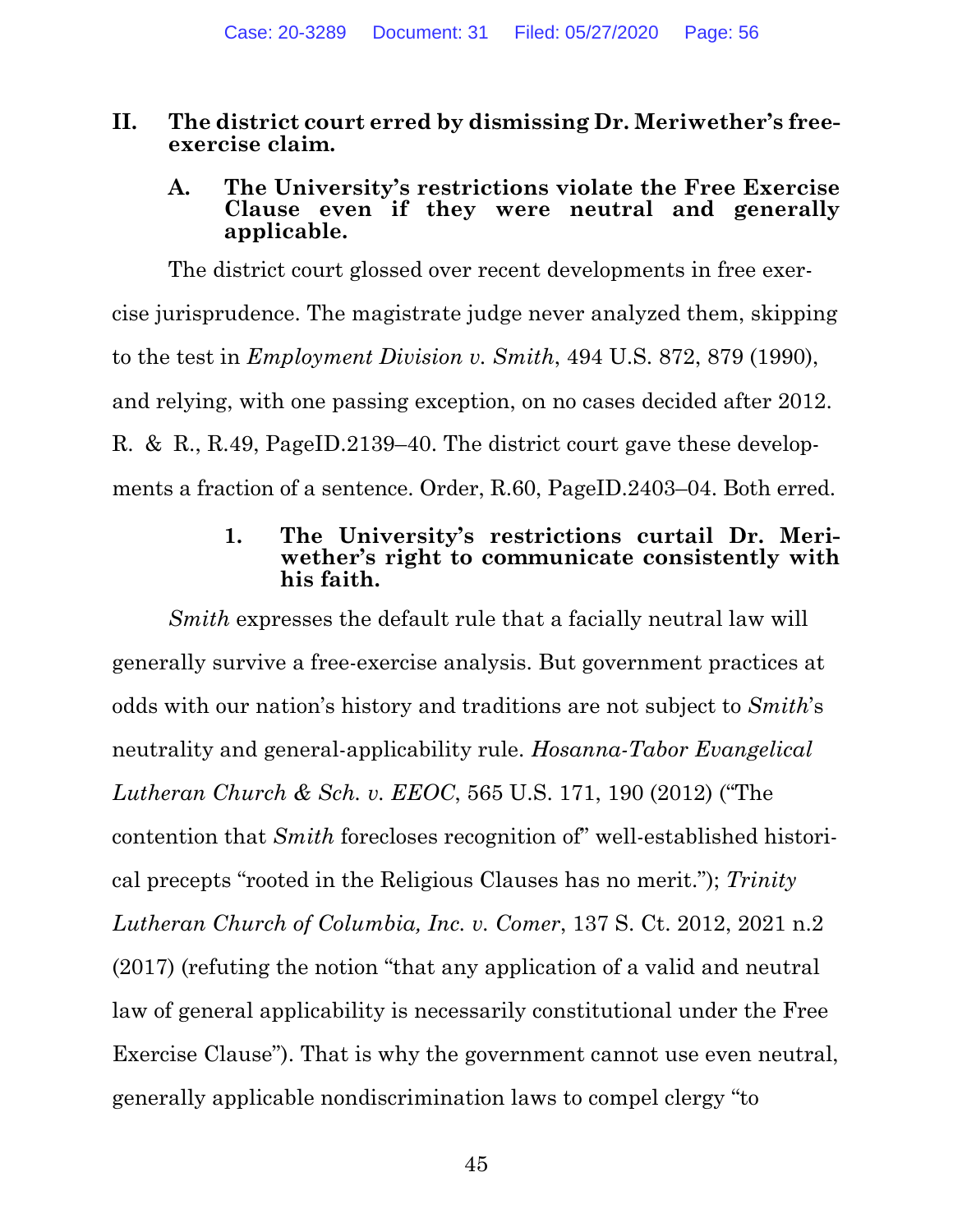## II. The district court erred by dismissing Dr. Meriwether's free-exercise claim.

### A. The University's restrictions violate the Free Exercise Clause even if they were neutral and generally applicable.

The district court glossed over recent developments in free exercise jurisprudence. The magistrate judge never analyzed them, skipping to the test in *Employment Division v. Smith*, 494 U.S. 872, 879 (1990), and relying, with one passing exception, on no cases decided after 2012. R. & R., R.49, PageID.2139–40. The district court gave these developments a fraction of a sentence. Order, R.60, PageID.2403–04. Both erred.

#### 1. The University's restrictions curtail Dr. Meriwether's right to communicate consistently with his faith.

*Smith* expresses the default rule that a facially neutral law will generally survive a free-exercise analysis. But government practices at odds with our nation's history and traditions are not subject to *Smith*'s neutrality and general-applicability rule. *Hosanna-Tabor Evangelical Lutheran Church & Sch. v. EEOC*, 565 U.S. 171, 190 (2012) ("The contention that *Smith* forecloses recognition of" well-established historical precepts "rooted in the Religious Clauses has no merit."); *Trinity Lutheran Church of Columbia, Inc. v. Comer*, 137 S. Ct. 2012, 2021 n.2 (2017) (refuting the notion "that any application of a valid and neutral law of general applicability is necessarily constitutional under the Free Exercise Clause"). That is why the government cannot use even neutral, generally applicable nondiscrimination laws to compel clergy "to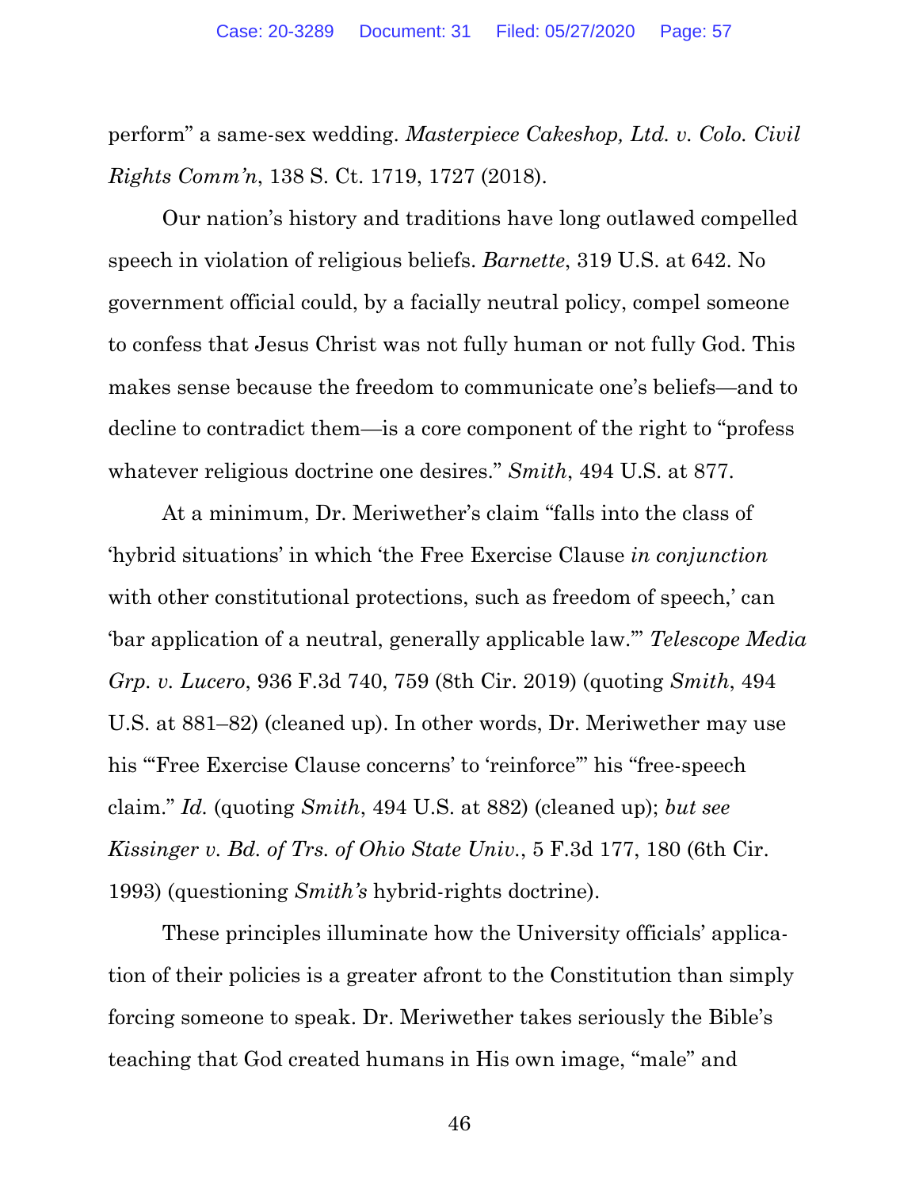perform" a same-sex wedding. *Masterpiece Cakeshop, Ltd. v. Colo. Civil Rights Comm'n*, 138 S. Ct. 1719, 1727 (2018).

Our nation's history and traditions have long outlawed compelled speech in violation of religious beliefs. *Barnette*, 319 U.S. at 642. No government official could, by a facially neutral policy, compel someone to confess that Jesus Christ was not fully human or not fully God. This makes sense because the freedom to communicate one's beliefs—and to decline to contradict them—is a core component of the right to "profess whatever religious doctrine one desires." *Smith*, 494 U.S. at 877.

At a minimum, Dr. Meriwether's claim "falls into the class of 'hybrid situations' in which 'the Free Exercise Clause *in conjunction* with other constitutional protections, such as freedom of speech,' can 'bar application of a neutral, generally applicable law.'" *Telescope Media Grp. v. Lucero*, 936 F.3d 740, 759 (8th Cir. 2019) (quoting *Smith*, 494 U.S. at 881–82) (cleaned up). In other words, Dr. Meriwether may use his "'Free Exercise Clause concerns' to 'reinforce'" his "free-speech claim." *Id.* (quoting *Smith*, 494 U.S. at 882) (cleaned up); *but see Kissinger v. Bd. of Trs. of Ohio State Univ.*, 5 F.3d 177, 180 (6th Cir. 1993) (questioning *Smith's* hybrid-rights doctrine).

These principles illuminate how the University officials' application of their policies is a greater afront to the Constitution than simply forcing someone to speak. Dr. Meriwether takes seriously the Bible's teaching that God created humans in His own image, "male" and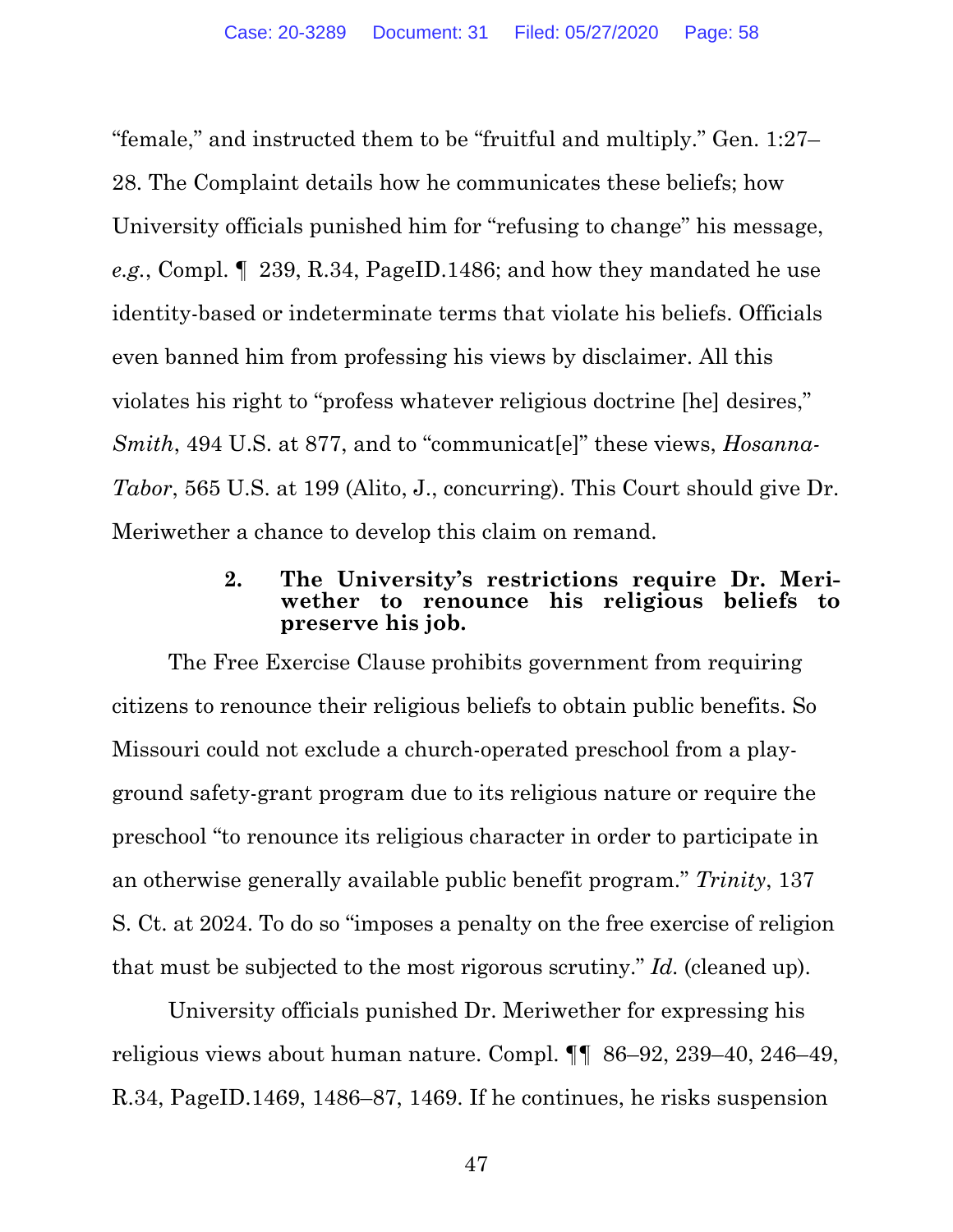"female," and instructed them to be "fruitful and multiply." Gen. 1:27–28. The Complaint details how he communicates these beliefs; how University officials punished him for "refusing to change" his message, *e.g.*, Compl. ¶ 239, R.34, PageID.1486; and how they mandated he use identity-based or indeterminate terms that violate his beliefs. Officials even banned him from professing his views by disclaimer. All this violates his right to "profess whatever religious doctrine [he] desires," *Smith*, 494 U.S. at 877, and to "communicat[e]" these views, *Hosanna-Tabor*, 565 U.S. at 199 (Alito, J., concurring). This Court should give Dr. Meriwether a chance to develop this claim on remand.

### 2. The University's restrictions require Dr. Meriwether to renounce his religious beliefs to preserve his job.

The Free Exercise Clause prohibits government from requiring citizens to renounce their religious beliefs to obtain public benefits. So Missouri could not exclude a church-operated preschool from a playground safety-grant program due to its religious nature or require the preschool "to renounce its religious character in order to participate in an otherwise generally available public benefit program." *Trinity*, 137 S. Ct. at 2024. To do so "imposes a penalty on the free exercise of religion that must be subjected to the most rigorous scrutiny." *Id.* (cleaned up).

University officials punished Dr. Meriwether for expressing his religious views about human nature. Compl. ¶¶ 86–92, 239–40, 246–49, R.34, PageID.1469, 1486–87, 1469. If he continues, he risks suspension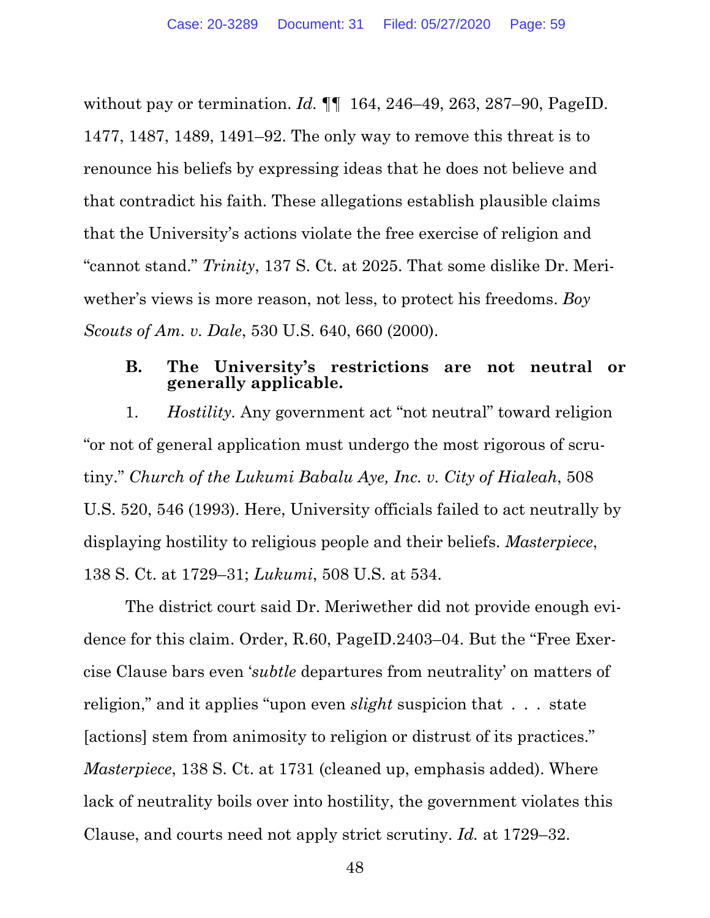without pay or termination. *Id.* ¶¶ 164, 246–49, 263, 287–90, PageID. 1477, 1487, 1489, 1491–92. The only way to remove this threat is to renounce his beliefs by expressing ideas that he does not believe and that contradict his faith. These allegations establish plausible claims that the University's actions violate the free exercise of religion and "cannot stand." *Trinity*, 137 S. Ct. at 2025. That some dislike Dr. Meriwether's views is more reason, not less, to protect his freedoms. *Boy Scouts of Am. v. Dale*, 530 U.S. 640, 660 (2000).

### B. The University's restrictions are not neutral or generally applicable.

1. *Hostility*. Any government act "not neutral" toward religion "or not of general application must undergo the most rigorous of scrutiny." *Church of the Lukumi Babalu Aye, Inc. v. City of Hialeah*, 508 U.S. 520, 546 (1993). Here, University officials failed to act neutrally by displaying hostility to religious people and their beliefs. *Masterpiece*, 138 S. Ct. at 1729–31; *Lukumi*, 508 U.S. at 534.

The district court said Dr. Meriwether did not provide enough evidence for this claim. Order, R.60, PageID.2403–04. But the "Free Exercise Clause bars even '*subtle* departures from neutrality' on matters of religion," and it applies "upon even *slight* suspicion that . . . state [actions] stem from animosity to religion or distrust of its practices." *Masterpiece*, 138 S. Ct. at 1731 (cleaned up, emphasis added). Where lack of neutrality boils over into hostility, the government violates this Clause, and courts need not apply strict scrutiny. *Id.* at 1729–32.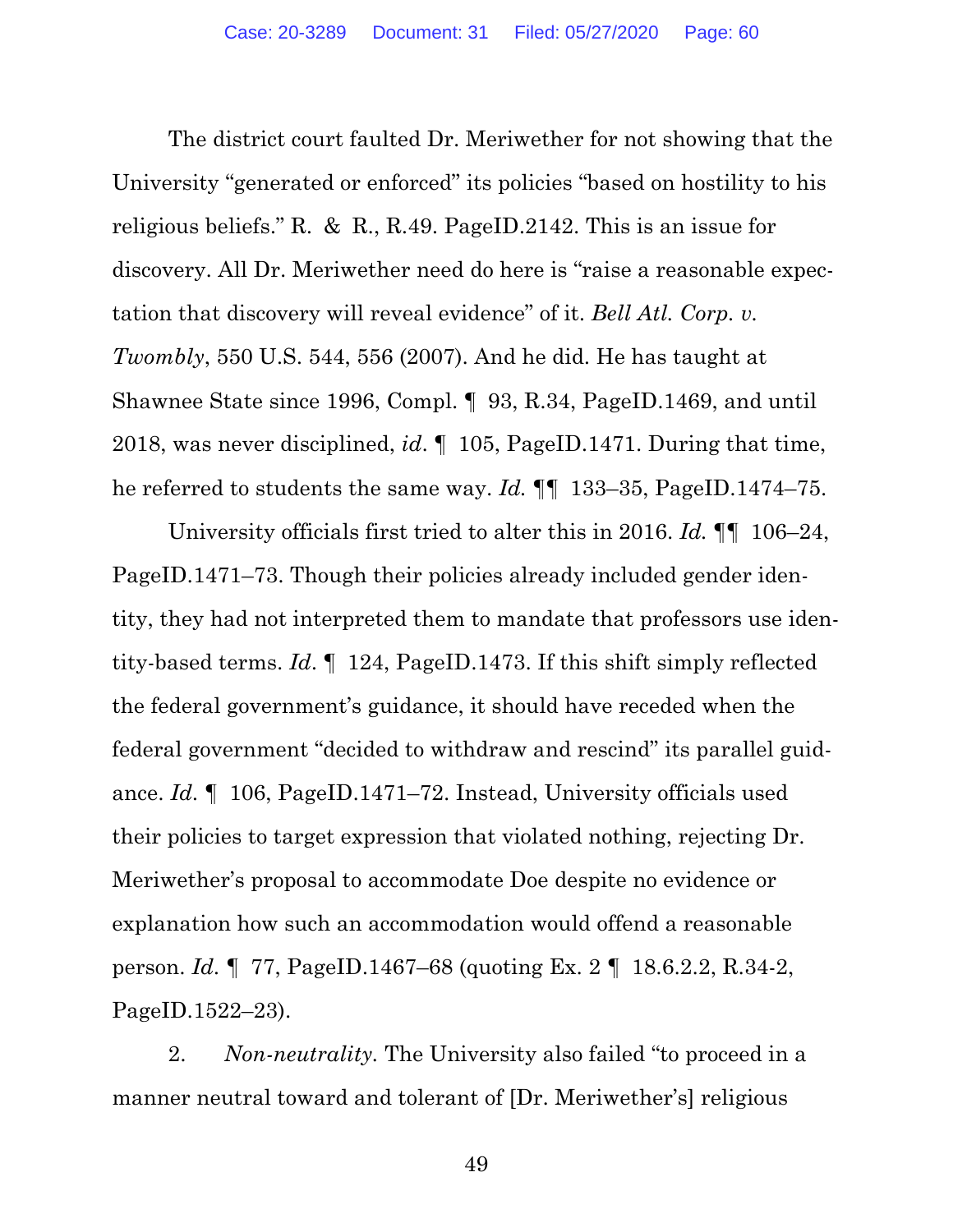The district court faulted Dr. Meriwether for not showing that the University "generated or enforced" its policies "based on hostility to his religious beliefs." R. & R., R.49. PageID.2142. This is an issue for discovery. All Dr. Meriwether need do here is "raise a reasonable expectation that discovery will reveal evidence" of it. *Bell Atl. Corp. v. Twombly*, 550 U.S. 544, 556 (2007). And he did. He has taught at Shawnee State since 1996, Compl. ¶ 93, R.34, PageID.1469, and until 2018, was never disciplined, *id*. ¶ 105, PageID.1471. During that time, he referred to students the same way. *Id.* ¶¶ 133–35, PageID.1474–75.

University officials first tried to alter this in 2016. *Id.* ¶¶ 106–24, PageID.1471–73. Though their policies already included gender identity, they had not interpreted them to mandate that professors use identity-based terms. *Id*. ¶ 124, PageID.1473. If this shift simply reflected the federal government's guidance, it should have receded when the federal government "decided to withdraw and rescind" its parallel guidance. *Id.* ¶ 106, PageID.1471–72. Instead, University officials used their policies to target expression that violated nothing, rejecting Dr. Meriwether's proposal to accommodate Doe despite no evidence or explanation how such an accommodation would offend a reasonable person. *Id.* ¶ 77, PageID.1467–68 (quoting Ex. 2 ¶ 18.6.2.2, R.34-2, PageID.1522–23).

2. *Non-neutrality.* The University also failed "to proceed in a manner neutral toward and tolerant of [Dr. Meriwether's] religious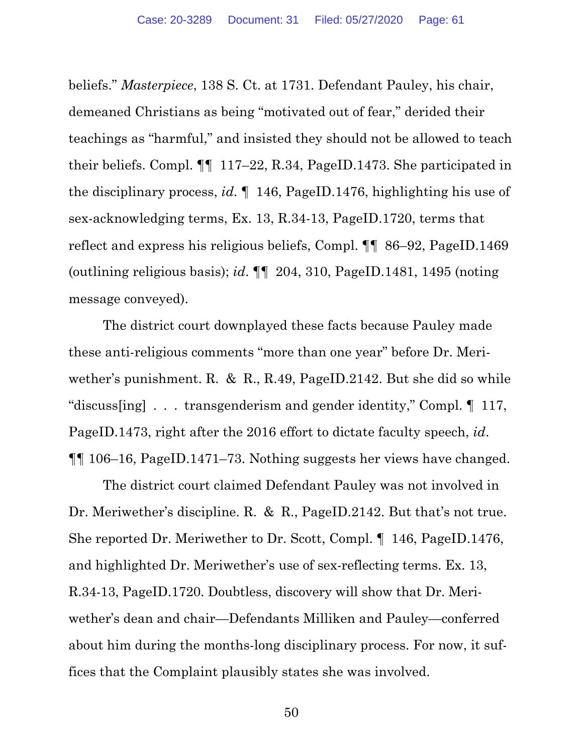beliefs." *Masterpiece*, 138 S. Ct. at 1731. Defendant Pauley, his chair, demeaned Christians as being "motivated out of fear," derided their teachings as "harmful," and insisted they should not be allowed to teach their beliefs. Compl. ¶¶ 117–22, R.34, PageID.1473. She participated in the disciplinary process, *id*. ¶ 146, PageID.1476, highlighting his use of sex-acknowledging terms, Ex. 13, R.34-13, PageID.1720, terms that reflect and express his religious beliefs, Compl. ¶¶ 86–92, PageID.1469 (outlining religious basis); *id*. ¶¶ 204, 310, PageID.1481, 1495 (noting message conveyed).

The district court downplayed these facts because Pauley made these anti-religious comments "more than one year" before Dr. Meriwether's punishment. R. & R., R.49, PageID.2142. But she did so while "discuss[ing] . . . transgenderism and gender identity," Compl. ¶ 117, PageID.1473, right after the 2016 effort to dictate faculty speech, *id*. ¶¶ 106–16, PageID.1471–73. Nothing suggests her views have changed.

The district court claimed Defendant Pauley was not involved in Dr. Meriwether's discipline. R. & R., PageID.2142. But that's not true. She reported Dr. Meriwether to Dr. Scott, Compl. ¶ 146, PageID.1476, and highlighted Dr. Meriwether's use of sex-reflecting terms. Ex. 13, R.34-13, PageID.1720. Doubtless, discovery will show that Dr. Meriwether's dean and chair—Defendants Milliken and Pauley—conferred about him during the months-long disciplinary process. For now, it suffices that the Complaint plausibly states she was involved.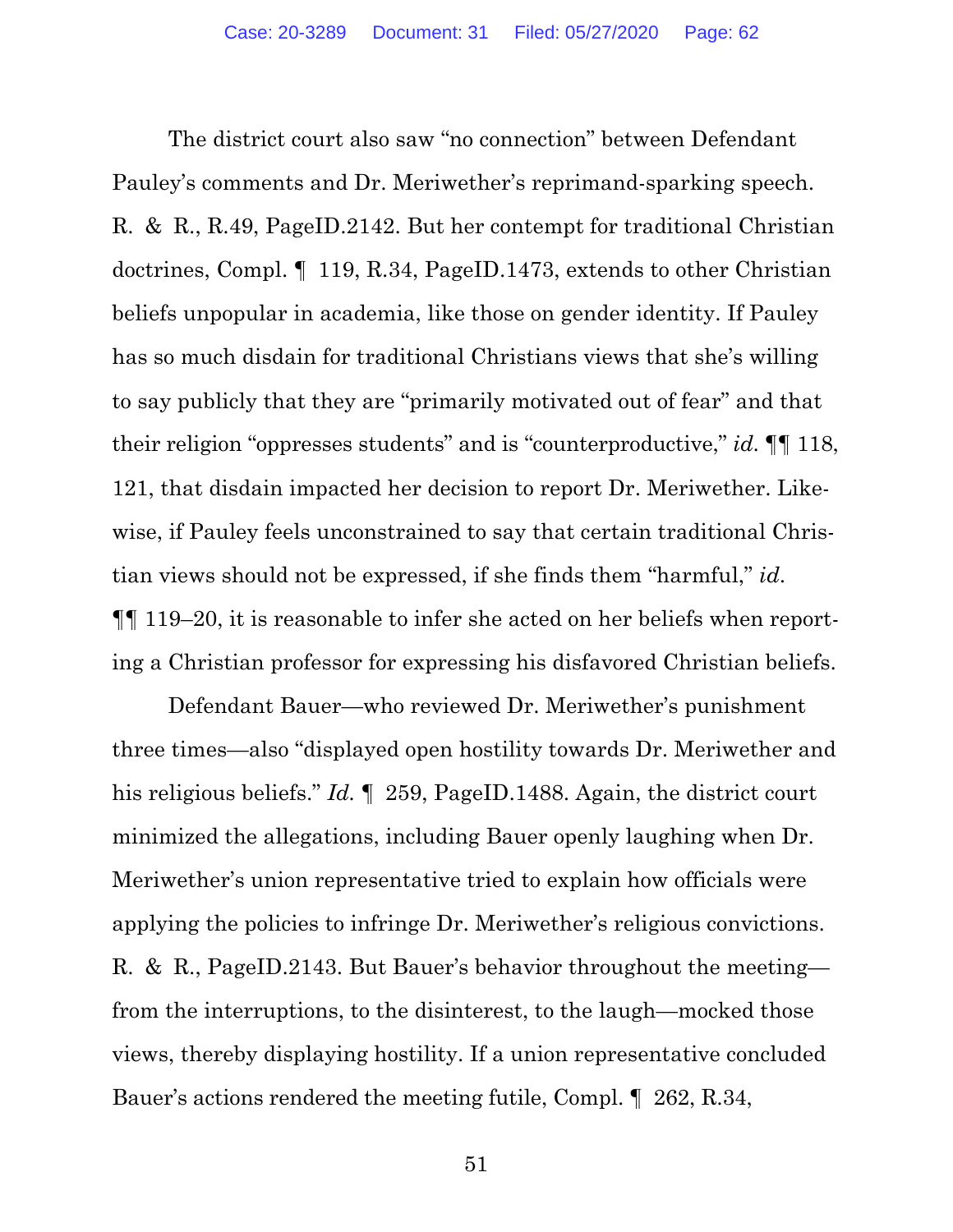The district court also saw "no connection" between Defendant Pauley's comments and Dr. Meriwether's reprimand-sparking speech. R. & R., R.49, PageID.2142. But her contempt for traditional Christian doctrines, Compl. ¶ 119, R.34, PageID.1473, extends to other Christian beliefs unpopular in academia, like those on gender identity. If Pauley has so much disdain for traditional Christians views that she's willing to say publicly that they are "primarily motivated out of fear" and that their religion "oppresses students" and is "counterproductive," *id.* ¶¶ 118, 121, that disdain impacted her decision to report Dr. Meriwether. Likewise, if Pauley feels unconstrained to say that certain traditional Christian views should not be expressed, if she finds them "harmful," *id.* ¶¶ 119–20, it is reasonable to infer she acted on her beliefs when reporting a Christian professor for expressing his disfavored Christian beliefs.

Defendant Bauer—who reviewed Dr. Meriwether's punishment three times—also "displayed open hostility towards Dr. Meriwether and his religious beliefs." *Id.* ¶ 259, PageID.1488. Again, the district court minimized the allegations, including Bauer openly laughing when Dr. Meriwether's union representative tried to explain how officials were applying the policies to infringe Dr. Meriwether's religious convictions. R. & R., PageID.2143. But Bauer's behavior throughout the meeting—from the interruptions, to the disinterest, to the laugh—mocked those views, thereby displaying hostility. If a union representative concluded Bauer's actions rendered the meeting futile, Compl. ¶ 262, R.34,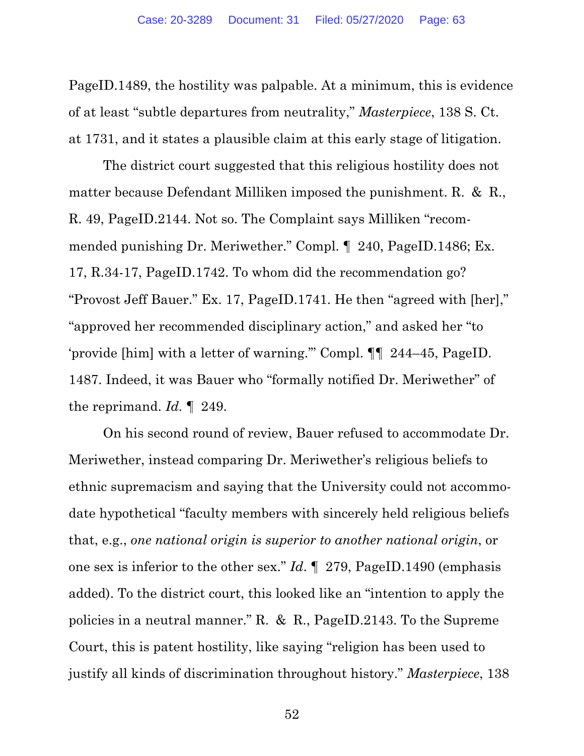PageID.1489, the hostility was palpable. At a minimum, this is evidence of at least "subtle departures from neutrality," *Masterpiece*, 138 S. Ct. at 1731, and it states a plausible claim at this early stage of litigation.

The district court suggested that this religious hostility does not matter because Defendant Milliken imposed the punishment. R. & R., R. 49, PageID.2144. Not so. The Complaint says Milliken "recommended punishing Dr. Meriwether." Compl. ¶ 240, PageID.1486; Ex. 17, R.34-17, PageID.1742. To whom did the recommendation go? "Provost Jeff Bauer." Ex. 17, PageID.1741. He then "agreed with [her]," "approved her recommended disciplinary action," and asked her "to 'provide [him] with a letter of warning.'" Compl. ¶¶ 244–45, PageID. 1487. Indeed, it was Bauer who "formally notified Dr. Meriwether" of the reprimand. *Id.* ¶ 249.

On his second round of review, Bauer refused to accommodate Dr. Meriwether, instead comparing Dr. Meriwether's religious beliefs to ethnic supremacism and saying that the University could not accommodate hypothetical "faculty members with sincerely held religious beliefs that, e.g., *one national origin is superior to another national origin*, or one sex is inferior to the other sex." *Id.* ¶ 279, PageID.1490 (emphasis added). To the district court, this looked like an "intention to apply the policies in a neutral manner." R. & R., PageID.2143. To the Supreme Court, this is patent hostility, like saying "religion has been used to justify all kinds of discrimination throughout history." *Masterpiece*, 138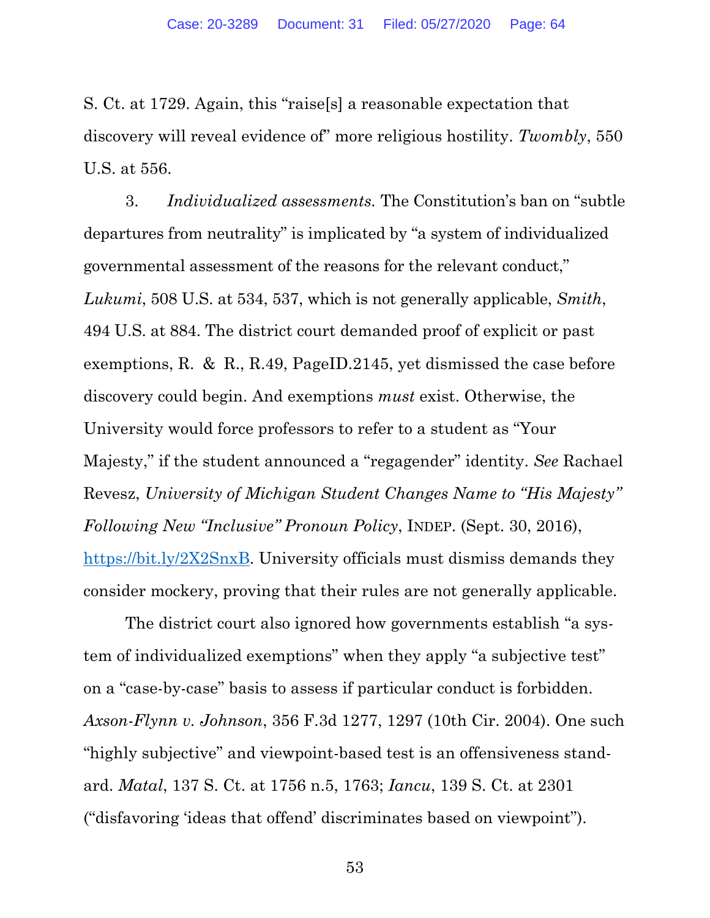S. Ct. at 1729. Again, this "raise[s] a reasonable expectation that discovery will reveal evidence of" more religious hostility. *Twombly*, 550 U.S. at 556.

3. *Individualized assessments.* The Constitution's ban on "subtle departures from neutrality" is implicated by "a system of individualized governmental assessment of the reasons for the relevant conduct," *Lukumi*, 508 U.S. at 534, 537, which is not generally applicable, *Smith*, 494 U.S. at 884. The district court demanded proof of explicit or past exemptions, R. & R., R.49, PageID.2145, yet dismissed the case before discovery could begin. And exemptions *must* exist. Otherwise, the University would force professors to refer to a student as "Your Majesty," if the student announced a "regagender" identity. *See* Rachael Revesz, *University of Michigan Student Changes Name to "His Majesty" Following New "Inclusive" Pronoun Policy*, INDEP. (Sept. 30, 2016), https://bit.ly/2X2SnxB. University officials must dismiss demands they consider mockery, proving that their rules are not generally applicable.

The district court also ignored how governments establish "a system of individualized exemptions" when they apply "a subjective test" on a "case-by-case" basis to assess if particular conduct is forbidden. *Axson-Flynn v. Johnson*, 356 F.3d 1277, 1297 (10th Cir. 2004). One such "highly subjective" and viewpoint-based test is an offensiveness standard. *Matal*, 137 S. Ct. at 1756 n.5, 1763; *Iancu*, 139 S. Ct. at 2301 ("disfavoring 'ideas that offend' discriminates based on viewpoint").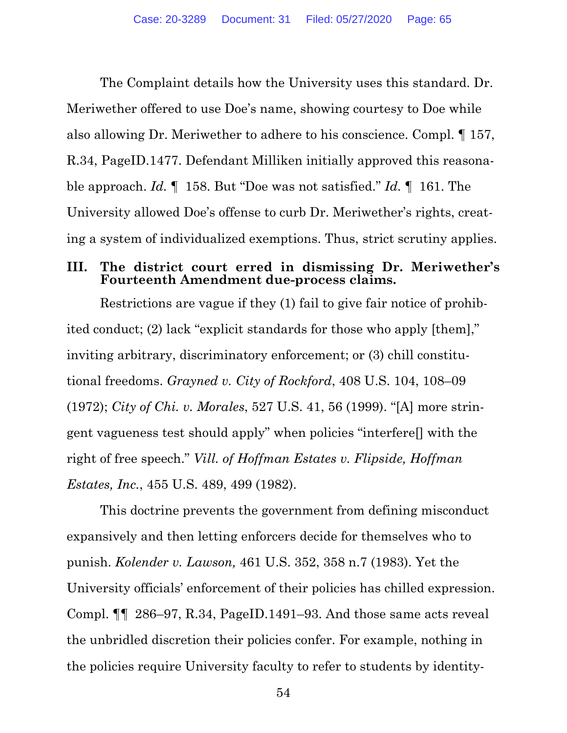The Complaint details how the University uses this standard. Dr. Meriwether offered to use Doe's name, showing courtesy to Doe while also allowing Dr. Meriwether to adhere to his conscience. Compl. ¶ 157, R.34, PageID.1477. Defendant Milliken initially approved this reasonable approach. *Id.* ¶ 158. But "Doe was not satisfied." *Id.* ¶ 161. The University allowed Doe's offense to curb Dr. Meriwether's rights, creating a system of individualized exemptions. Thus, strict scrutiny applies.

## III. The district court erred in dismissing Dr. Meriwether's Fourteenth Amendment due-process claims.

Restrictions are vague if they (1) fail to give fair notice of prohibited conduct; (2) lack "explicit standards for those who apply [them]," inviting arbitrary, discriminatory enforcement; or (3) chill constitutional freedoms. *Grayned v. City of Rockford*, 408 U.S. 104, 108–09 (1972); *City of Chi. v. Morales*, 527 U.S. 41, 56 (1999). "[A] more stringent vagueness test should apply" when policies "interfere[] with the right of free speech." *Vill. of Hoffman Estates v. Flipside, Hoffman Estates, Inc.*, 455 U.S. 489, 499 (1982).

This doctrine prevents the government from defining misconduct expansively and then letting enforcers decide for themselves who to punish. *Kolender v. Lawson,* 461 U.S. 352, 358 n.7 (1983). Yet the University officials' enforcement of their policies has chilled expression. Compl. ¶¶ 286–97, R.34, PageID.1491–93. And those same acts reveal the unbridled discretion their policies confer. For example, nothing in the policies require University faculty to refer to students by identity-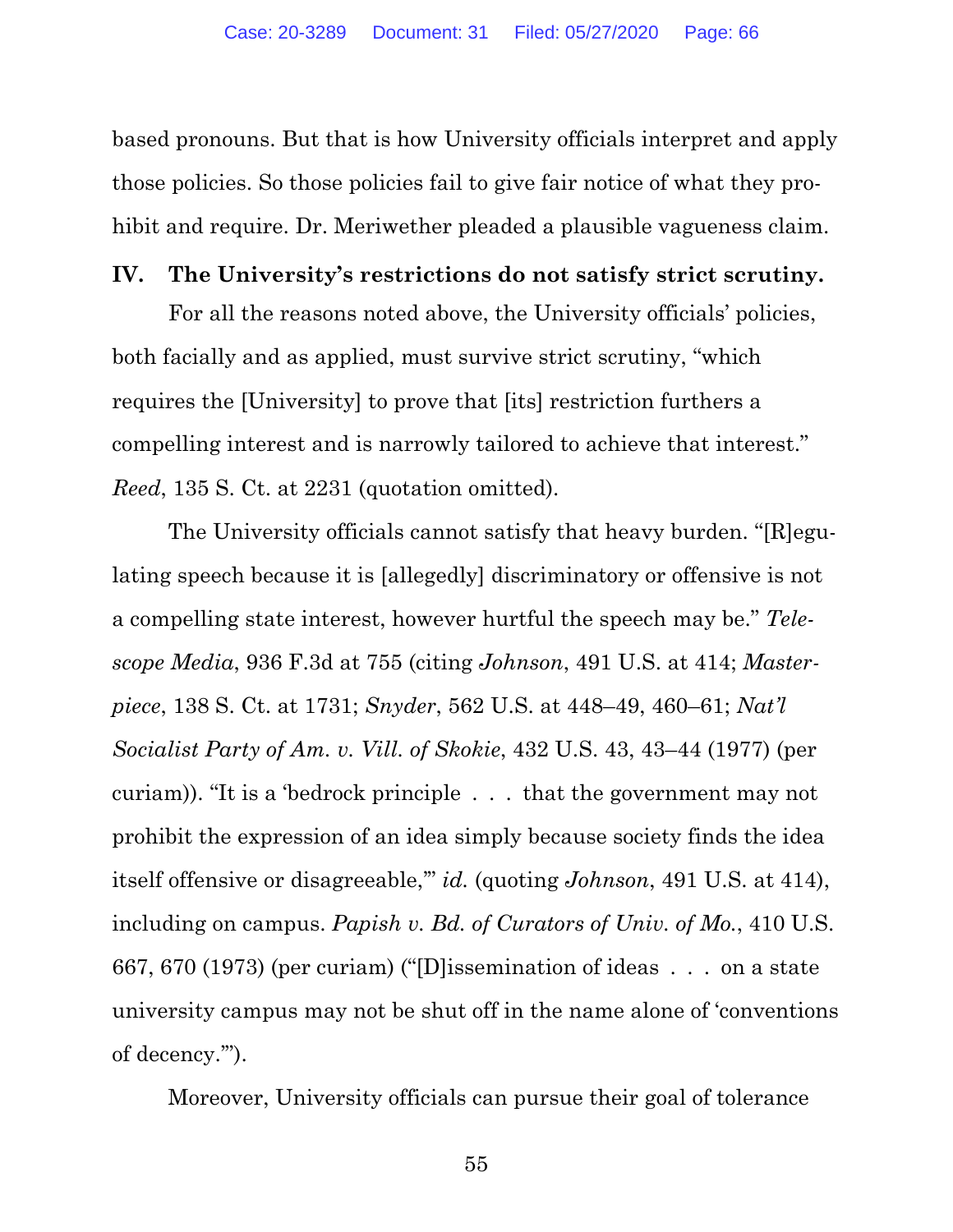based pronouns. But that is how University officials interpret and apply those policies. So those policies fail to give fair notice of what they prohibit and require. Dr. Meriwether pleaded a plausible vagueness claim.

## IV. The University's restrictions do not satisfy strict scrutiny.

For all the reasons noted above, the University officials' policies, both facially and as applied, must survive strict scrutiny, "which requires the [University] to prove that [its] restriction furthers a compelling interest and is narrowly tailored to achieve that interest." *Reed*, 135 S. Ct. at 2231 (quotation omitted).

The University officials cannot satisfy that heavy burden. "[R]egulating speech because it is [allegedly] discriminatory or offensive is not a compelling state interest, however hurtful the speech may be." *Telescope Media*, 936 F.3d at 755 (citing *Johnson*, 491 U.S. at 414; *Masterpiece*, 138 S. Ct. at 1731; *Snyder*, 562 U.S. at 448–49, 460–61; *Nat'l Socialist Party of Am. v. Vill. of Skokie*, 432 U.S. 43, 43–44 (1977) (per curiam)). "It is a 'bedrock principle . . . that the government may not prohibit the expression of an idea simply because society finds the idea itself offensive or disagreeable,'" *id.* (quoting *Johnson*, 491 U.S. at 414), including on campus. *Papish v. Bd. of Curators of Univ. of Mo.*, 410 U.S. 667, 670 (1973) (per curiam) ("[D]issemination of ideas . . . on a state university campus may not be shut off in the name alone of 'conventions of decency.'").

Moreover, University officials can pursue their goal of tolerance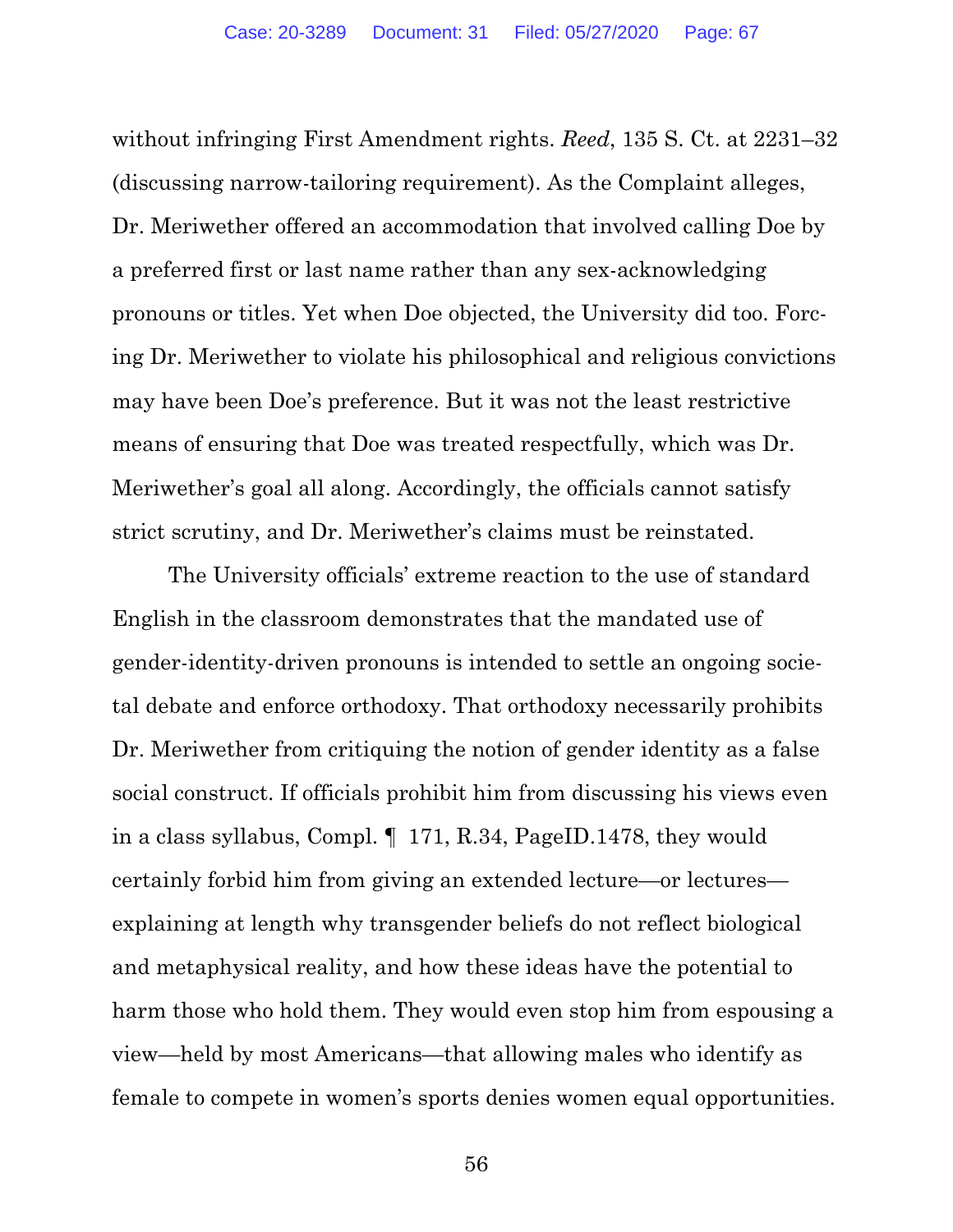without infringing First Amendment rights. *Reed*, 135 S. Ct. at 2231–32 (discussing narrow-tailoring requirement). As the Complaint alleges, Dr. Meriwether offered an accommodation that involved calling Doe by a preferred first or last name rather than any sex-acknowledging pronouns or titles. Yet when Doe objected, the University did too. Forcing Dr. Meriwether to violate his philosophical and religious convictions may have been Doe's preference. But it was not the least restrictive means of ensuring that Doe was treated respectfully, which was Dr. Meriwether's goal all along. Accordingly, the officials cannot satisfy strict scrutiny, and Dr. Meriwether's claims must be reinstated.

The University officials' extreme reaction to the use of standard English in the classroom demonstrates that the mandated use of gender-identity-driven pronouns is intended to settle an ongoing societal debate and enforce orthodoxy. That orthodoxy necessarily prohibits Dr. Meriwether from critiquing the notion of gender identity as a false social construct. If officials prohibit him from discussing his views even in a class syllabus, Compl. ¶ 171, R.34, PageID.1478, they would certainly forbid him from giving an extended lecture—or lectures—explaining at length why transgender beliefs do not reflect biological and metaphysical reality, and how these ideas have the potential to harm those who hold them. They would even stop him from espousing a view—held by most Americans—that allowing males who identify as female to compete in women's sports denies women equal opportunities.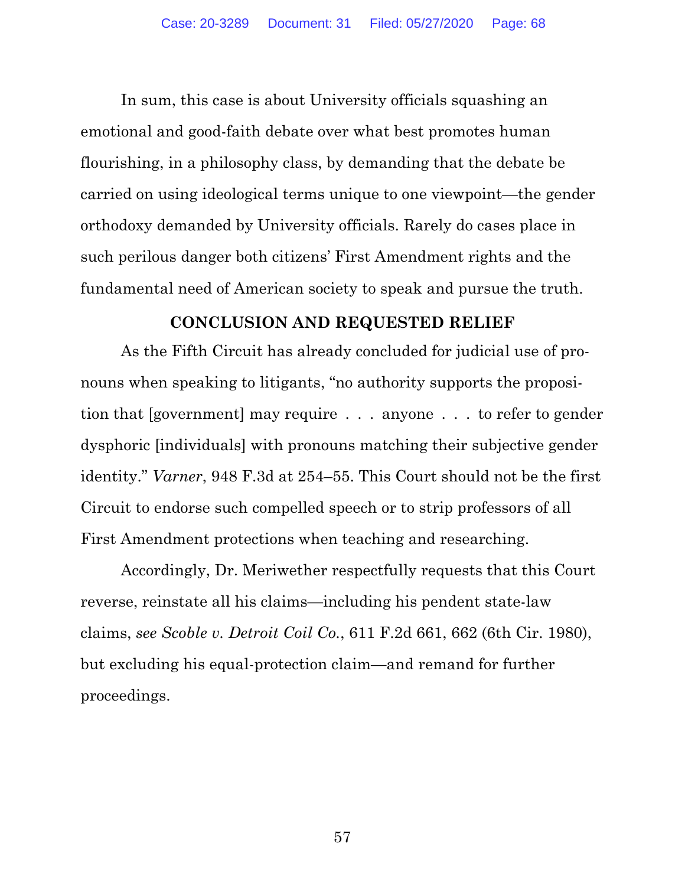In sum, this case is about University officials squashing an emotional and good-faith debate over what best promotes human flourishing, in a philosophy class, by demanding that the debate be carried on using ideological terms unique to one viewpoint—the gender orthodoxy demanded by University officials. Rarely do cases place in such perilous danger both citizens' First Amendment rights and the fundamental need of American society to speak and pursue the truth.

## CONCLUSION AND REQUESTED RELIEF

As the Fifth Circuit has already concluded for judicial use of pronouns when speaking to litigants, "no authority supports the proposition that [government] may require . . . anyone . . . to refer to gender dysphoric [individuals] with pronouns matching their subjective gender identity." *Varner*, 948 F.3d at 254–55. This Court should not be the first Circuit to endorse such compelled speech or to strip professors of all First Amendment protections when teaching and researching.

Accordingly, Dr. Meriwether respectfully requests that this Court reverse, reinstate all his claims—including his pendent state-law claims, *see Scoble v. Detroit Coil Co.*, 611 F.2d 661, 662 (6th Cir. 1980), but excluding his equal-protection claim—and remand for further proceedings.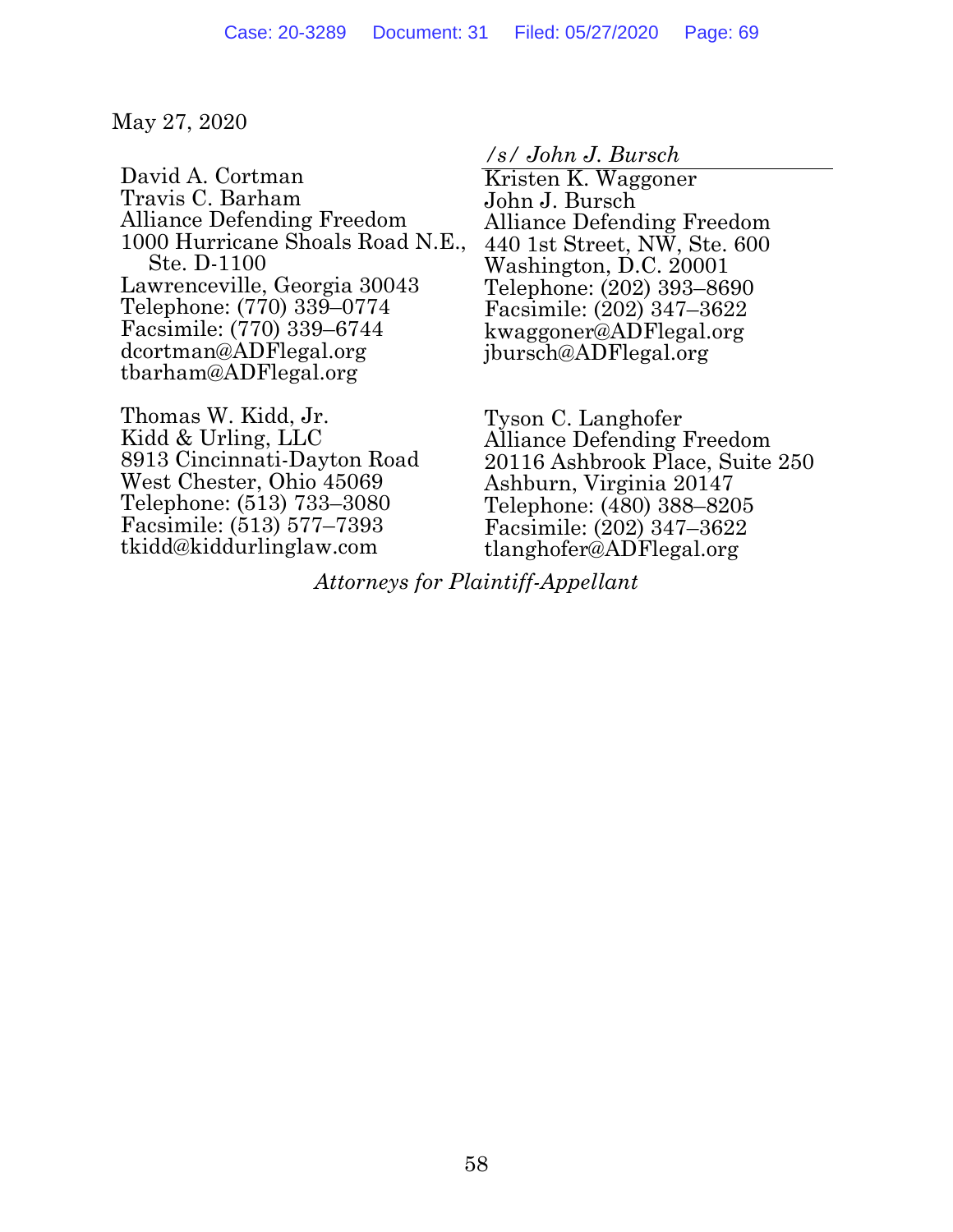May 27, 2020

*/s/ John J. Bursch*

Kristen K. Waggoner
John J. Bursch
Alliance Defending Freedom
440 1st Street, NW, Ste. 600
Washington, D.C. 20001
Telephone: (202) 393–8690
Facsimile: (202) 347–3622
kwaggoner@ADFlegal.org
jbursch@ADFlegal.org

David A. Cortman
Travis C. Barham
Alliance Defending Freedom
1000 Hurricane Shoals Road N.E., Ste. D-1100
Lawrenceville, Georgia 30043
Telephone: (770) 339–0774
Facsimile: (770) 339–6744
dcortman@ADFlegal.org
tbarham@ADFlegal.org

Tyson C. Langhofer
Alliance Defending Freedom
20116 Ashbrook Place, Suite 250
Ashburn, Virginia 20147
Telephone: (480) 388–8205
Facsimile: (202) 347–3622
tlanghofer@ADFlegal.org

Thomas W. Kidd, Jr.
Kidd & Urling, LLC
8913 Cincinnati-Dayton Road
West Chester, Ohio 45069
Telephone: (513) 733–3080
Facsimile: (513) 577–7393
tkidd@kiddurlinglaw.com

*Attorneys for Plaintiff-Appellant*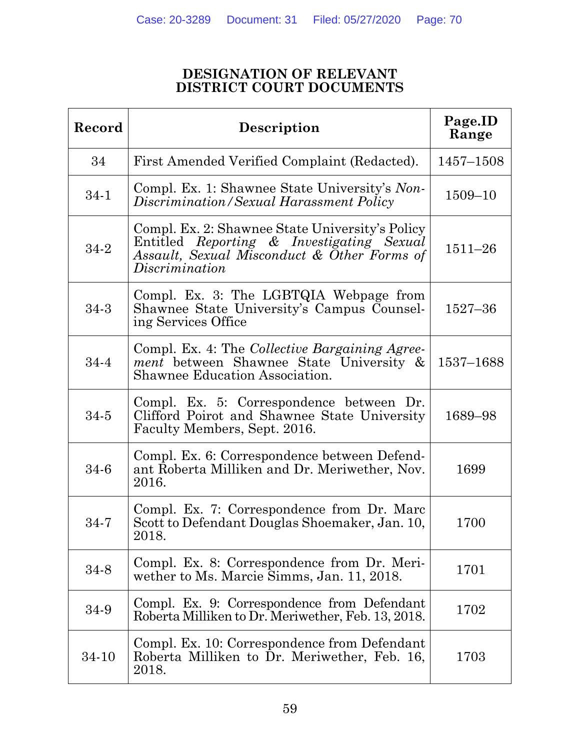# DESIGNATION OF RELEVANT DISTRICT COURT DOCUMENTS

| Record | Description | Page.ID Range |
|---|---|---|
| 34 | First Amended Verified Complaint (Redacted). | 1457–1508 |
| 34-1 | Compl. Ex. 1: Shawnee State University's *Non-Discrimination/Sexual Harassment Policy* | 1509–10 |
| 34-2 | Compl. Ex. 2: Shawnee State University's Policy Entitled *Reporting & Investigating Sexual Assault, Sexual Misconduct & Other Forms of Discrimination* | 1511–26 |
| 34-3 | Compl. Ex. 3: The LGBTQIA Webpage from Shawnee State University's Campus Counseling Services Office | 1527–36 |
| 34-4 | Compl. Ex. 4: The *Collective Bargaining Agreement* between Shawnee State University & Shawnee Education Association. | 1537–1688 |
| 34-5 | Compl. Ex. 5: Correspondence between Dr. Clifford Poirot and Shawnee State University Faculty Members, Sept. 2016. | 1689–98 |
| 34-6 | Compl. Ex. 6: Correspondence between Defendant Roberta Milliken and Dr. Meriwether, Nov. 2016. | 1699 |
| 34-7 | Compl. Ex. 7: Correspondence from Dr. Marc Scott to Defendant Douglas Shoemaker, Jan. 10, 2018. | 1700 |
| 34-8 | Compl. Ex. 8: Correspondence from Dr. Meriwether to Ms. Marcie Simms, Jan. 11, 2018. | 1701 |
| 34-9 | Compl. Ex. 9: Correspondence from Defendant Roberta Milliken to Dr. Meriwether, Feb. 13, 2018. | 1702 |
| 34-10 | Compl. Ex. 10: Correspondence from Defendant Roberta Milliken to Dr. Meriwether, Feb. 16, 2018. | 1703 |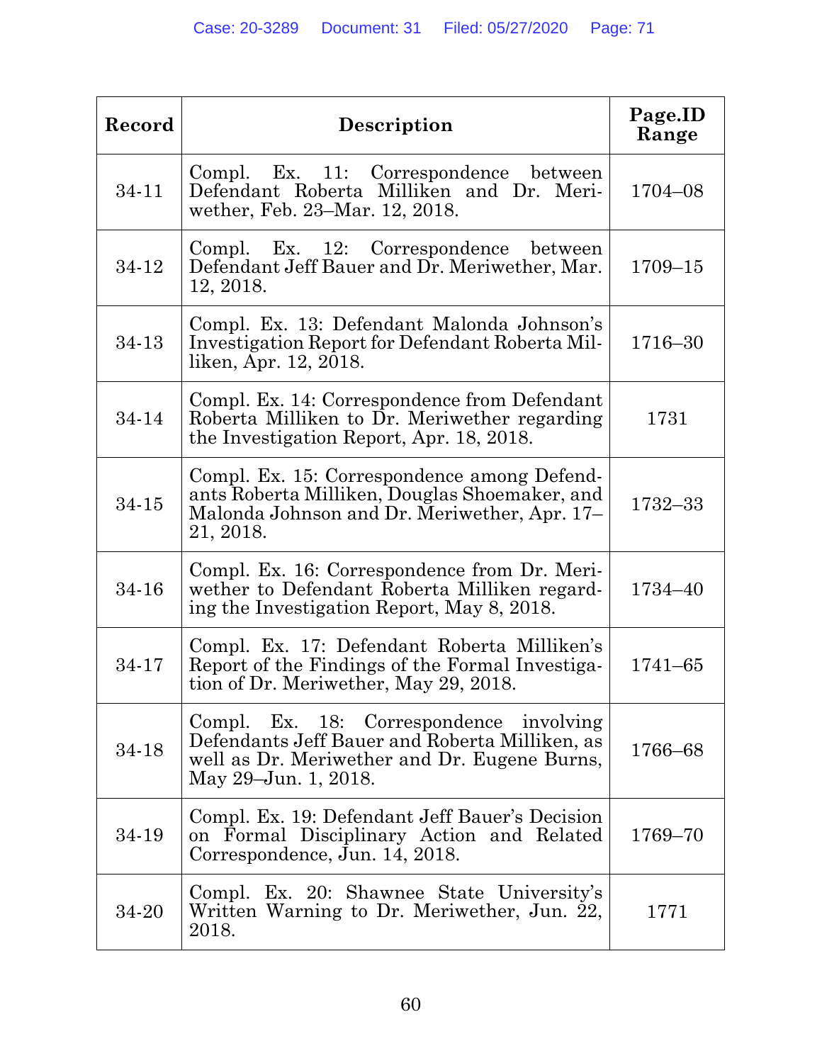| Record | Description | Page.ID Range |
|---|---|---|
| 34-11 | Compl. Ex. 11: Correspondence between Defendant Roberta Milliken and Dr. Meriwether, Feb. 23–Mar. 12, 2018. | 1704–08 |
| 34-12 | Compl. Ex. 12: Correspondence between Defendant Jeff Bauer and Dr. Meriwether, Mar. 12, 2018. | 1709–15 |
| 34-13 | Compl. Ex. 13: Defendant Malonda Johnson's Investigation Report for Defendant Roberta Milliken, Apr. 12, 2018. | 1716–30 |
| 34-14 | Compl. Ex. 14: Correspondence from Defendant Roberta Milliken to Dr. Meriwether regarding the Investigation Report, Apr. 18, 2018. | 1731 |
| 34-15 | Compl. Ex. 15: Correspondence among Defendants Roberta Milliken, Douglas Shoemaker, and Malonda Johnson and Dr. Meriwether, Apr. 17–21, 2018. | 1732–33 |
| 34-16 | Compl. Ex. 16: Correspondence from Dr. Meriwether to Defendant Roberta Milliken regarding the Investigation Report, May 8, 2018. | 1734–40 |
| 34-17 | Compl. Ex. 17: Defendant Roberta Milliken's Report of the Findings of the Formal Investigation of Dr. Meriwether, May 29, 2018. | 1741–65 |
| 34-18 | Compl. Ex. 18: Correspondence involving Defendants Jeff Bauer and Roberta Milliken, as well as Dr. Meriwether and Dr. Eugene Burns, May 29–Jun. 1, 2018. | 1766–68 |
| 34-19 | Compl. Ex. 19: Defendant Jeff Bauer's Decision on Formal Disciplinary Action and Related Correspondence, Jun. 14, 2018. | 1769–70 |
| 34-20 | Compl. Ex. 20: Shawnee State University's Written Warning to Dr. Meriwether, Jun. 22, 2018. | 1771 |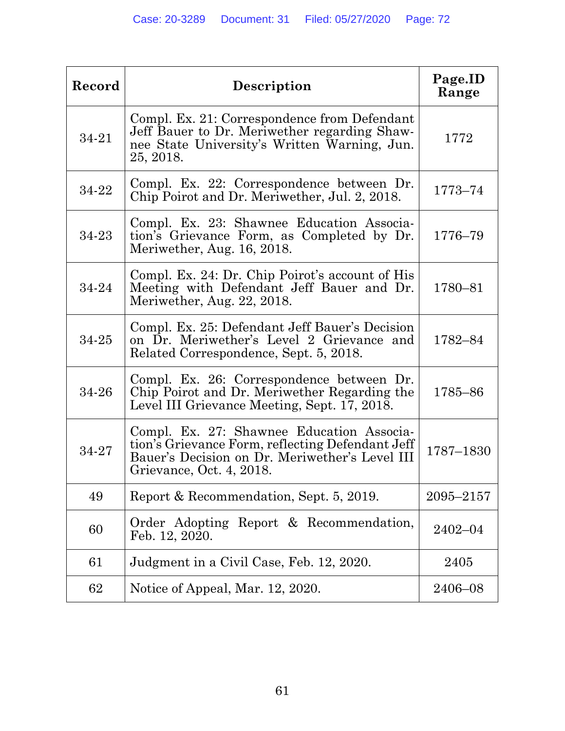| Record | Description | Page.ID Range |
|---|---|---|
| 34-21 | Compl. Ex. 21: Correspondence from Defendant Jeff Bauer to Dr. Meriwether regarding Shawnee State University's Written Warning, Jun. 25, 2018. | 1772 |
| 34-22 | Compl. Ex. 22: Correspondence between Dr. Chip Poirot and Dr. Meriwether, Jul. 2, 2018. | 1773–74 |
| 34-23 | Compl. Ex. 23: Shawnee Education Association's Grievance Form, as Completed by Dr. Meriwether, Aug. 16, 2018. | 1776–79 |
| 34-24 | Compl. Ex. 24: Dr. Chip Poirot's account of His Meeting with Defendant Jeff Bauer and Dr. Meriwether, Aug. 22, 2018. | 1780–81 |
| 34-25 | Compl. Ex. 25: Defendant Jeff Bauer's Decision on Dr. Meriwether's Level 2 Grievance and Related Correspondence, Sept. 5, 2018. | 1782–84 |
| 34-26 | Compl. Ex. 26: Correspondence between Dr. Chip Poirot and Dr. Meriwether Regarding the Level III Grievance Meeting, Sept. 17, 2018. | 1785–86 |
| 34-27 | Compl. Ex. 27: Shawnee Education Association's Grievance Form, reflecting Defendant Jeff Bauer's Decision on Dr. Meriwether's Level III Grievance, Oct. 4, 2018. | 1787–1830 |
| 49 | Report & Recommendation, Sept. 5, 2019. | 2095–2157 |
| 60 | Order Adopting Report & Recommendation, Feb. 12, 2020. | 2402–04 |
| 61 | Judgment in a Civil Case, Feb. 12, 2020. | 2405 |
| 62 | Notice of Appeal, Mar. 12, 2020. | 2406–08 |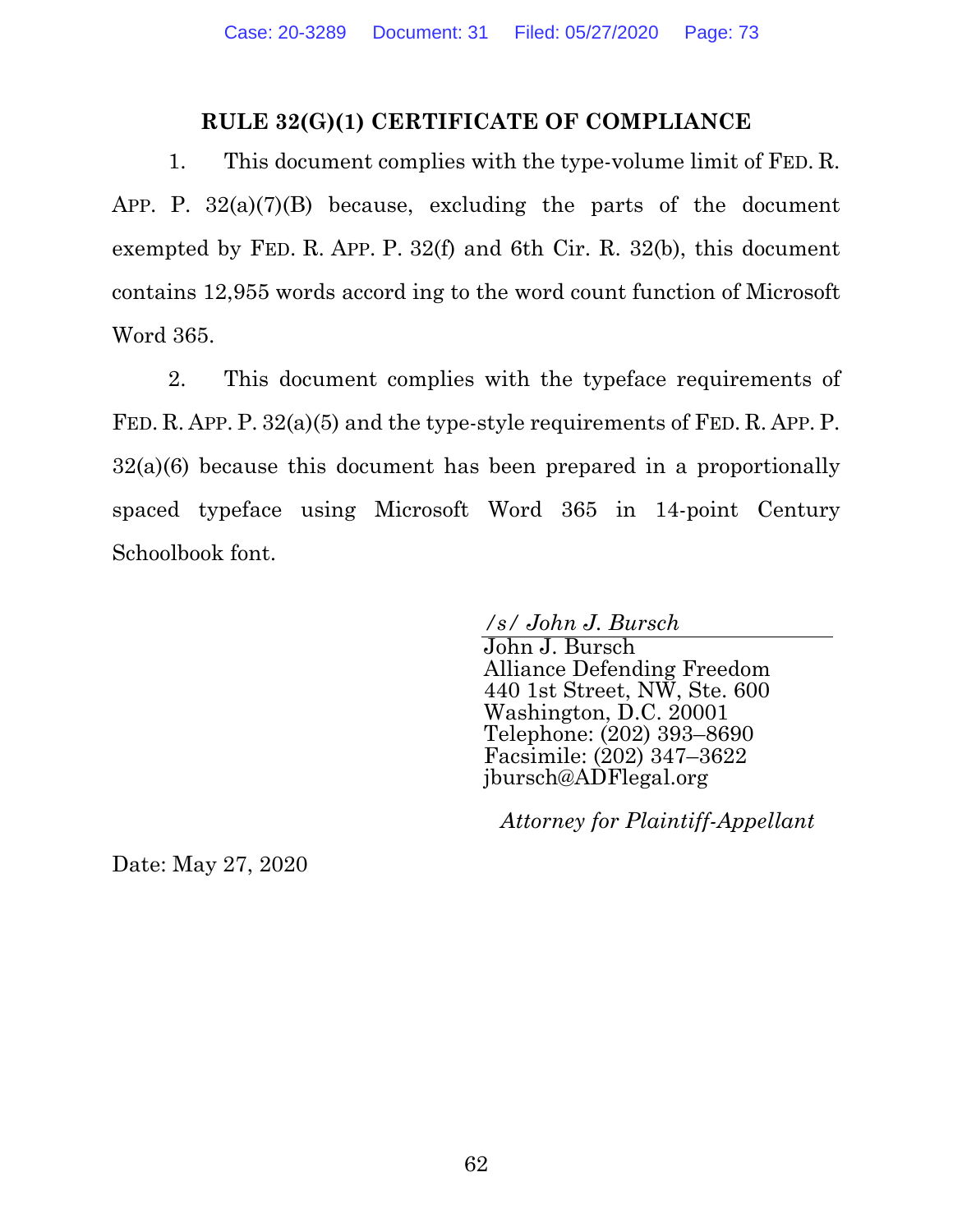## RULE 32(G)(1) CERTIFICATE OF COMPLIANCE

1. This document complies with the type-volume limit of FED. R. APP. P. 32(a)(7)(B) because, excluding the parts of the document exempted by FED. R. APP. P. 32(f) and 6th Cir. R. 32(b), this document contains 12,955 words accord ing to the word count function of Microsoft Word 365.

2. This document complies with the typeface requirements of FED. R. APP. P. 32(a)(5) and the type-style requirements of FED. R. APP. P. 32(a)(6) because this document has been prepared in a proportionally spaced typeface using Microsoft Word 365 in 14-point Century Schoolbook font.

*/s/ John J. Bursch*
John J. Bursch
Alliance Defending Freedom
440 1st Street, NW, Ste. 600
Washington, D.C. 20001
Telephone: (202) 393–8690
Facsimile: (202) 347–3622
jbursch@ADFlegal.org

*Attorney for Plaintiff-Appellant*

Date: May 27, 2020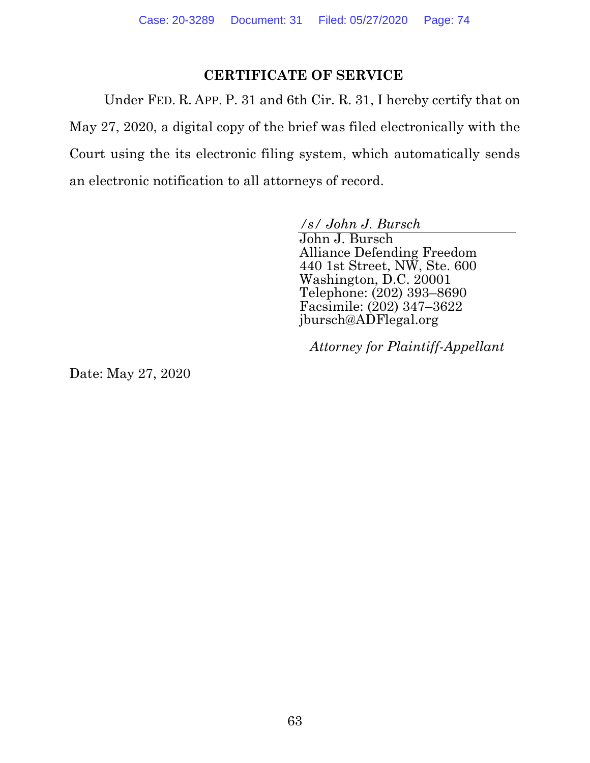## CERTIFICATE OF SERVICE

Under FED. R. APP. P. 31 and 6th Cir. R. 31, I hereby certify that on May 27, 2020, a digital copy of the brief was filed electronically with the Court using the its electronic filing system, which automatically sends an electronic notification to all attorneys of record.

*/s/ John J. Bursch*
John J. Bursch
Alliance Defending Freedom
440 1st Street, NW, Ste. 600
Washington, D.C. 20001
Telephone: (202) 393–8690
Facsimile: (202) 347–3622
jbursch@ADFlegal.org

*Attorney for Plaintiff-Appellant*

Date: May 27, 2020